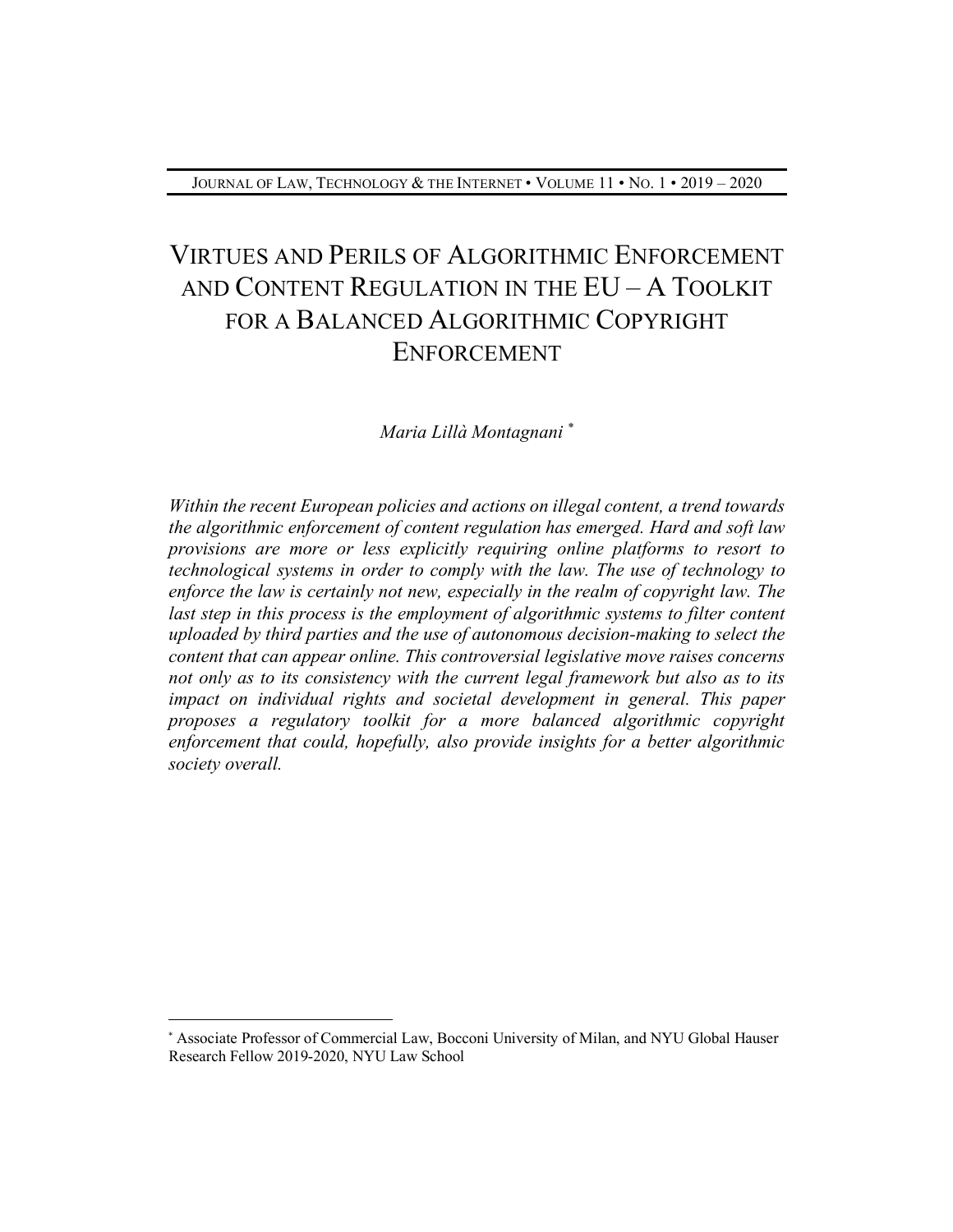# Virtues and Perils of Algorithmic Enforcement and Content Regulation in the EU – A Toolkit for a Balanced Algorithmic Copyright Enforcement

*Maria Lillà Montagnani* [*]

*Within the recent European policies and actions on illegal content, a trend towards the algorithmic enforcement of content regulation has emerged. Hard and soft law provisions are more or less explicitly requiring online platforms to resort to technological systems in order to comply with the law. The use of technology to enforce the law is certainly not new, especially in the realm of copyright law. The last step in this process is the employment of algorithmic systems to filter content uploaded by third parties and the use of autonomous decision-making to select the content that can appear online. This controversial legislative move raises concerns not only as to its consistency with the current legal framework but also as to its impact on individual rights and societal development in general. This paper proposes a regulatory toolkit for a more balanced algorithmic copyright enforcement that could, hopefully, also provide insights for a better algorithmic society overall.*

---

[*] Associate Professor of Commercial Law, Bocconi University of Milan, and NYU Global Hauser Research Fellow 2019-2020, NYU Law School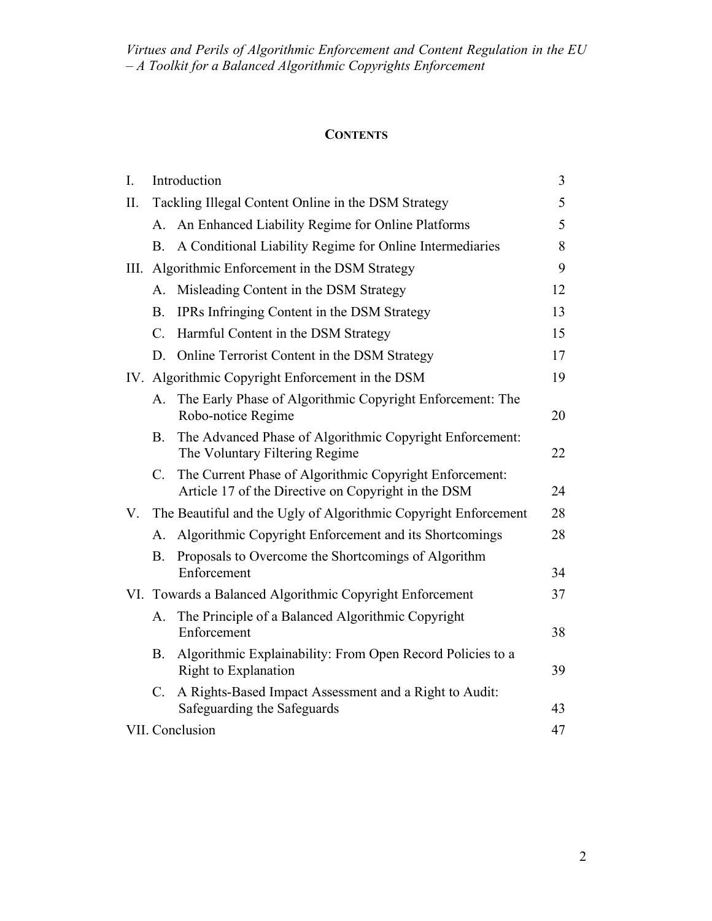**CONTENTS**

| | | |
|---|---|---|
| I. | Introduction | 3 |
| II. | Tackling Illegal Content Online in the DSM Strategy | 5 |
| | A. An Enhanced Liability Regime for Online Platforms | 5 |
| | B. A Conditional Liability Regime for Online Intermediaries | 8 |
| III. | Algorithmic Enforcement in the DSM Strategy | 9 |
| | A. Misleading Content in the DSM Strategy | 12 |
| | B. IPRs Infringing Content in the DSM Strategy | 13 |
| | C. Harmful Content in the DSM Strategy | 15 |
| | D. Online Terrorist Content in the DSM Strategy | 17 |
| IV. | Algorithmic Copyright Enforcement in the DSM | 19 |
| | A. The Early Phase of Algorithmic Copyright Enforcement: The Robo-notice Regime | 20 |
| | B. The Advanced Phase of Algorithmic Copyright Enforcement: The Voluntary Filtering Regime | 22 |
| | C. The Current Phase of Algorithmic Copyright Enforcement: Article 17 of the Directive on Copyright in the DSM | 24 |
| V. | The Beautiful and the Ugly of Algorithmic Copyright Enforcement | 28 |
| | A. Algorithmic Copyright Enforcement and its Shortcomings | 28 |
| | B. Proposals to Overcome the Shortcomings of Algorithm Enforcement | 34 |
| VI. | Towards a Balanced Algorithmic Copyright Enforcement | 37 |
| | A. The Principle of a Balanced Algorithmic Copyright Enforcement | 38 |
| | B. Algorithmic Explainability: From Open Record Policies to a Right to Explanation | 39 |
| | C. A Rights-Based Impact Assessment and a Right to Audit: Safeguarding the Safeguards | 43 |
| VII. | Conclusion | 47 |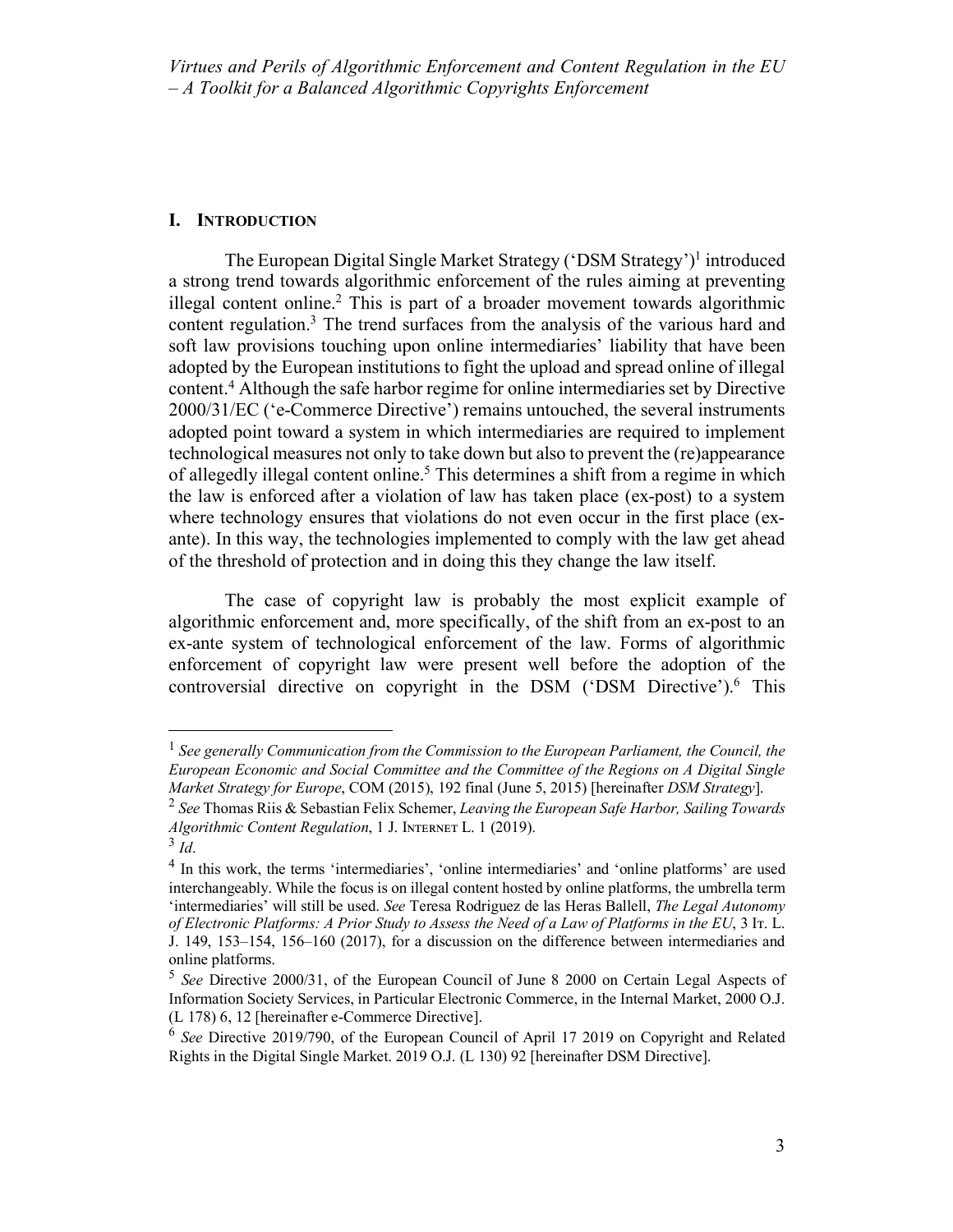## I. INTRODUCTION

The European Digital Single Market Strategy ('DSM Strategy')[1] introduced a strong trend towards algorithmic enforcement of the rules aiming at preventing illegal content online.[2] This is part of a broader movement towards algorithmic content regulation.[3] The trend surfaces from the analysis of the various hard and soft law provisions touching upon online intermediaries' liability that have been adopted by the European institutions to fight the upload and spread online of illegal content.[4] Although the safe harbor regime for online intermediaries set by Directive 2000/31/EC ('e-Commerce Directive') remains untouched, the several instruments adopted point toward a system in which intermediaries are required to implement technological measures not only to take down but also to prevent the (re)appearance of allegedly illegal content online.[5] This determines a shift from a regime in which the law is enforced after a violation of law has taken place (ex-post) to a system where technology ensures that violations do not even occur in the first place (ex-ante). In this way, the technologies implemented to comply with the law get ahead of the threshold of protection and in doing this they change the law itself.

The case of copyright law is probably the most explicit example of algorithmic enforcement and, more specifically, of the shift from an ex-post to an ex-ante system of technological enforcement of the law. Forms of algorithmic enforcement of copyright law were present well before the adoption of the controversial directive on copyright in the DSM ('DSM Directive').[6] This

---

[1] *See generally Communication from the Commission to the European Parliament, the Council, the European Economic and Social Committee and the Committee of the Regions on A Digital Single Market Strategy for Europe*, COM (2015), 192 final (June 5, 2015) [hereinafter *DSM Strategy*].

[2] *See* Thomas Riis & Sebastian Felix Schemer, *Leaving the European Safe Harbor, Sailing Towards Algorithmic Content Regulation*, 1 J. INTERNET L. 1 (2019).

[3] *Id*.

[4] In this work, the terms 'intermediaries', 'online intermediaries' and 'online platforms' are used interchangeably. While the focus is on illegal content hosted by online platforms, the umbrella term 'intermediaries' will still be used. *See* Teresa Rodriguez de las Heras Ballell, *The Legal Autonomy of Electronic Platforms: A Prior Study to Assess the Need of a Law of Platforms in the EU*, 3 IT. L. J. 149, 153–154, 156–160 (2017), for a discussion on the difference between intermediaries and online platforms.

[5] *See* Directive 2000/31, of the European Council of June 8 2000 on Certain Legal Aspects of Information Society Services, in Particular Electronic Commerce, in the Internal Market, 2000 O.J. (L 178) 6, 12 [hereinafter e-Commerce Directive].

[6] *See* Directive 2019/790, of the European Council of April 17 2019 on Copyright and Related Rights in the Digital Single Market. 2019 O.J. (L 130) 92 [hereinafter DSM Directive].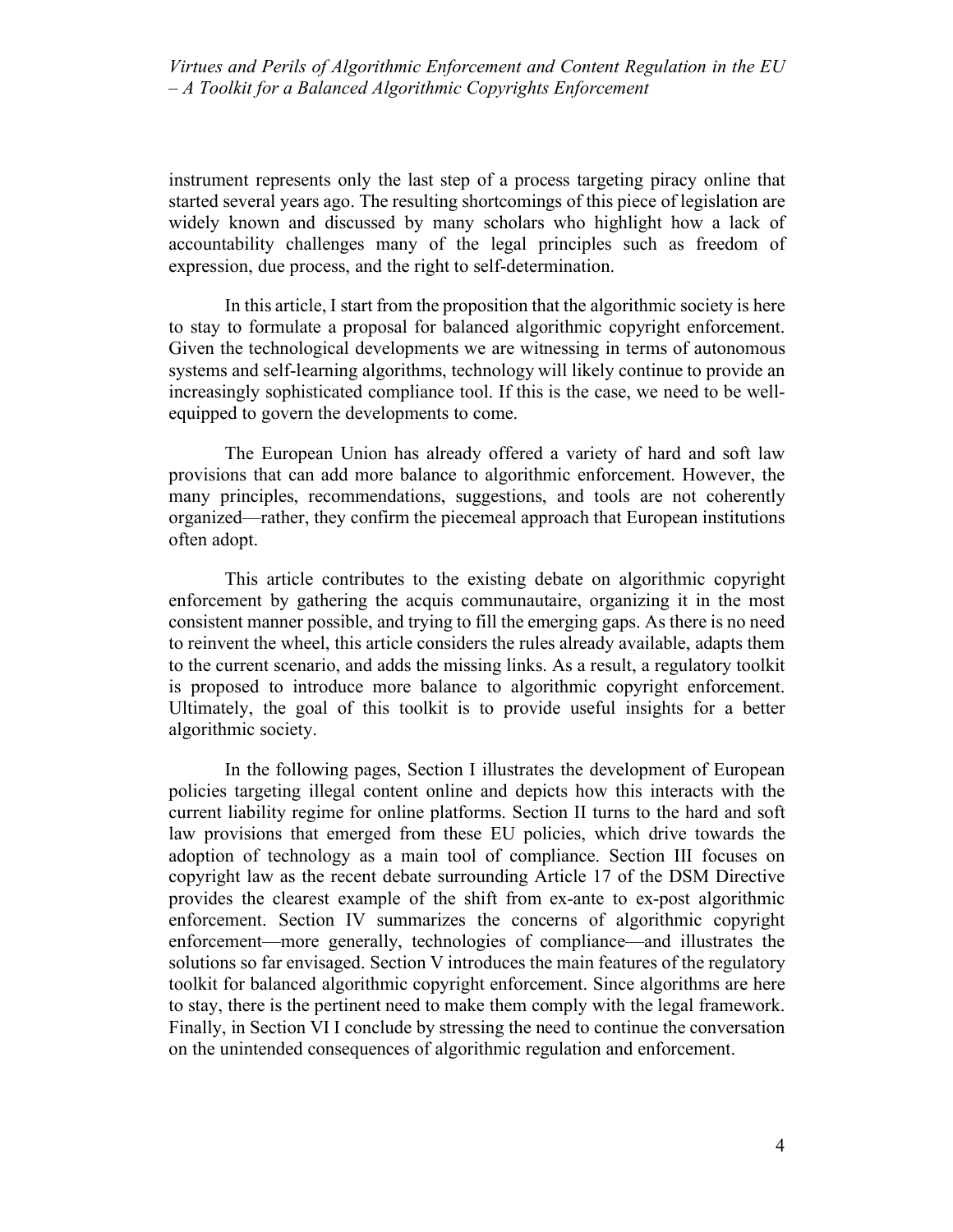instrument represents only the last step of a process targeting piracy online that started several years ago. The resulting shortcomings of this piece of legislation are widely known and discussed by many scholars who highlight how a lack of accountability challenges many of the legal principles such as freedom of expression, due process, and the right to self-determination.

In this article, I start from the proposition that the algorithmic society is here to stay to formulate a proposal for balanced algorithmic copyright enforcement. Given the technological developments we are witnessing in terms of autonomous systems and self-learning algorithms, technology will likely continue to provide an increasingly sophisticated compliance tool. If this is the case, we need to be well-equipped to govern the developments to come.

The European Union has already offered a variety of hard and soft law provisions that can add more balance to algorithmic enforcement. However, the many principles, recommendations, suggestions, and tools are not coherently organized—rather, they confirm the piecemeal approach that European institutions often adopt.

This article contributes to the existing debate on algorithmic copyright enforcement by gathering the acquis communautaire, organizing it in the most consistent manner possible, and trying to fill the emerging gaps. As there is no need to reinvent the wheel, this article considers the rules already available, adapts them to the current scenario, and adds the missing links. As a result, a regulatory toolkit is proposed to introduce more balance to algorithmic copyright enforcement. Ultimately, the goal of this toolkit is to provide useful insights for a better algorithmic society.

In the following pages, Section I illustrates the development of European policies targeting illegal content online and depicts how this interacts with the current liability regime for online platforms. Section II turns to the hard and soft law provisions that emerged from these EU policies, which drive towards the adoption of technology as a main tool of compliance. Section III focuses on copyright law as the recent debate surrounding Article 17 of the DSM Directive provides the clearest example of the shift from ex-ante to ex-post algorithmic enforcement. Section IV summarizes the concerns of algorithmic copyright enforcement—more generally, technologies of compliance—and illustrates the solutions so far envisaged. Section V introduces the main features of the regulatory toolkit for balanced algorithmic copyright enforcement. Since algorithms are here to stay, there is the pertinent need to make them comply with the legal framework. Finally, in Section VI I conclude by stressing the need to continue the conversation on the unintended consequences of algorithmic regulation and enforcement.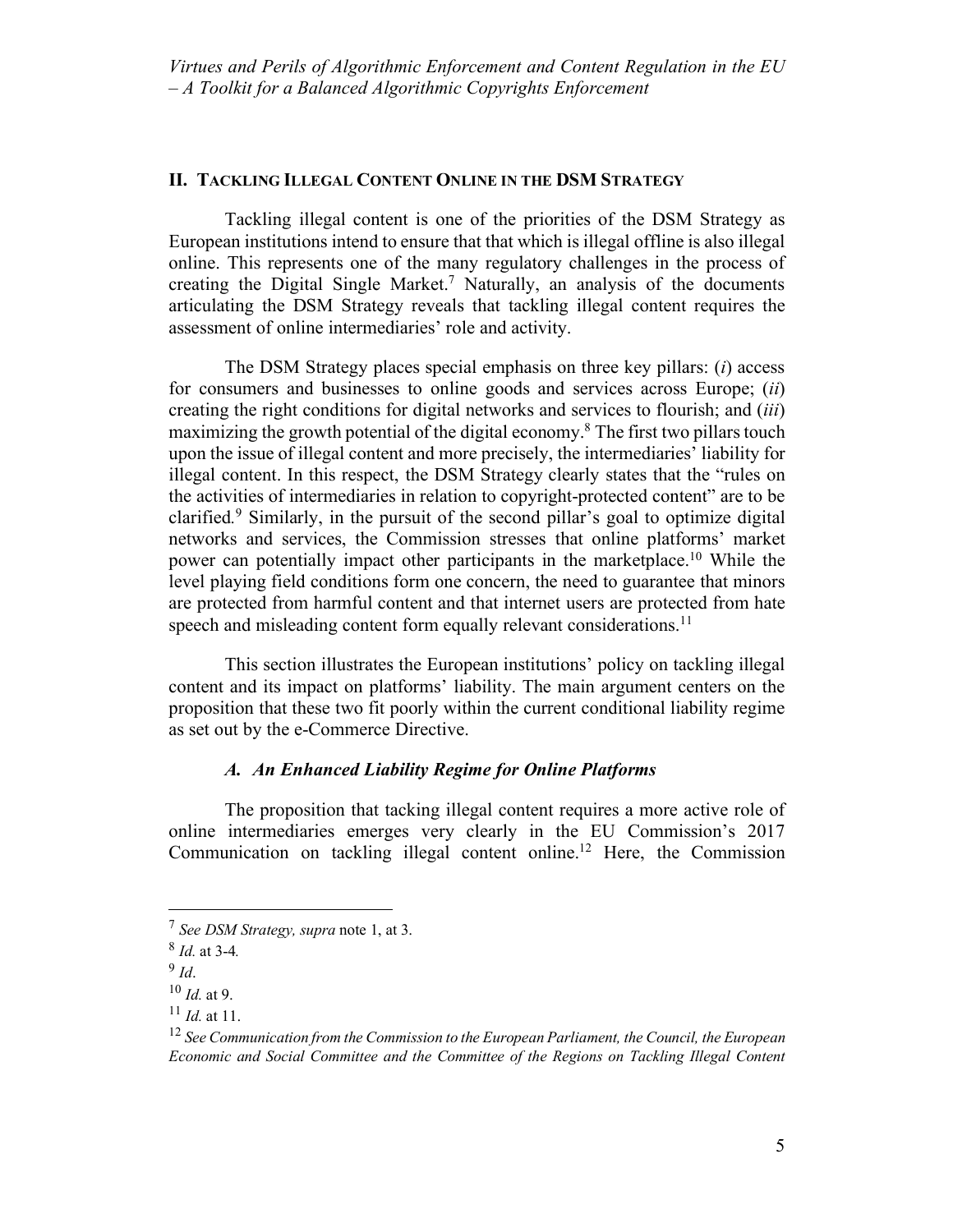## II. TACKLING ILLEGAL CONTENT ONLINE IN THE DSM STRATEGY

Tackling illegal content is one of the priorities of the DSM Strategy as European institutions intend to ensure that that which is illegal offline is also illegal online. This represents one of the many regulatory challenges in the process of creating the Digital Single Market.[7] Naturally, an analysis of the documents articulating the DSM Strategy reveals that tackling illegal content requires the assessment of online intermediaries' role and activity.

The DSM Strategy places special emphasis on three key pillars: (*i*) access for consumers and businesses to online goods and services across Europe; (*ii*) creating the right conditions for digital networks and services to flourish; and (*iii*) maximizing the growth potential of the digital economy.[8] The first two pillars touch upon the issue of illegal content and more precisely, the intermediaries' liability for illegal content. In this respect, the DSM Strategy clearly states that the "rules on the activities of intermediaries in relation to copyright-protected content" are to be clarified.[9] Similarly, in the pursuit of the second pillar's goal to optimize digital networks and services, the Commission stresses that online platforms' market power can potentially impact other participants in the marketplace.[10] While the level playing field conditions form one concern, the need to guarantee that minors are protected from harmful content and that internet users are protected from hate speech and misleading content form equally relevant considerations.[11]

This section illustrates the European institutions' policy on tackling illegal content and its impact on platforms' liability. The main argument centers on the proposition that these two fit poorly within the current conditional liability regime as set out by the e-Commerce Directive.

### *A. An Enhanced Liability Regime for Online Platforms*

The proposition that tacking illegal content requires a more active role of online intermediaries emerges very clearly in the EU Commission's 2017 Communication on tackling illegal content online.[12] Here, the Commission

---

[7] *See DSM Strategy, supra* note 1, at 3.

[8] *Id.* at 3-4*.*

[9] *Id*.

[10] *Id.* at 9.

[11] *Id.* at 11.

[12] *See Communication from the Commission to the European Parliament, the Council, the European Economic and Social Committee and the Committee of the Regions on Tackling Illegal Content*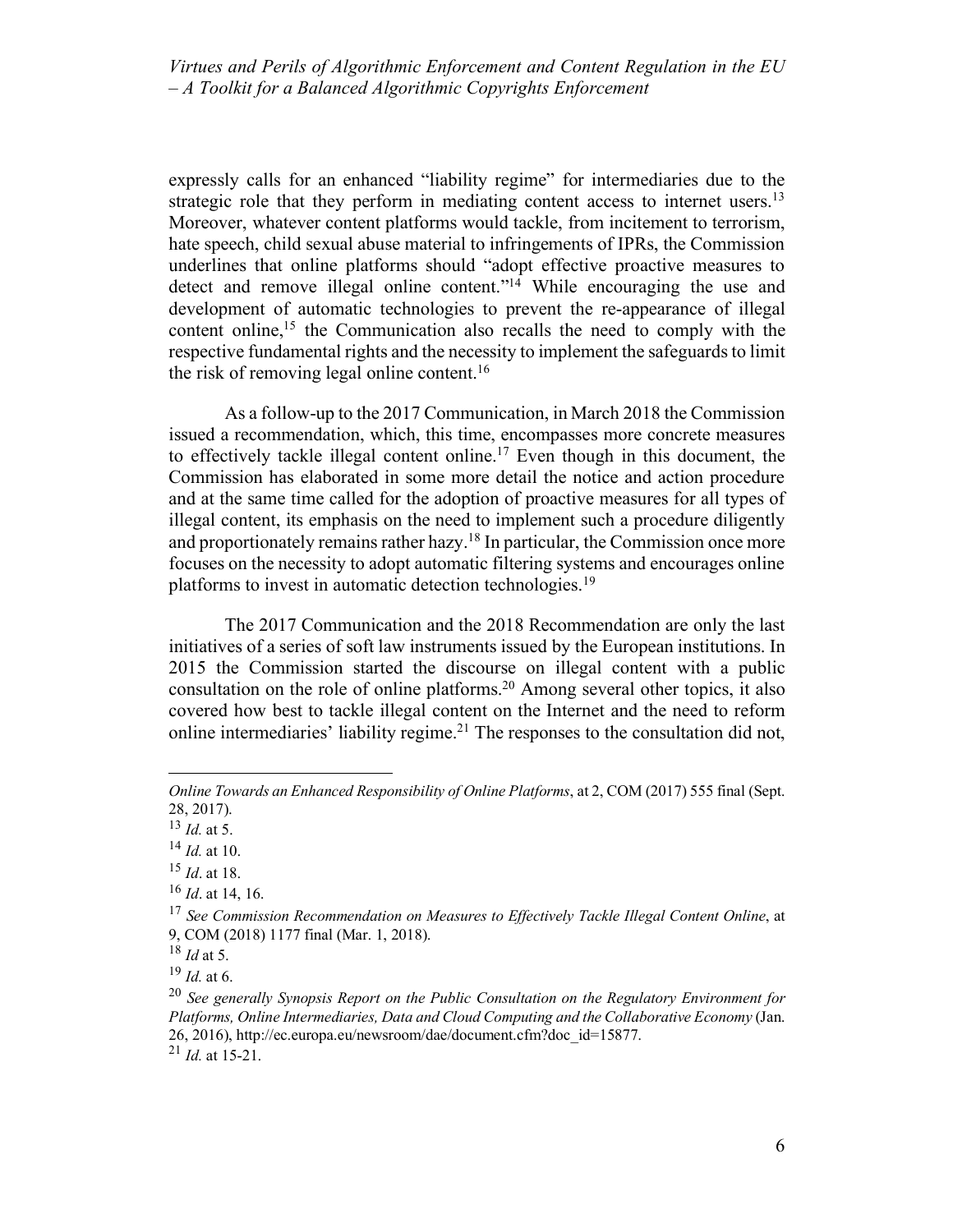expressly calls for an enhanced "liability regime" for intermediaries due to the strategic role that they perform in mediating content access to internet users.[13] Moreover, whatever content platforms would tackle, from incitement to terrorism, hate speech, child sexual abuse material to infringements of IPRs, the Commission underlines that online platforms should "adopt effective proactive measures to detect and remove illegal online content."[14] While encouraging the use and development of automatic technologies to prevent the re-appearance of illegal content online,[15] the Communication also recalls the need to comply with the respective fundamental rights and the necessity to implement the safeguards to limit the risk of removing legal online content.[16]

As a follow-up to the 2017 Communication, in March 2018 the Commission issued a recommendation, which, this time, encompasses more concrete measures to effectively tackle illegal content online.[17] Even though in this document, the Commission has elaborated in some more detail the notice and action procedure and at the same time called for the adoption of proactive measures for all types of illegal content, its emphasis on the need to implement such a procedure diligently and proportionately remains rather hazy.[18] In particular, the Commission once more focuses on the necessity to adopt automatic filtering systems and encourages online platforms to invest in automatic detection technologies.[19]

The 2017 Communication and the 2018 Recommendation are only the last initiatives of a series of soft law instruments issued by the European institutions. In 2015 the Commission started the discourse on illegal content with a public consultation on the role of online platforms.[20] Among several other topics, it also covered how best to tackle illegal content on the Internet and the need to reform online intermediaries' liability regime.[21] The responses to the consultation did not,

---

*Online Towards an Enhanced Responsibility of Online Platforms*, at 2, COM (2017) 555 final (Sept. 28, 2017).

[13] *Id.* at 5.

[14] *Id.* at 10.

[15] *Id*. at 18.

[16] *Id*. at 14, 16.

[17] *See Commission Recommendation on Measures to Effectively Tackle Illegal Content Online*, at 9, COM (2018) 1177 final (Mar. 1, 2018).

[18] *Id* at 5.

[19] *Id.* at 6.

[20] *See generally Synopsis Report on the Public Consultation on the Regulatory Environment for Platforms, Online Intermediaries, Data and Cloud Computing and the Collaborative Economy* (Jan. 26, 2016), http://ec.europa.eu/newsroom/dae/document.cfm?doc_id=15877.

[21] *Id.* at 15-21.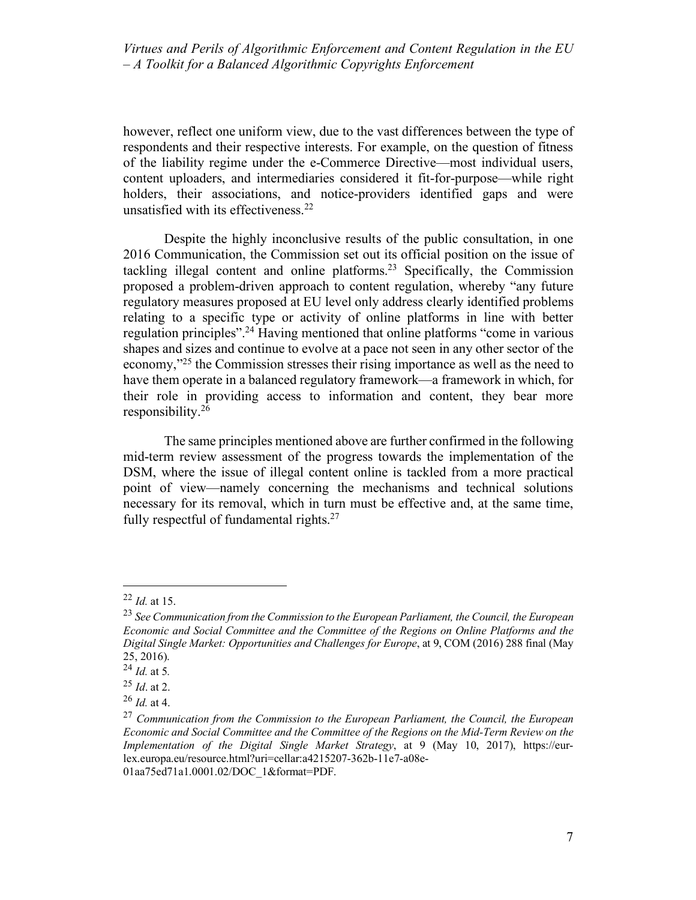however, reflect one uniform view, due to the vast differences between the type of respondents and their respective interests. For example, on the question of fitness of the liability regime under the e-Commerce Directive—most individual users, content uploaders, and intermediaries considered it fit-for-purpose—while right holders, their associations, and notice-providers identified gaps and were unsatisfied with its effectiveness.[22]

Despite the highly inconclusive results of the public consultation, in one 2016 Communication, the Commission set out its official position on the issue of tackling illegal content and online platforms.[23] Specifically, the Commission proposed a problem-driven approach to content regulation, whereby "any future regulatory measures proposed at EU level only address clearly identified problems relating to a specific type or activity of online platforms in line with better regulation principles".[24] Having mentioned that online platforms "come in various shapes and sizes and continue to evolve at a pace not seen in any other sector of the economy,"[25] the Commission stresses their rising importance as well as the need to have them operate in a balanced regulatory framework—a framework in which, for their role in providing access to information and content, they bear more responsibility.[26]

The same principles mentioned above are further confirmed in the following mid-term review assessment of the progress towards the implementation of the DSM, where the issue of illegal content online is tackled from a more practical point of view—namely concerning the mechanisms and technical solutions necessary for its removal, which in turn must be effective and, at the same time, fully respectful of fundamental rights.[27]

---

[22] *Id.* at 15.

[23] *See Communication from the Commission to the European Parliament, the Council, the European Economic and Social Committee and the Committee of the Regions on Online Platforms and the Digital Single Market: Opportunities and Challenges for Europe*, at 9, COM (2016) 288 final (May 25, 2016).

[24] *Id.* at 5.

[25] *Id*. at 2.

[26] *Id.* at 4.

[27] *Communication from the Commission to the European Parliament, the Council, the European Economic and Social Committee and the Committee of the Regions on the Mid-Term Review on the Implementation of the Digital Single Market Strategy*, at 9 (May 10, 2017), https://eur-lex.europa.eu/resource.html?uri=cellar:a4215207-362b-11e7-a08e-01aa75ed71a1.0001.02/DOC_1&format=PDF.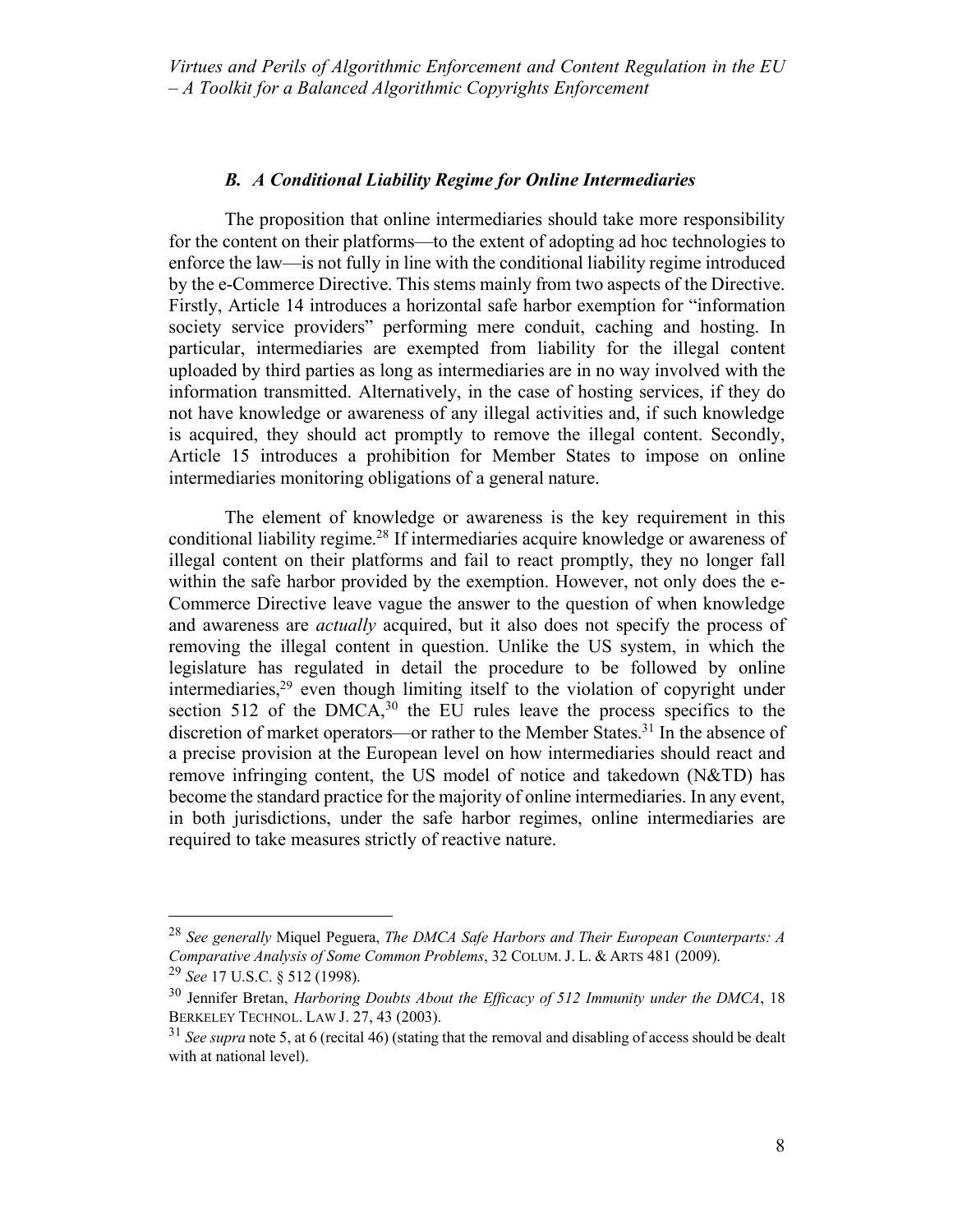### *B. A Conditional Liability Regime for Online Intermediaries*

The proposition that online intermediaries should take more responsibility for the content on their platforms—to the extent of adopting ad hoc technologies to enforce the law—is not fully in line with the conditional liability regime introduced by the e-Commerce Directive. This stems mainly from two aspects of the Directive. Firstly, Article 14 introduces a horizontal safe harbor exemption for "information society service providers" performing mere conduit, caching and hosting. In particular, intermediaries are exempted from liability for the illegal content uploaded by third parties as long as intermediaries are in no way involved with the information transmitted. Alternatively, in the case of hosting services, if they do not have knowledge or awareness of any illegal activities and, if such knowledge is acquired, they should act promptly to remove the illegal content. Secondly, Article 15 introduces a prohibition for Member States to impose on online intermediaries monitoring obligations of a general nature.

The element of knowledge or awareness is the key requirement in this conditional liability regime.[28] If intermediaries acquire knowledge or awareness of illegal content on their platforms and fail to react promptly, they no longer fall within the safe harbor provided by the exemption. However, not only does the e-Commerce Directive leave vague the answer to the question of when knowledge and awareness are *actually* acquired, but it also does not specify the process of removing the illegal content in question. Unlike the US system, in which the legislature has regulated in detail the procedure to be followed by online intermediaries,[29] even though limiting itself to the violation of copyright under section 512 of the DMCA,[30] the EU rules leave the process specifics to the discretion of market operators—or rather to the Member States.[31] In the absence of a precise provision at the European level on how intermediaries should react and remove infringing content, the US model of notice and takedown (N&TD) has become the standard practice for the majority of online intermediaries. In any event, in both jurisdictions, under the safe harbor regimes, online intermediaries are required to take measures strictly of reactive nature.

---

[28] *See generally* Miquel Peguera, *The DMCA Safe Harbors and Their European Counterparts: A Comparative Analysis of Some Common Problems*, 32 COLUM. J. L. & ARTS 481 (2009).

[29] *See* 17 U.S.C. § 512 (1998).

[30] Jennifer Bretan, *Harboring Doubts About the Efficacy of 512 Immunity under the DMCA*, 18 BERKELEY TECHNOL. LAW J. 27, 43 (2003).

[31] *See supra* note 5, at 6 (recital 46) (stating that the removal and disabling of access should be dealt with at national level).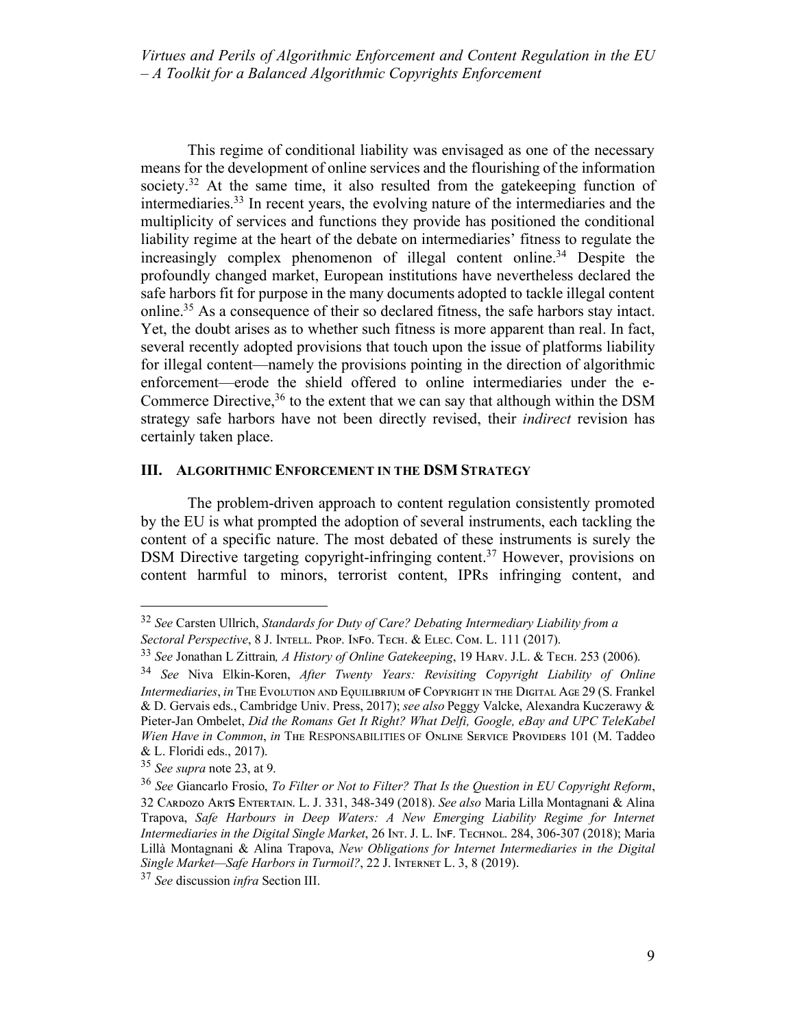This regime of conditional liability was envisaged as one of the necessary means for the development of online services and the flourishing of the information society.[32] At the same time, it also resulted from the gatekeeping function of intermediaries.[33] In recent years, the evolving nature of the intermediaries and the multiplicity of services and functions they provide has positioned the conditional liability regime at the heart of the debate on intermediaries' fitness to regulate the increasingly complex phenomenon of illegal content online.[34] Despite the profoundly changed market, European institutions have nevertheless declared the safe harbors fit for purpose in the many documents adopted to tackle illegal content online.[35] As a consequence of their so declared fitness, the safe harbors stay intact. Yet, the doubt arises as to whether such fitness is more apparent than real. In fact, several recently adopted provisions that touch upon the issue of platforms liability for illegal content—namely the provisions pointing in the direction of algorithmic enforcement—erode the shield offered to online intermediaries under the e-Commerce Directive,[36] to the extent that we can say that although within the DSM strategy safe harbors have not been directly revised, their *indirect* revision has certainly taken place.

## III. Algorithmic Enforcement in the DSM Strategy

The problem-driven approach to content regulation consistently promoted by the EU is what prompted the adoption of several instruments, each tackling the content of a specific nature. The most debated of these instruments is surely the DSM Directive targeting copyright-infringing content.[37] However, provisions on content harmful to minors, terrorist content, IPRs infringing content, and

---

[32] *See* Carsten Ullrich, *Standards for Duty of Care? Debating Intermediary Liability from a Sectoral Perspective*, 8 J. Intell. Prop. Info. Tech. & Elec. Com. L. 111 (2017).

[33] *See* Jonathan L Zittrain*, A History of Online Gatekeeping*, 19 Harv. J.L. & Tech. 253 (2006).

[34] *See* Niva Elkin-Koren, *After Twenty Years: Revisiting Copyright Liability of Online Intermediaries*, *in* The Evolution and Equilibrium of Copyright in the Digital Age 29 (S. Frankel & D. Gervais eds., Cambridge Univ. Press, 2017); *see also* Peggy Valcke, Alexandra Kuczerawy & Pieter-Jan Ombelet, *Did the Romans Get It Right? What Delfi, Google, eBay and UPC TeleKabel Wien Have in Common*, *in* The Responsabilities of Online Service Providers 101 (M. Taddeo & L. Floridi eds., 2017).

[35] *See supra* note 23, at 9.

[36] *See* Giancarlo Frosio, *To Filter or Not to Filter? That Is the Question in EU Copyright Reform*, 32 Cardozo Arts Entertain. L. J. 331, 348-349 (2018). *See also* Maria Lilla Montagnani & Alina Trapova, *Safe Harbours in Deep Waters: A New Emerging Liability Regime for Internet Intermediaries in the Digital Single Market*, 26 Int. J. L. Inf. Technol. 284, 306-307 (2018); Maria Lillà Montagnani & Alina Trapova, *New Obligations for Internet Intermediaries in the Digital Single Market—Safe Harbors in Turmoil?*, 22 J. Internet L. 3, 8 (2019).

[37] *See* discussion *infra* Section III.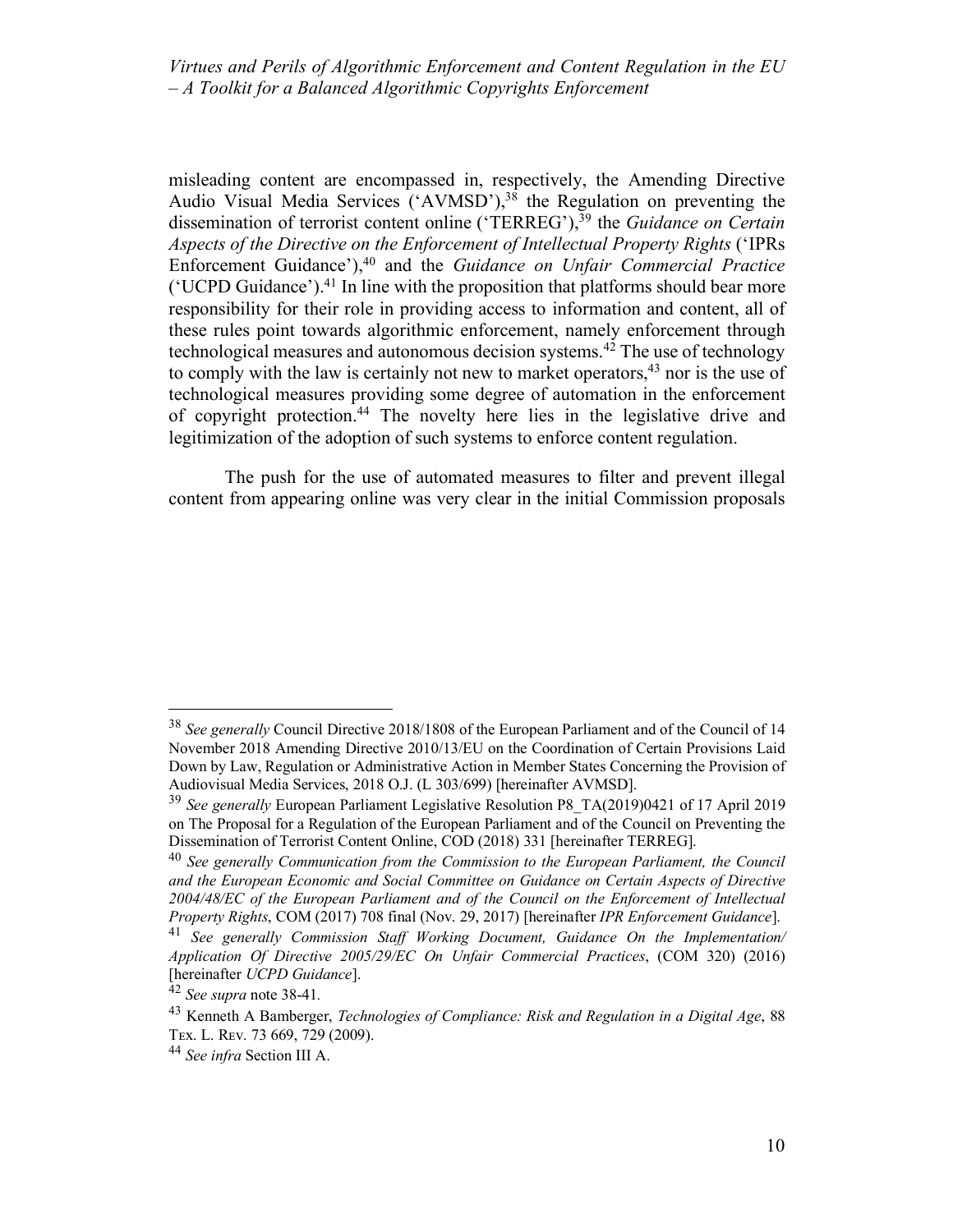misleading content are encompassed in, respectively, the Amending Directive Audio Visual Media Services ('AVMSD'),[38] the Regulation on preventing the dissemination of terrorist content online ('TERREG'),[39] the *Guidance on Certain Aspects of the Directive on the Enforcement of Intellectual Property Rights* ('IPRs Enforcement Guidance'),[40] and the *Guidance on Unfair Commercial Practice* ('UCPD Guidance').[41] In line with the proposition that platforms should bear more responsibility for their role in providing access to information and content, all of these rules point towards algorithmic enforcement, namely enforcement through technological measures and autonomous decision systems.[42] The use of technology to comply with the law is certainly not new to market operators,[43] nor is the use of technological measures providing some degree of automation in the enforcement of copyright protection.[44] The novelty here lies in the legislative drive and legitimization of the adoption of such systems to enforce content regulation.

The push for the use of automated measures to filter and prevent illegal content from appearing online was very clear in the initial Commission proposals

---

[38] *See generally* Council Directive 2018/1808 of the European Parliament and of the Council of 14 November 2018 Amending Directive 2010/13/EU on the Coordination of Certain Provisions Laid Down by Law, Regulation or Administrative Action in Member States Concerning the Provision of Audiovisual Media Services, 2018 O.J. (L 303/699) [hereinafter AVMSD].

[39] *See generally* European Parliament Legislative Resolution P8_TA(2019)0421 of 17 April 2019 on The Proposal for a Regulation of the European Parliament and of the Council on Preventing the Dissemination of Terrorist Content Online, COD (2018) 331 [hereinafter TERREG].

[40] *See generally Communication from the Commission to the European Parliament, the Council and the European Economic and Social Committee on Guidance on Certain Aspects of Directive 2004/48/EC of the European Parliament and of the Council on the Enforcement of Intellectual Property Rights*, COM (2017) 708 final (Nov. 29, 2017) [hereinafter *IPR Enforcement Guidance*].

[41] *See generally Commission Staff Working Document, Guidance On the Implementation/ Application Of Directive 2005/29/EC On Unfair Commercial Practices*, (COM 320) (2016) [hereinafter *UCPD Guidance*].

[42] *See supra* note 38-41.

[43] Kenneth A Bamberger, *Technologies of Compliance: Risk and Regulation in a Digital Age*, 88 TEX. L. REV. 73 669, 729 (2009).

[44] *See infra* Section III A.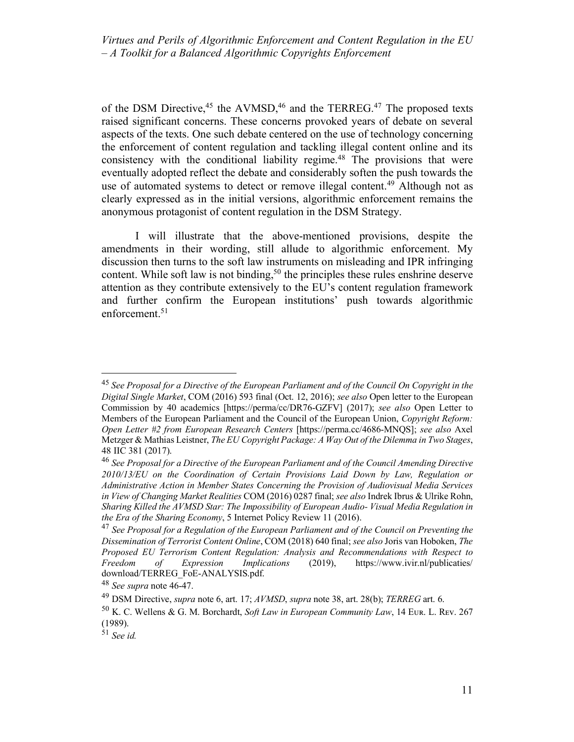of the DSM Directive,[45] the AVMSD,[46] and the TERREG.[47] The proposed texts raised significant concerns. These concerns provoked years of debate on several aspects of the texts. One such debate centered on the use of technology concerning the enforcement of content regulation and tackling illegal content online and its consistency with the conditional liability regime.[48] The provisions that were eventually adopted reflect the debate and considerably soften the push towards the use of automated systems to detect or remove illegal content.[49] Although not as clearly expressed as in the initial versions, algorithmic enforcement remains the anonymous protagonist of content regulation in the DSM Strategy.

I will illustrate that the above-mentioned provisions, despite the amendments in their wording, still allude to algorithmic enforcement. My discussion then turns to the soft law instruments on misleading and IPR infringing content. While soft law is not binding,[50] the principles these rules enshrine deserve attention as they contribute extensively to the EU's content regulation framework and further confirm the European institutions' push towards algorithmic enforcement.[51]

---

[45] *See Proposal for a Directive of the European Parliament and of the Council On Copyright in the Digital Single Market*, COM (2016) 593 final (Oct. 12, 2016); *see also* Open letter to the European Commission by 40 academics [https://perma/cc/DR76-GZFV] (2017); *see also* Open Letter to Members of the European Parliament and the Council of the European Union, *Copyright Reform: Open Letter #2 from European Research Centers* [https://perma.cc/4686-MNQS]; *see also* Axel Metzger & Mathias Leistner, *The EU Copyright Package: A Way Out of the Dilemma in Two Stages*, 48 IIC 381 (2017).

[46] *See Proposal for a Directive of the European Parliament and of the Council Amending Directive 2010/13/EU on the Coordination of Certain Provisions Laid Down by Law, Regulation or Administrative Action in Member States Concerning the Provision of Audiovisual Media Services in View of Changing Market Realities* COM (2016) 0287 final; *see also* Indrek Ibrus & Ulrike Rohn, *Sharing Killed the AVMSD Star: The Impossibility of European Audio- Visual Media Regulation in the Era of the Sharing Economy*, 5 Internet Policy Review 11 (2016).

[47] *See Proposal for a Regulation of the European Parliament and of the Council on Preventing the Dissemination of Terrorist Content Online*, COM (2018) 640 final; *see also* Joris van Hoboken, *The Proposed EU Terrorism Content Regulation: Analysis and Recommendations with Respect to Freedom of Expression Implications* (2019), https://www.ivir.nl/publicaties/download/TERREG_FoE-ANALYSIS.pdf.

[48] *See supra* note 46-47.

[49] DSM Directive, *supra* note 6, art. 17; *AVMSD*, *supra* note 38, art. 28(b); *TERREG* art. 6.

[50] K. C. Wellens & G. M. Borchardt, *Soft Law in European Community Law*, 14 EUR. L. REV. 267 (1989).

[51] *See id.*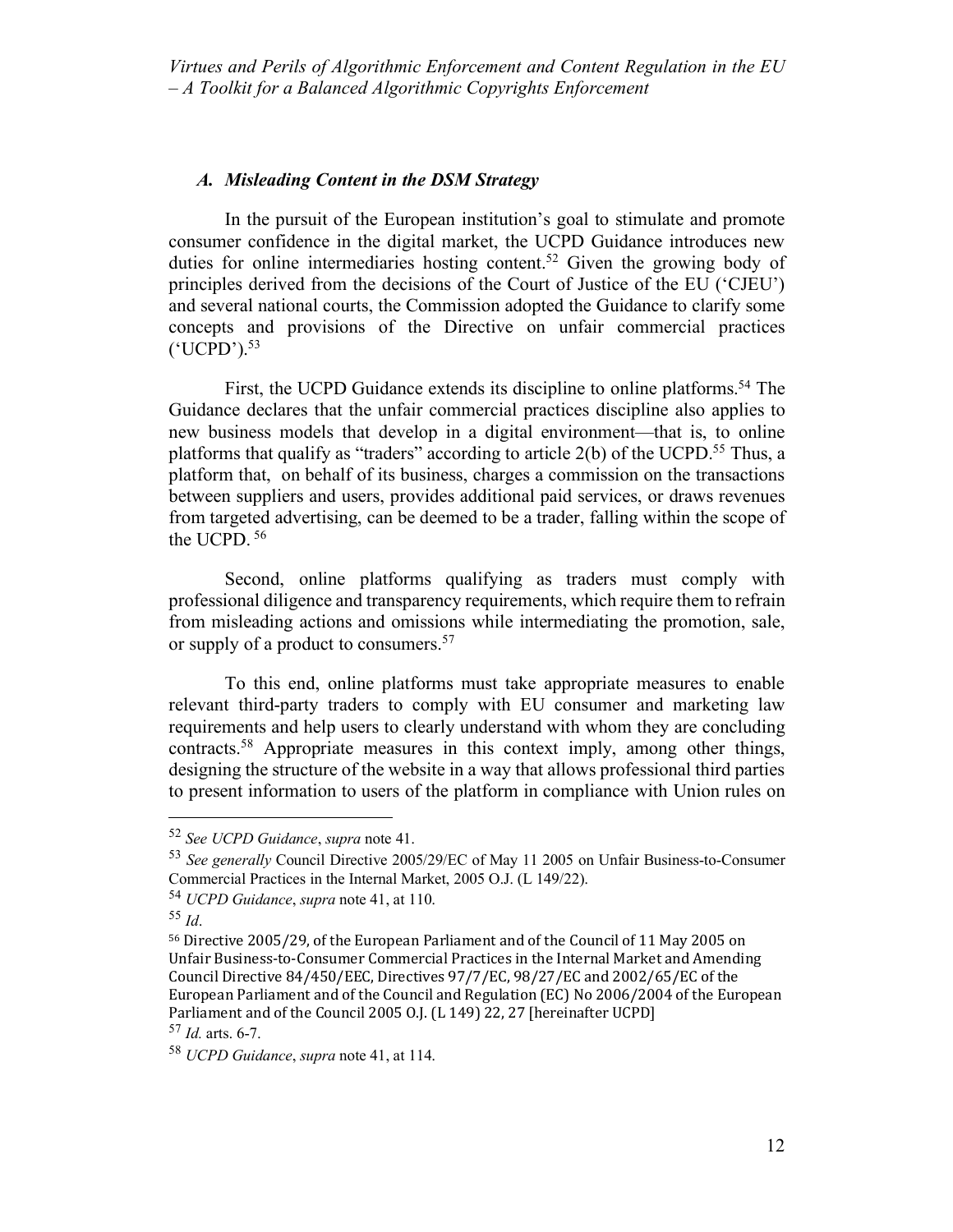### *A. Misleading Content in the DSM Strategy*

In the pursuit of the European institution's goal to stimulate and promote consumer confidence in the digital market, the UCPD Guidance introduces new duties for online intermediaries hosting content.[52] Given the growing body of principles derived from the decisions of the Court of Justice of the EU ('CJEU') and several national courts, the Commission adopted the Guidance to clarify some concepts and provisions of the Directive on unfair commercial practices ('UCPD').[53]

First, the UCPD Guidance extends its discipline to online platforms.[54] The Guidance declares that the unfair commercial practices discipline also applies to new business models that develop in a digital environment—that is, to online platforms that qualify as "traders" according to article 2(b) of the UCPD.[55] Thus, a platform that, on behalf of its business, charges a commission on the transactions between suppliers and users, provides additional paid services, or draws revenues from targeted advertising, can be deemed to be a trader, falling within the scope of the UCPD.[56]

Second, online platforms qualifying as traders must comply with professional diligence and transparency requirements, which require them to refrain from misleading actions and omissions while intermediating the promotion, sale, or supply of a product to consumers.[57]

To this end, online platforms must take appropriate measures to enable relevant third-party traders to comply with EU consumer and marketing law requirements and help users to clearly understand with whom they are concluding contracts.[58] Appropriate measures in this context imply, among other things, designing the structure of the website in a way that allows professional third parties to present information to users of the platform in compliance with Union rules on

---

[52] *See UCPD Guidance*, *supra* note 41.

[53] *See generally* Council Directive 2005/29/EC of May 11 2005 on Unfair Business-to-Consumer Commercial Practices in the Internal Market, 2005 O.J. (L 149/22).

[54] *UCPD Guidance*, *supra* note 41, at 110.

[55] *Id*.

[56] Directive 2005/29, of the European Parliament and of the Council of 11 May 2005 on Unfair Business-to-Consumer Commercial Practices in the Internal Market and Amending Council Directive 84/450/EEC, Directives 97/7/EC, 98/27/EC and 2002/65/EC of the European Parliament and of the Council and Regulation (EC) No 2006/2004 of the European Parliament and of the Council 2005 O.J. (L 149) 22, 27 [hereinafter UCPD]

[57] *Id.* arts. 6-7.

[58] *UCPD Guidance*, *supra* note 41, at 114.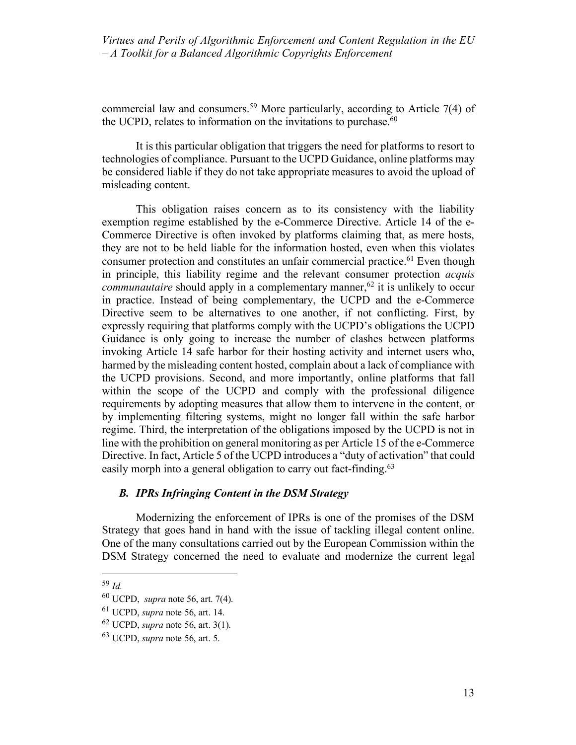commercial law and consumers.[59] More particularly, according to Article 7(4) of the UCPD, relates to information on the invitations to purchase.[60]

It is this particular obligation that triggers the need for platforms to resort to technologies of compliance. Pursuant to the UCPD Guidance, online platforms may be considered liable if they do not take appropriate measures to avoid the upload of misleading content.

This obligation raises concern as to its consistency with the liability exemption regime established by the e-Commerce Directive. Article 14 of the e-Commerce Directive is often invoked by platforms claiming that, as mere hosts, they are not to be held liable for the information hosted, even when this violates consumer protection and constitutes an unfair commercial practice.[61] Even though in principle, this liability regime and the relevant consumer protection *acquis communautaire* should apply in a complementary manner,[62] it is unlikely to occur in practice. Instead of being complementary, the UCPD and the e-Commerce Directive seem to be alternatives to one another, if not conflicting. First, by expressly requiring that platforms comply with the UCPD's obligations the UCPD Guidance is only going to increase the number of clashes between platforms invoking Article 14 safe harbor for their hosting activity and internet users who, harmed by the misleading content hosted, complain about a lack of compliance with the UCPD provisions. Second, and more importantly, online platforms that fall within the scope of the UCPD and comply with the professional diligence requirements by adopting measures that allow them to intervene in the content, or by implementing filtering systems, might no longer fall within the safe harbor regime. Third, the interpretation of the obligations imposed by the UCPD is not in line with the prohibition on general monitoring as per Article 15 of the e-Commerce Directive. In fact, Article 5 of the UCPD introduces a "duty of activation" that could easily morph into a general obligation to carry out fact-finding.[63]

### *B. IPRs Infringing Content in the DSM Strategy*

Modernizing the enforcement of IPRs is one of the promises of the DSM Strategy that goes hand in hand with the issue of tackling illegal content online. One of the many consultations carried out by the European Commission within the DSM Strategy concerned the need to evaluate and modernize the current legal

---

[59] *Id.*

[60] UCPD, *supra* note 56, art. 7(4).

[61] UCPD, *supra* note 56, art. 14.

[62] UCPD, *supra* note 56, art. 3(1).

[63] UCPD, *supra* note 56, art. 5.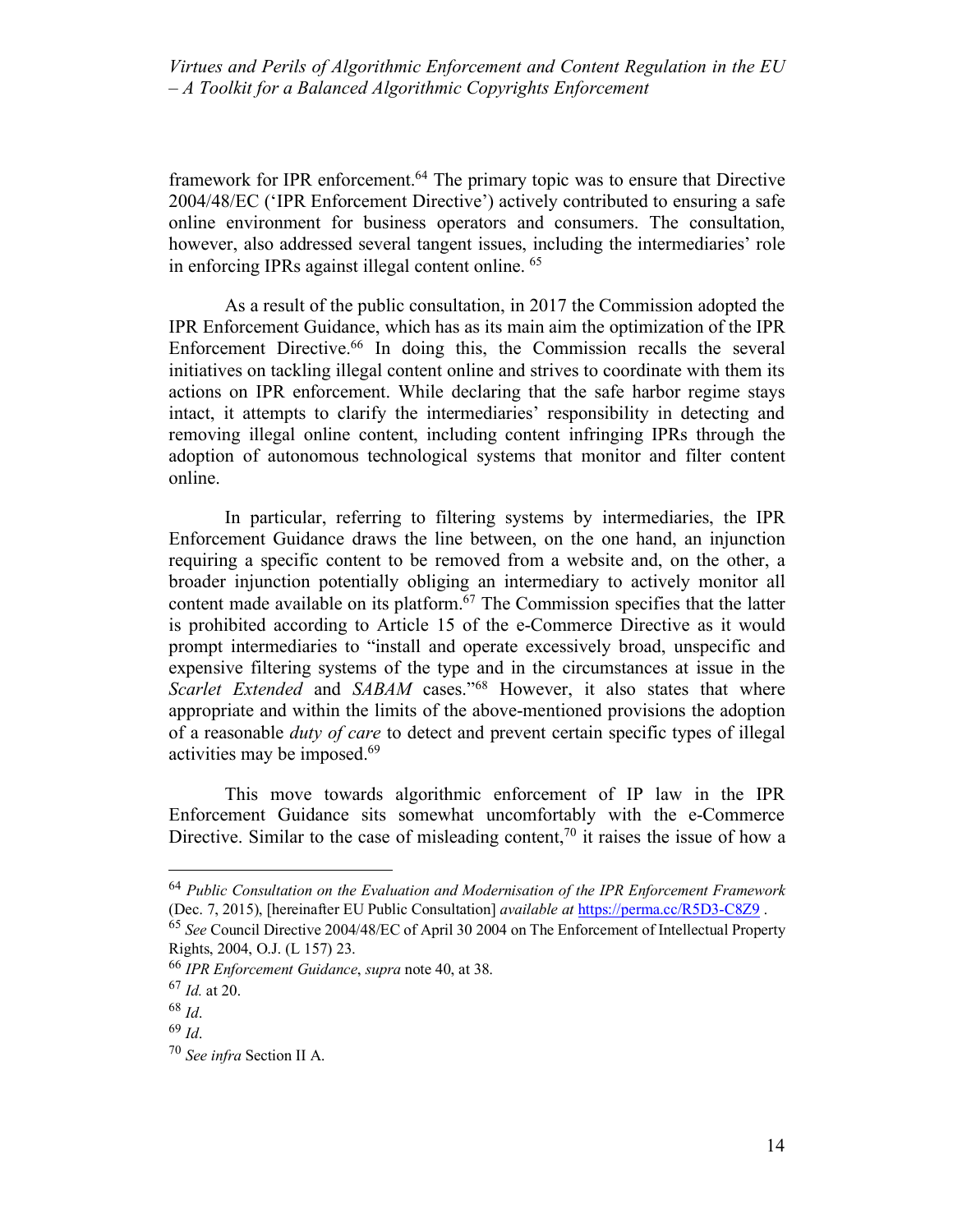framework for IPR enforcement.[64] The primary topic was to ensure that Directive 2004/48/EC ('IPR Enforcement Directive') actively contributed to ensuring a safe online environment for business operators and consumers. The consultation, however, also addressed several tangent issues, including the intermediaries' role in enforcing IPRs against illegal content online. [65]

As a result of the public consultation, in 2017 the Commission adopted the IPR Enforcement Guidance, which has as its main aim the optimization of the IPR Enforcement Directive.[66] In doing this, the Commission recalls the several initiatives on tackling illegal content online and strives to coordinate with them its actions on IPR enforcement. While declaring that the safe harbor regime stays intact, it attempts to clarify the intermediaries' responsibility in detecting and removing illegal online content, including content infringing IPRs through the adoption of autonomous technological systems that monitor and filter content online.

In particular, referring to filtering systems by intermediaries, the IPR Enforcement Guidance draws the line between, on the one hand, an injunction requiring a specific content to be removed from a website and, on the other, a broader injunction potentially obliging an intermediary to actively monitor all content made available on its platform.[67] The Commission specifies that the latter is prohibited according to Article 15 of the e-Commerce Directive as it would prompt intermediaries to "install and operate excessively broad, unspecific and expensive filtering systems of the type and in the circumstances at issue in the *Scarlet Extended* and *SABAM* cases."[68] However, it also states that where appropriate and within the limits of the above-mentioned provisions the adoption of a reasonable *duty of care* to detect and prevent certain specific types of illegal activities may be imposed.[69]

This move towards algorithmic enforcement of IP law in the IPR Enforcement Guidance sits somewhat uncomfortably with the e-Commerce Directive. Similar to the case of misleading content,[70] it raises the issue of how a

---

[64] *Public Consultation on the Evaluation and Modernisation of the IPR Enforcement Framework* (Dec. 7, 2015), [hereinafter EU Public Consultation] *available at* https://perma.cc/R5D3-C8Z9 .

[65] *See* Council Directive 2004/48/EC of April 30 2004 on The Enforcement of Intellectual Property Rights, 2004, O.J. (L 157) 23.

[66] *IPR Enforcement Guidance*, *supra* note 40, at 38.

[67] *Id.* at 20.

[68] *Id*.

[69] *Id*.

[70] *See infra* Section II A.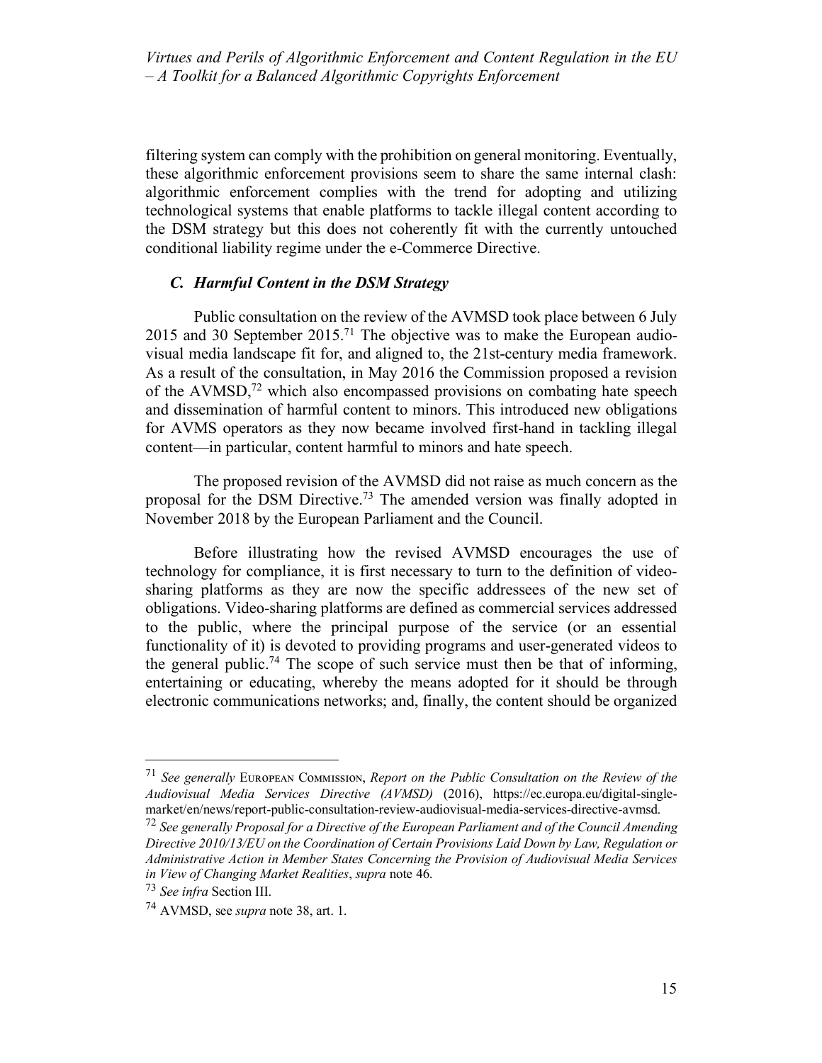filtering system can comply with the prohibition on general monitoring. Eventually, these algorithmic enforcement provisions seem to share the same internal clash: algorithmic enforcement complies with the trend for adopting and utilizing technological systems that enable platforms to tackle illegal content according to the DSM strategy but this does not coherently fit with the currently untouched conditional liability regime under the e-Commerce Directive.

### *C. Harmful Content in the DSM Strategy*

Public consultation on the review of the AVMSD took place between 6 July 2015 and 30 September 2015.[71] The objective was to make the European audio-visual media landscape fit for, and aligned to, the 21st-century media framework. As a result of the consultation, in May 2016 the Commission proposed a revision of the AVMSD,[72] which also encompassed provisions on combating hate speech and dissemination of harmful content to minors. This introduced new obligations for AVMS operators as they now became involved first-hand in tackling illegal content—in particular, content harmful to minors and hate speech.

The proposed revision of the AVMSD did not raise as much concern as the proposal for the DSM Directive.[73] The amended version was finally adopted in November 2018 by the European Parliament and the Council.

Before illustrating how the revised AVMSD encourages the use of technology for compliance, it is first necessary to turn to the definition of video-sharing platforms as they are now the specific addressees of the new set of obligations. Video-sharing platforms are defined as commercial services addressed to the public, where the principal purpose of the service (or an essential functionality of it) is devoted to providing programs and user-generated videos to the general public.[74] The scope of such service must then be that of informing, entertaining or educating, whereby the means adopted for it should be through electronic communications networks; and, finally, the content should be organized

---

[71] *See generally* European Commission, *Report on the Public Consultation on the Review of the Audiovisual Media Services Directive (AVMSD)* (2016), https://ec.europa.eu/digital-single-market/en/news/report-public-consultation-review-audiovisual-media-services-directive-avmsd.

[72] *See generally Proposal for a Directive of the European Parliament and of the Council Amending Directive 2010/13/EU on the Coordination of Certain Provisions Laid Down by Law, Regulation or Administrative Action in Member States Concerning the Provision of Audiovisual Media Services in View of Changing Market Realities*, *supra* note 46.

[73] *See infra* Section III.

[74] AVMSD, see *supra* note 38, art. 1.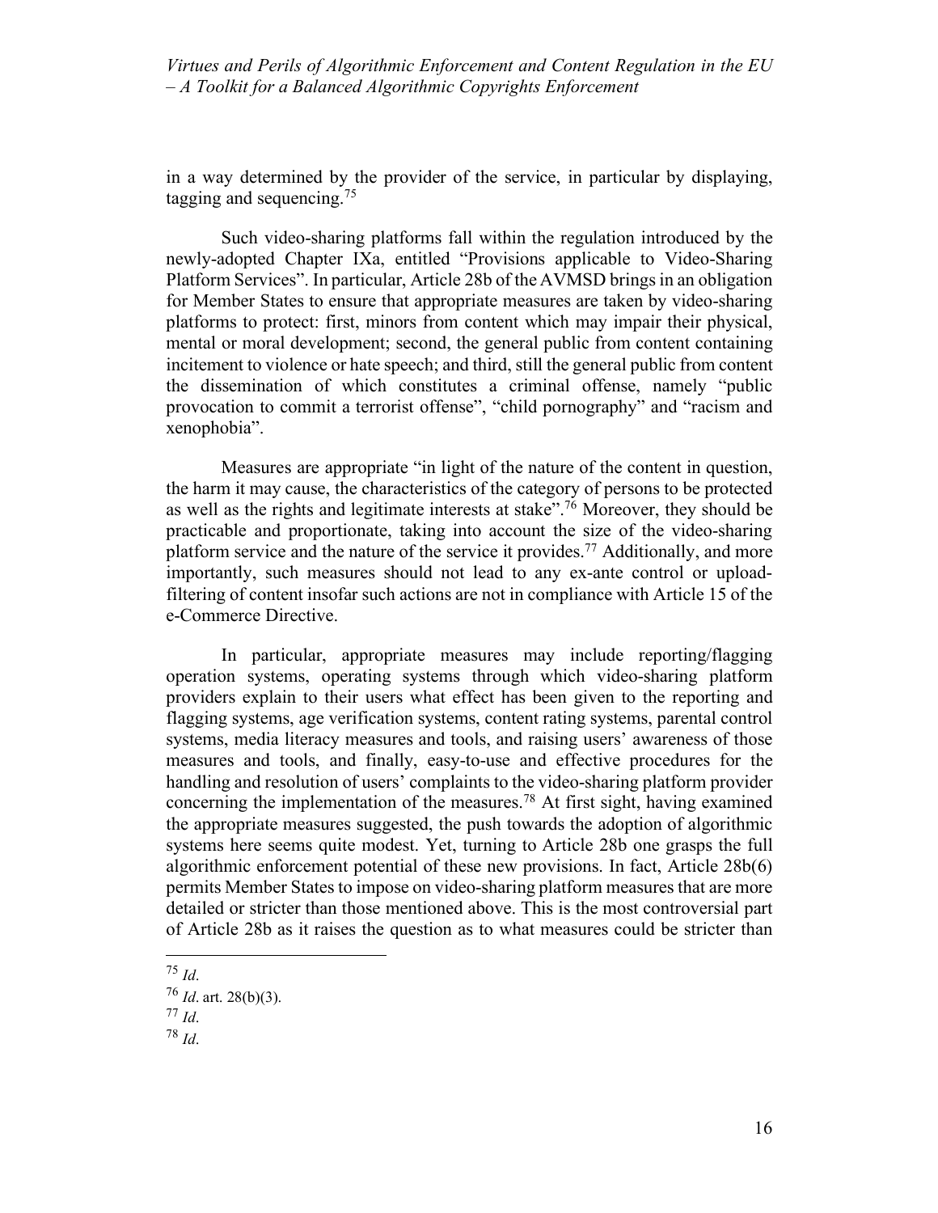in a way determined by the provider of the service, in particular by displaying, tagging and sequencing.[75]

Such video-sharing platforms fall within the regulation introduced by the newly-adopted Chapter IXa, entitled "Provisions applicable to Video-Sharing Platform Services". In particular, Article 28b of the AVMSD brings in an obligation for Member States to ensure that appropriate measures are taken by video-sharing platforms to protect: first, minors from content which may impair their physical, mental or moral development; second, the general public from content containing incitement to violence or hate speech; and third, still the general public from content the dissemination of which constitutes a criminal offense, namely "public provocation to commit a terrorist offense", "child pornography" and "racism and xenophobia".

Measures are appropriate "in light of the nature of the content in question, the harm it may cause, the characteristics of the category of persons to be protected as well as the rights and legitimate interests at stake".[76] Moreover, they should be practicable and proportionate, taking into account the size of the video-sharing platform service and the nature of the service it provides.[77] Additionally, and more importantly, such measures should not lead to any ex-ante control or upload-filtering of content insofar such actions are not in compliance with Article 15 of the e-Commerce Directive.

In particular, appropriate measures may include reporting/flagging operation systems, operating systems through which video-sharing platform providers explain to their users what effect has been given to the reporting and flagging systems, age verification systems, content rating systems, parental control systems, media literacy measures and tools, and raising users' awareness of those measures and tools, and finally, easy-to-use and effective procedures for the handling and resolution of users' complaints to the video-sharing platform provider concerning the implementation of the measures.[78] At first sight, having examined the appropriate measures suggested, the push towards the adoption of algorithmic systems here seems quite modest. Yet, turning to Article 28b one grasps the full algorithmic enforcement potential of these new provisions. In fact, Article 28b(6) permits Member States to impose on video-sharing platform measures that are more detailed or stricter than those mentioned above. This is the most controversial part of Article 28b as it raises the question as to what measures could be stricter than

---

[75] *Id*.

[76] *Id*. art. 28(b)(3).

[77] *Id*.

[78] *Id*.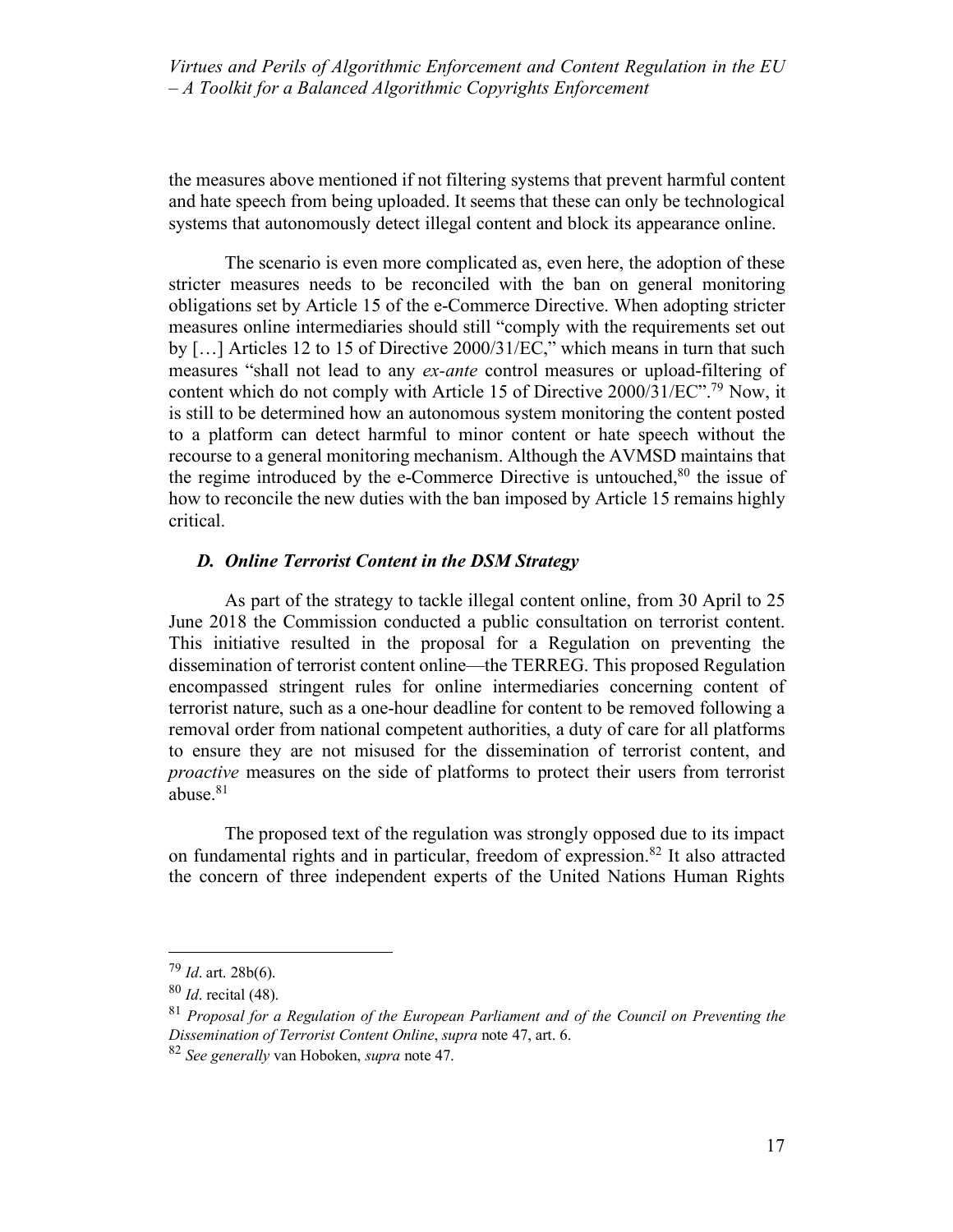the measures above mentioned if not filtering systems that prevent harmful content and hate speech from being uploaded. It seems that these can only be technological systems that autonomously detect illegal content and block its appearance online.

The scenario is even more complicated as, even here, the adoption of these stricter measures needs to be reconciled with the ban on general monitoring obligations set by Article 15 of the e-Commerce Directive. When adopting stricter measures online intermediaries should still "comply with the requirements set out by […] Articles 12 to 15 of Directive 2000/31/EC," which means in turn that such measures "shall not lead to any *ex-ante* control measures or upload-filtering of content which do not comply with Article 15 of Directive 2000/31/EC".[79] Now, it is still to be determined how an autonomous system monitoring the content posted to a platform can detect harmful to minor content or hate speech without the recourse to a general monitoring mechanism. Although the AVMSD maintains that the regime introduced by the e-Commerce Directive is untouched,[80] the issue of how to reconcile the new duties with the ban imposed by Article 15 remains highly critical.

### *D. Online Terrorist Content in the DSM Strategy*

As part of the strategy to tackle illegal content online, from 30 April to 25 June 2018 the Commission conducted a public consultation on terrorist content. This initiative resulted in the proposal for a Regulation on preventing the dissemination of terrorist content online—the TERREG. This proposed Regulation encompassed stringent rules for online intermediaries concerning content of terrorist nature, such as a one-hour deadline for content to be removed following a removal order from national competent authorities, a duty of care for all platforms to ensure they are not misused for the dissemination of terrorist content, and *proactive* measures on the side of platforms to protect their users from terrorist abuse.[81]

The proposed text of the regulation was strongly opposed due to its impact on fundamental rights and in particular, freedom of expression.[82] It also attracted the concern of three independent experts of the United Nations Human Rights

---

[79] *Id*. art. 28b(6).

[80] *Id*. recital (48).

[81] *Proposal for a Regulation of the European Parliament and of the Council on Preventing the Dissemination of Terrorist Content Online*, *supra* note 47, art. 6.

[82] *See generally* van Hoboken, *supra* note 47.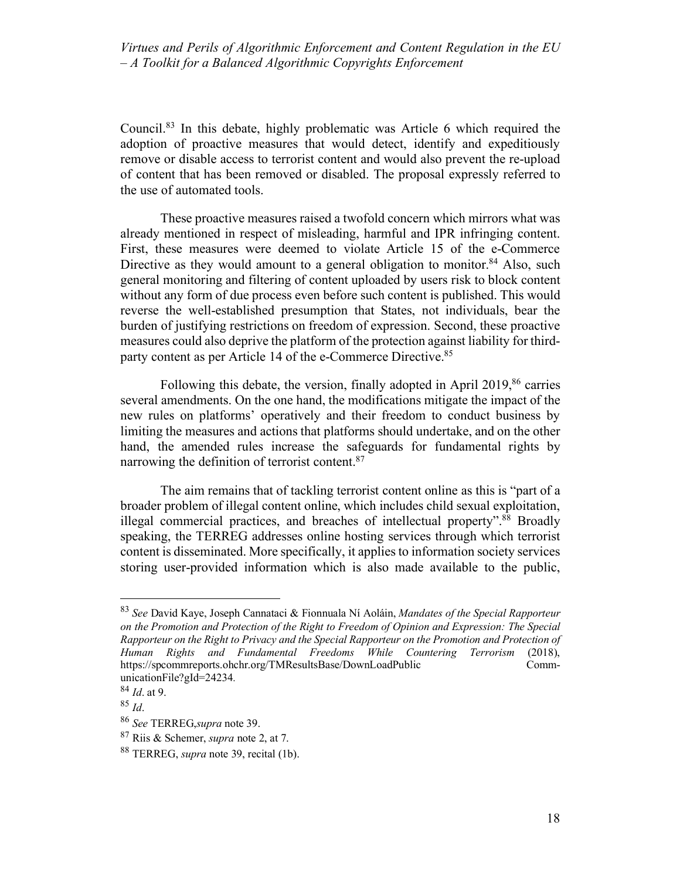Council.[83] In this debate, highly problematic was Article 6 which required the adoption of proactive measures that would detect, identify and expeditiously remove or disable access to terrorist content and would also prevent the re-upload of content that has been removed or disabled. The proposal expressly referred to the use of automated tools.

These proactive measures raised a twofold concern which mirrors what was already mentioned in respect of misleading, harmful and IPR infringing content. First, these measures were deemed to violate Article 15 of the e-Commerce Directive as they would amount to a general obligation to monitor.[84] Also, such general monitoring and filtering of content uploaded by users risk to block content without any form of due process even before such content is published. This would reverse the well-established presumption that States, not individuals, bear the burden of justifying restrictions on freedom of expression. Second, these proactive measures could also deprive the platform of the protection against liability for third-party content as per Article 14 of the e-Commerce Directive.[85]

Following this debate, the version, finally adopted in April 2019,[86] carries several amendments. On the one hand, the modifications mitigate the impact of the new rules on platforms' operatively and their freedom to conduct business by limiting the measures and actions that platforms should undertake, and on the other hand, the amended rules increase the safeguards for fundamental rights by narrowing the definition of terrorist content.[87]

The aim remains that of tackling terrorist content online as this is "part of a broader problem of illegal content online, which includes child sexual exploitation, illegal commercial practices, and breaches of intellectual property".[88] Broadly speaking, the TERREG addresses online hosting services through which terrorist content is disseminated. More specifically, it applies to information society services storing user-provided information which is also made available to the public,

---

[83] *See* David Kaye, Joseph Cannataci & Fionnuala Ní Aoláin, *Mandates of the Special Rapporteur on the Promotion and Protection of the Right to Freedom of Opinion and Expression: The Special Rapporteur on the Right to Privacy and the Special Rapporteur on the Promotion and Protection of Human Rights and Fundamental Freedoms While Countering Terrorism* (2018), https://spcommreports.ohchr.org/TMResultsBase/DownLoadPublic CommunicationFile?gId=24234.

[84] *Id*. at 9.

[85] *Id*.

[86] *See* TERREG,*supra* note 39.

[87] Riis & Schemer, *supra* note 2, at 7.

[88] TERREG, *supra* note 39, recital (1b).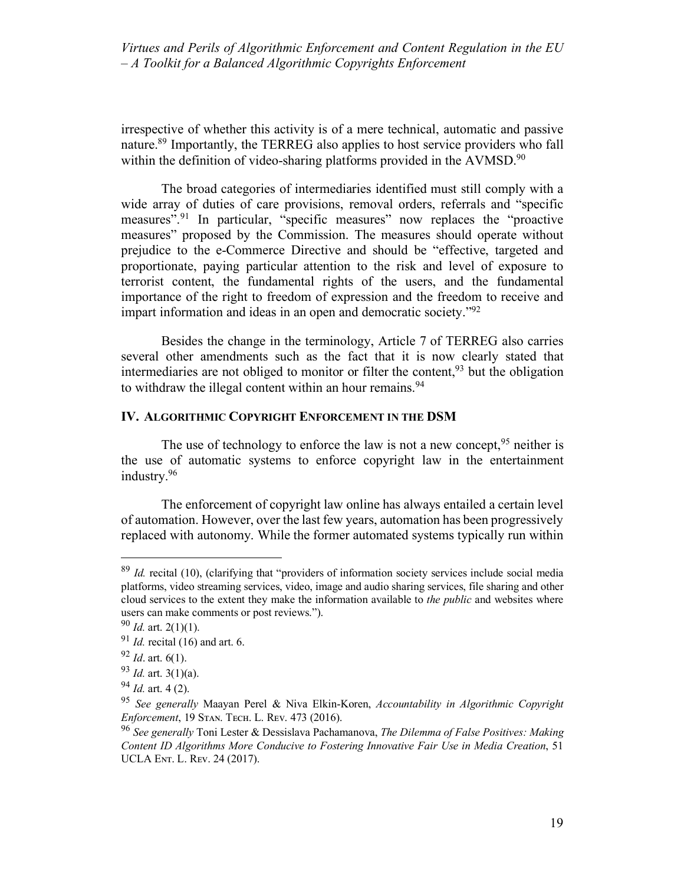irrespective of whether this activity is of a mere technical, automatic and passive nature.[89] Importantly, the TERREG also applies to host service providers who fall within the definition of video-sharing platforms provided in the AVMSD.[90]

The broad categories of intermediaries identified must still comply with a wide array of duties of care provisions, removal orders, referrals and "specific measures".[91] In particular, "specific measures" now replaces the "proactive measures" proposed by the Commission. The measures should operate without prejudice to the e-Commerce Directive and should be "effective, targeted and proportionate, paying particular attention to the risk and level of exposure to terrorist content, the fundamental rights of the users, and the fundamental importance of the right to freedom of expression and the freedom to receive and impart information and ideas in an open and democratic society."[92]

Besides the change in the terminology, Article 7 of TERREG also carries several other amendments such as the fact that it is now clearly stated that intermediaries are not obliged to monitor or filter the content,[93] but the obligation to withdraw the illegal content within an hour remains.[94]

## IV. Algorithmic Copyright Enforcement in the DSM

The use of technology to enforce the law is not a new concept,[95] neither is the use of automatic systems to enforce copyright law in the entertainment industry.[96]

The enforcement of copyright law online has always entailed a certain level of automation. However, over the last few years, automation has been progressively replaced with autonomy. While the former automated systems typically run within

---

[89] *Id.* recital (10), (clarifying that "providers of information society services include social media platforms, video streaming services, video, image and audio sharing services, file sharing and other cloud services to the extent they make the information available to *the public* and websites where users can make comments or post reviews.").

[90] *Id.* art. 2(1)(1).

[91] *Id.* recital (16) and art. 6.

[92] *Id*. art. 6(1).

[93] *Id.* art. 3(1)(a).

[94] *Id.* art. 4 (2).

[95] *See generally* Maayan Perel & Niva Elkin-Koren, *Accountability in Algorithmic Copyright Enforcement*, 19 Stan. Tech. L. Rev. 473 (2016).

[96] *See generally* Toni Lester & Dessislava Pachamanova, *The Dilemma of False Positives: Making Content ID Algorithms More Conducive to Fostering Innovative Fair Use in Media Creation*, 51 UCLA Ent. L. Rev. 24 (2017).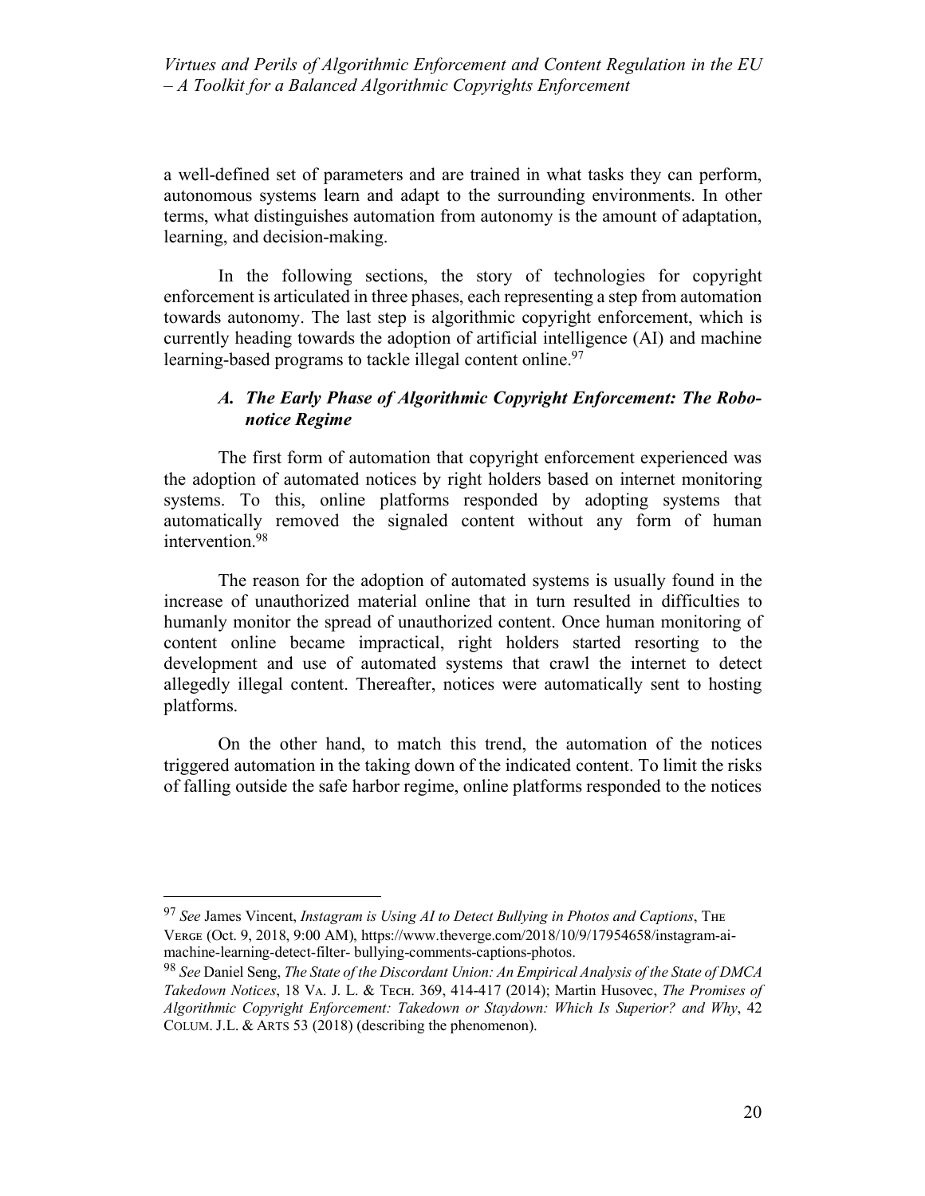a well-defined set of parameters and are trained in what tasks they can perform, autonomous systems learn and adapt to the surrounding environments. In other terms, what distinguishes automation from autonomy is the amount of adaptation, learning, and decision-making.

In the following sections, the story of technologies for copyright enforcement is articulated in three phases, each representing a step from automation towards autonomy. The last step is algorithmic copyright enforcement, which is currently heading towards the adoption of artificial intelligence (AI) and machine learning-based programs to tackle illegal content online.[97]

### *A. The Early Phase of Algorithmic Copyright Enforcement: The Robo-notice Regime*

The first form of automation that copyright enforcement experienced was the adoption of automated notices by right holders based on internet monitoring systems. To this, online platforms responded by adopting systems that automatically removed the signaled content without any form of human intervention.[98]

The reason for the adoption of automated systems is usually found in the increase of unauthorized material online that in turn resulted in difficulties to humanly monitor the spread of unauthorized content. Once human monitoring of content online became impractical, right holders started resorting to the development and use of automated systems that crawl the internet to detect allegedly illegal content. Thereafter, notices were automatically sent to hosting platforms.

On the other hand, to match this trend, the automation of the notices triggered automation in the taking down of the indicated content. To limit the risks of falling outside the safe harbor regime, online platforms responded to the notices

---

[97] *See* James Vincent, *Instagram is Using AI to Detect Bullying in Photos and Captions*, THE VERGE (Oct. 9, 2018, 9:00 AM), https://www.theverge.com/2018/10/9/17954658/instagram-ai-machine-learning-detect-filter- bullying-comments-captions-photos.

[98] *See* Daniel Seng, *The State of the Discordant Union: An Empirical Analysis of the State of DMCA Takedown Notices*, 18 VA. J. L. & TECH. 369, 414-417 (2014); Martin Husovec, *The Promises of Algorithmic Copyright Enforcement: Takedown or Staydown: Which Is Superior? and Why*, 42 COLUM. J.L. & ARTS 53 (2018) (describing the phenomenon).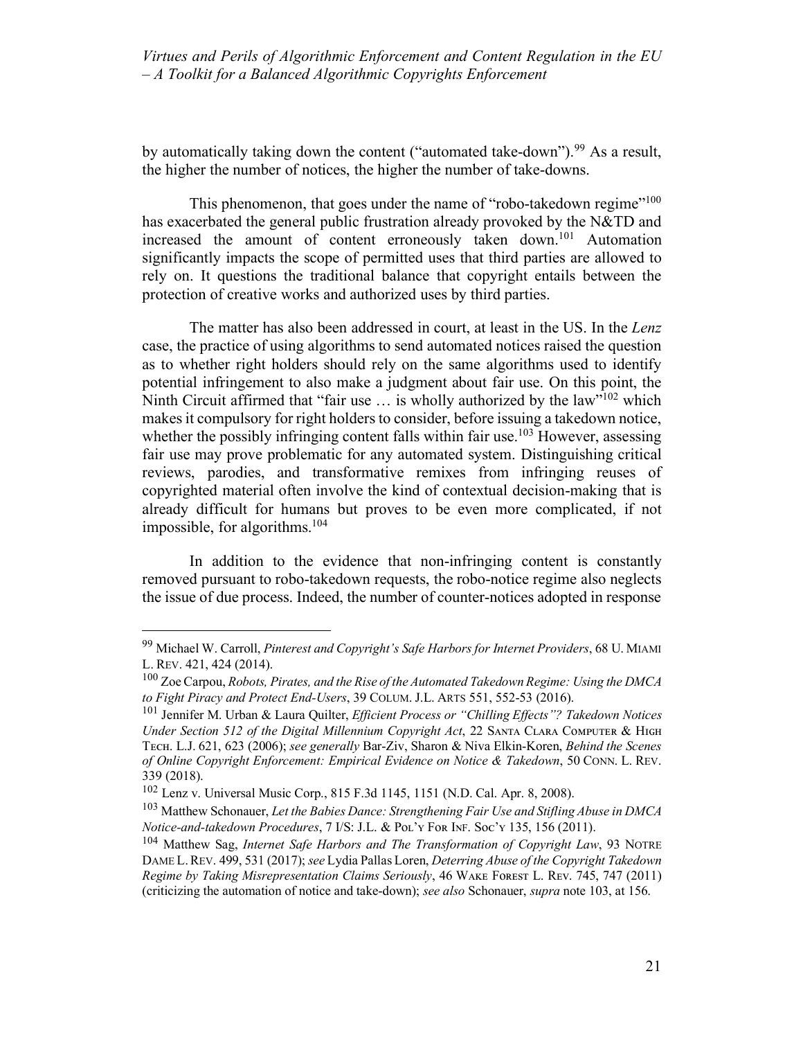by automatically taking down the content ("automated take-down").[99] As a result, the higher the number of notices, the higher the number of take-downs.

This phenomenon, that goes under the name of "robo-takedown regime"[100] has exacerbated the general public frustration already provoked by the N&TD and increased the amount of content erroneously taken down.[101] Automation significantly impacts the scope of permitted uses that third parties are allowed to rely on. It questions the traditional balance that copyright entails between the protection of creative works and authorized uses by third parties.

The matter has also been addressed in court, at least in the US. In the *Lenz* case, the practice of using algorithms to send automated notices raised the question as to whether right holders should rely on the same algorithms used to identify potential infringement to also make a judgment about fair use. On this point, the Ninth Circuit affirmed that "fair use … is wholly authorized by the law"[102] which makes it compulsory for right holders to consider, before issuing a takedown notice, whether the possibly infringing content falls within fair use.[103] However, assessing fair use may prove problematic for any automated system. Distinguishing critical reviews, parodies, and transformative remixes from infringing reuses of copyrighted material often involve the kind of contextual decision-making that is already difficult for humans but proves to be even more complicated, if not impossible, for algorithms.[104]

In addition to the evidence that non-infringing content is constantly removed pursuant to robo-takedown requests, the robo-notice regime also neglects the issue of due process. Indeed, the number of counter-notices adopted in response

---

[99] Michael W. Carroll, *Pinterest and Copyright's Safe Harbors for Internet Providers*, 68 U. MIAMI L. REV. 421, 424 (2014).

[100] Zoe Carpou, *Robots, Pirates, and the Rise of the Automated Takedown Regime: Using the DMCA to Fight Piracy and Protect End-Users*, 39 COLUM. J.L. ARTS 551, 552-53 (2016).

[101] Jennifer M. Urban & Laura Quilter, *Efficient Process or "Chilling Effects"? Takedown Notices Under Section 512 of the Digital Millennium Copyright Act*, 22 SANTA CLARA COMPUTER & HIGH TECH. L.J. 621, 623 (2006); *see generally* Bar-Ziv, Sharon & Niva Elkin-Koren, *Behind the Scenes of Online Copyright Enforcement: Empirical Evidence on Notice & Takedown*, 50 CONN. L. REV. 339 (2018).

[102] Lenz v. Universal Music Corp., 815 F.3d 1145, 1151 (N.D. Cal. Apr. 8, 2008).

[103] Matthew Schonauer, *Let the Babies Dance: Strengthening Fair Use and Stifling Abuse in DMCA Notice-and-takedown Procedures*, 7 I/S: J.L. & POL'Y FOR INF. SOC'Y 135, 156 (2011).

[104] Matthew Sag, *Internet Safe Harbors and The Transformation of Copyright Law*, 93 NOTRE DAME L. REV. 499, 531 (2017); *see* Lydia Pallas Loren, *Deterring Abuse of the Copyright Takedown Regime by Taking Misrepresentation Claims Seriously*, 46 WAKE FOREST L. REV. 745, 747 (2011) (criticizing the automation of notice and take-down); *see also* Schonauer, *supra* note 103, at 156.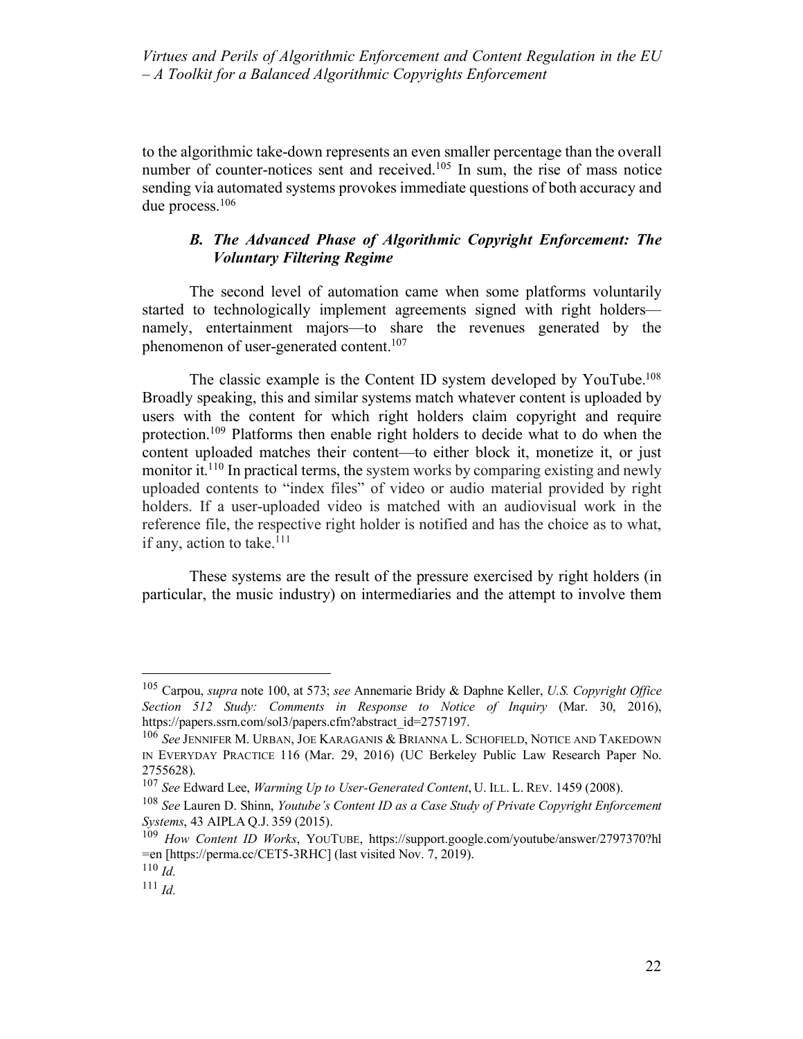to the algorithmic take-down represents an even smaller percentage than the overall number of counter-notices sent and received.[105] In sum, the rise of mass notice sending via automated systems provokes immediate questions of both accuracy and due process.[106]

### *B. The Advanced Phase of Algorithmic Copyright Enforcement: The Voluntary Filtering Regime*

The second level of automation came when some platforms voluntarily started to technologically implement agreements signed with right holders—namely, entertainment majors—to share the revenues generated by the phenomenon of user-generated content.[107]

The classic example is the Content ID system developed by YouTube.[108] Broadly speaking, this and similar systems match whatever content is uploaded by users with the content for which right holders claim copyright and require protection.[109] Platforms then enable right holders to decide what to do when the content uploaded matches their content—to either block it, monetize it, or just monitor it.[110] In practical terms, the system works by comparing existing and newly uploaded contents to "index files" of video or audio material provided by right holders. If a user-uploaded video is matched with an audiovisual work in the reference file, the respective right holder is notified and has the choice as to what, if any, action to take.[111]

These systems are the result of the pressure exercised by right holders (in particular, the music industry) on intermediaries and the attempt to involve them

---

[105] Carpou, *supra* note 100, at 573; *see* Annemarie Bridy & Daphne Keller, *U.S. Copyright Office Section 512 Study: Comments in Response to Notice of Inquiry* (Mar. 30, 2016), https://papers.ssrn.com/sol3/papers.cfm?abstract_id=2757197.

[106] *See* JENNIFER M. URBAN, JOE KARAGANIS & BRIANNA L. SCHOFIELD, NOTICE AND TAKEDOWN IN EVERYDAY PRACTICE 116 (Mar. 29, 2016) (UC Berkeley Public Law Research Paper No. 2755628).

[107] *See* Edward Lee, *Warming Up to User-Generated Content*, U. ILL. L. REV. 1459 (2008).

[108] *See* Lauren D. Shinn, *Youtube's Content ID as a Case Study of Private Copyright Enforcement Systems*, 43 AIPLA Q.J. 359 (2015).

[109] *How Content ID Works*, YOUTUBE, https://support.google.com/youtube/answer/2797370?hl=en [https://perma.cc/CET5-3RHC] (last visited Nov. 7, 2019).

[110] *Id.*

[111] *Id.*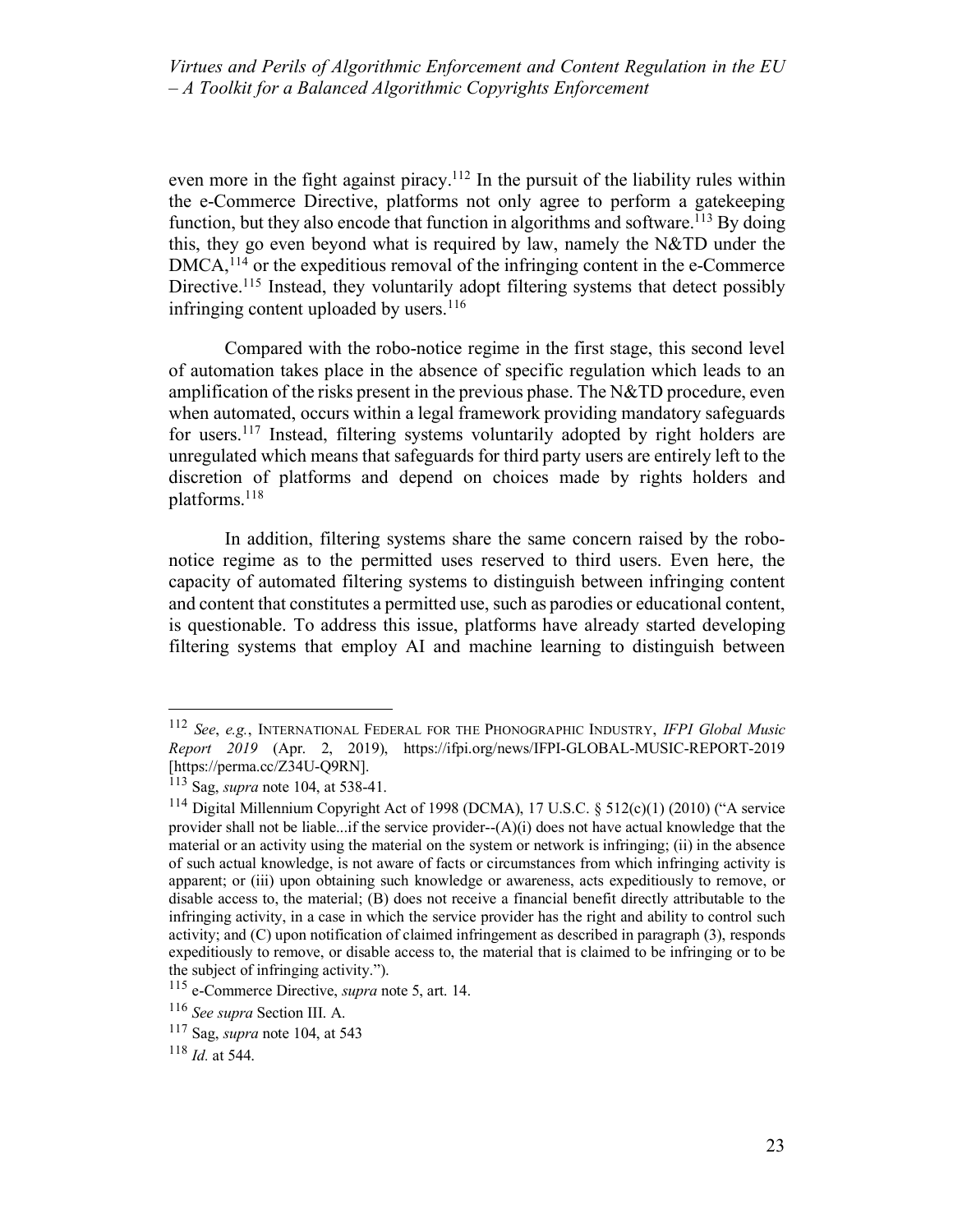even more in the fight against piracy.[112] In the pursuit of the liability rules within the e-Commerce Directive, platforms not only agree to perform a gatekeeping function, but they also encode that function in algorithms and software.[113] By doing this, they go even beyond what is required by law, namely the N&TD under the DMCA,[114] or the expeditious removal of the infringing content in the e-Commerce Directive.[115] Instead, they voluntarily adopt filtering systems that detect possibly infringing content uploaded by users.[116]

Compared with the robo-notice regime in the first stage, this second level of automation takes place in the absence of specific regulation which leads to an amplification of the risks present in the previous phase. The N&TD procedure, even when automated, occurs within a legal framework providing mandatory safeguards for users.[117] Instead, filtering systems voluntarily adopted by right holders are unregulated which means that safeguards for third party users are entirely left to the discretion of platforms and depend on choices made by rights holders and platforms.[118]

In addition, filtering systems share the same concern raised by the robo-notice regime as to the permitted uses reserved to third users. Even here, the capacity of automated filtering systems to distinguish between infringing content and content that constitutes a permitted use, such as parodies or educational content, is questionable. To address this issue, platforms have already started developing filtering systems that employ AI and machine learning to distinguish between

---

[112] *See*, *e.g.*, INTERNATIONAL FEDERAL FOR THE PHONOGRAPHIC INDUSTRY, *IFPI Global Music Report 2019* (Apr. 2, 2019), https://ifpi.org/news/IFPI-GLOBAL-MUSIC-REPORT-2019 [https://perma.cc/Z34U-Q9RN].

[113] Sag, *supra* note 104, at 538-41.

[114] Digital Millennium Copyright Act of 1998 (DCMA), 17 U.S.C. § 512(c)(1) (2010) ("A service provider shall not be liable...if the service provider--(A)(i) does not have actual knowledge that the material or an activity using the material on the system or network is infringing; (ii) in the absence of such actual knowledge, is not aware of facts or circumstances from which infringing activity is apparent; or (iii) upon obtaining such knowledge or awareness, acts expeditiously to remove, or disable access to, the material; (B) does not receive a financial benefit directly attributable to the infringing activity, in a case in which the service provider has the right and ability to control such activity; and (C) upon notification of claimed infringement as described in paragraph (3), responds expeditiously to remove, or disable access to, the material that is claimed to be infringing or to be the subject of infringing activity.").

[115] e-Commerce Directive, *supra* note 5, art. 14.

[116] *See supra* Section III. A.

[117] Sag, *supra* note 104, at 543

[118] *Id.* at 544.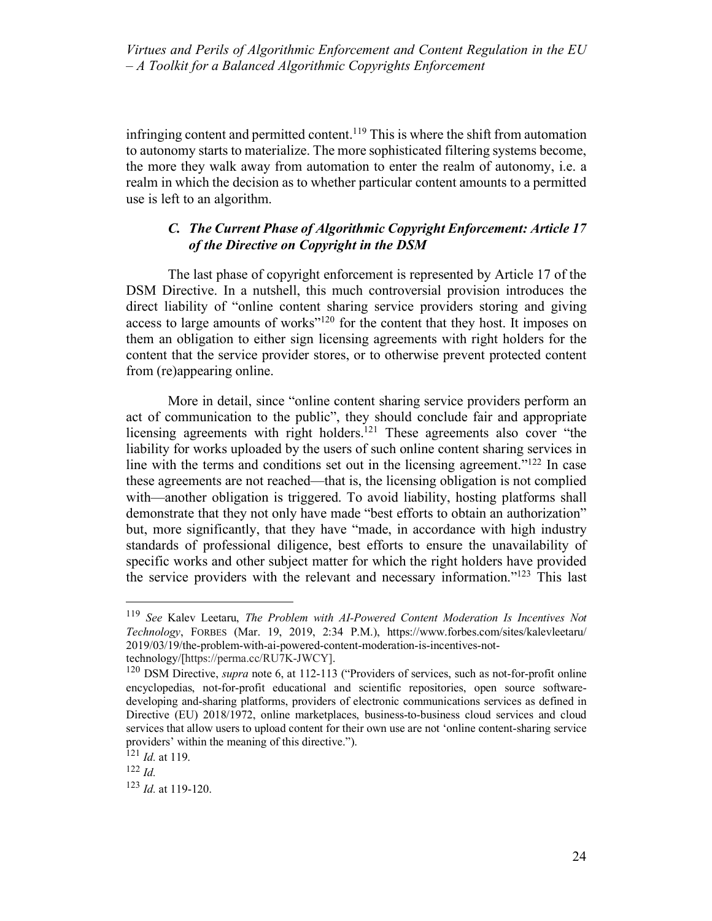infringing content and permitted content.[119] This is where the shift from automation to autonomy starts to materialize. The more sophisticated filtering systems become, the more they walk away from automation to enter the realm of autonomy, i.e. a realm in which the decision as to whether particular content amounts to a permitted use is left to an algorithm.

### *C. The Current Phase of Algorithmic Copyright Enforcement: Article 17 of the Directive on Copyright in the DSM*

The last phase of copyright enforcement is represented by Article 17 of the DSM Directive. In a nutshell, this much controversial provision introduces the direct liability of "online content sharing service providers storing and giving access to large amounts of works"[120] for the content that they host. It imposes on them an obligation to either sign licensing agreements with right holders for the content that the service provider stores, or to otherwise prevent protected content from (re)appearing online.

More in detail, since "online content sharing service providers perform an act of communication to the public", they should conclude fair and appropriate licensing agreements with right holders.[121] These agreements also cover "the liability for works uploaded by the users of such online content sharing services in line with the terms and conditions set out in the licensing agreement."[122] In case these agreements are not reached—that is, the licensing obligation is not complied with—another obligation is triggered. To avoid liability, hosting platforms shall demonstrate that they not only have made "best efforts to obtain an authorization" but, more significantly, that they have "made, in accordance with high industry standards of professional diligence, best efforts to ensure the unavailability of specific works and other subject matter for which the right holders have provided the service providers with the relevant and necessary information."[123] This last

---

[119] *See* Kalev Leetaru, *The Problem with AI-Powered Content Moderation Is Incentives Not Technology*, FORBES (Mar. 19, 2019, 2:34 P.M.), https://www.forbes.com/sites/kalevleetaru/2019/03/19/the-problem-with-ai-powered-content-moderation-is-incentives-not-technology/[https://perma.cc/RU7K-JWCY].

[120] DSM Directive, *supra* note 6, at 112-113 ("Providers of services, such as not-for-profit online encyclopedias, not-for-profit educational and scientific repositories, open source software-developing and-sharing platforms, providers of electronic communications services as defined in Directive (EU) 2018/1972, online marketplaces, business-to-business cloud services and cloud services that allow users to upload content for their own use are not 'online content-sharing service providers' within the meaning of this directive.").

[121] *Id.* at 119.

[122] *Id.*

[123] *Id.* at 119-120.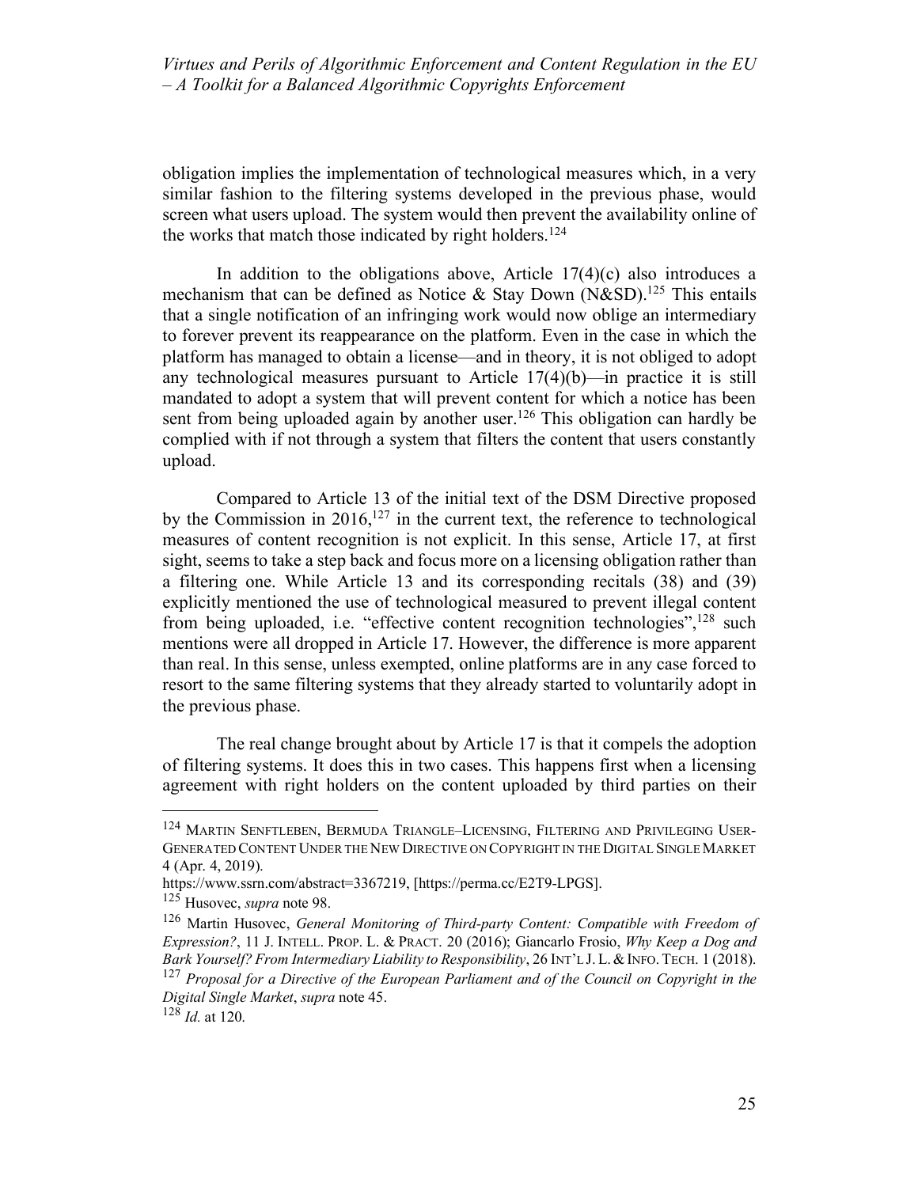obligation implies the implementation of technological measures which, in a very similar fashion to the filtering systems developed in the previous phase, would screen what users upload. The system would then prevent the availability online of the works that match those indicated by right holders.[124]

In addition to the obligations above, Article 17(4)(c) also introduces a mechanism that can be defined as Notice & Stay Down (N&SD).[125] This entails that a single notification of an infringing work would now oblige an intermediary to forever prevent its reappearance on the platform. Even in the case in which the platform has managed to obtain a license—and in theory, it is not obliged to adopt any technological measures pursuant to Article 17(4)(b)—in practice it is still mandated to adopt a system that will prevent content for which a notice has been sent from being uploaded again by another user.[126] This obligation can hardly be complied with if not through a system that filters the content that users constantly upload.

Compared to Article 13 of the initial text of the DSM Directive proposed by the Commission in 2016,[127] in the current text, the reference to technological measures of content recognition is not explicit. In this sense, Article 17, at first sight, seems to take a step back and focus more on a licensing obligation rather than a filtering one. While Article 13 and its corresponding recitals (38) and (39) explicitly mentioned the use of technological measured to prevent illegal content from being uploaded, i.e. "effective content recognition technologies",[128] such mentions were all dropped in Article 17. However, the difference is more apparent than real. In this sense, unless exempted, online platforms are in any case forced to resort to the same filtering systems that they already started to voluntarily adopt in the previous phase.

The real change brought about by Article 17 is that it compels the adoption of filtering systems. It does this in two cases. This happens first when a licensing agreement with right holders on the content uploaded by third parties on their

---

[124] MARTIN SENFTLEBEN, BERMUDA TRIANGLE–LICENSING, FILTERING AND PRIVILEGING USER-GENERATED CONTENT UNDER THE NEW DIRECTIVE ON COPYRIGHT IN THE DIGITAL SINGLE MARKET 4 (Apr. 4, 2019). https://www.ssrn.com/abstract=3367219, [https://perma.cc/E2T9-LPGS].

[125] Husovec, *supra* note 98.

[126] Martin Husovec, *General Monitoring of Third-party Content: Compatible with Freedom of Expression?*, 11 J. INTELL. PROP. L. & PRACT. 20 (2016); Giancarlo Frosio, *Why Keep a Dog and Bark Yourself? From Intermediary Liability to Responsibility*, 26 INT'L J. L. & INFO. TECH. 1 (2018).

[127] *Proposal for a Directive of the European Parliament and of the Council on Copyright in the Digital Single Market*, *supra* note 45.

[128] *Id.* at 120.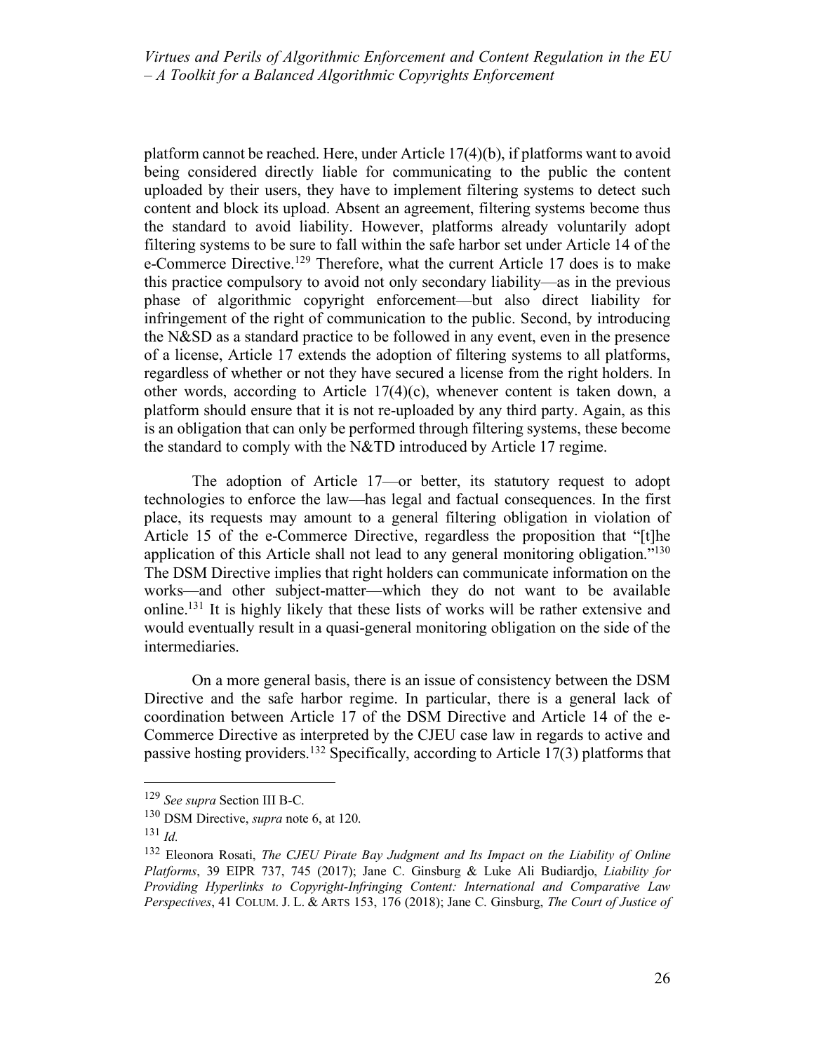platform cannot be reached. Here, under Article 17(4)(b), if platforms want to avoid being considered directly liable for communicating to the public the content uploaded by their users, they have to implement filtering systems to detect such content and block its upload. Absent an agreement, filtering systems become thus the standard to avoid liability. However, platforms already voluntarily adopt filtering systems to be sure to fall within the safe harbor set under Article 14 of the e-Commerce Directive.[129] Therefore, what the current Article 17 does is to make this practice compulsory to avoid not only secondary liability—as in the previous phase of algorithmic copyright enforcement—but also direct liability for infringement of the right of communication to the public. Second, by introducing the N&SD as a standard practice to be followed in any event, even in the presence of a license, Article 17 extends the adoption of filtering systems to all platforms, regardless of whether or not they have secured a license from the right holders. In other words, according to Article 17(4)(c), whenever content is taken down, a platform should ensure that it is not re-uploaded by any third party. Again, as this is an obligation that can only be performed through filtering systems, these become the standard to comply with the N&TD introduced by Article 17 regime.

The adoption of Article 17—or better, its statutory request to adopt technologies to enforce the law—has legal and factual consequences. In the first place, its requests may amount to a general filtering obligation in violation of Article 15 of the e-Commerce Directive, regardless the proposition that "[t]he application of this Article shall not lead to any general monitoring obligation."[130] The DSM Directive implies that right holders can communicate information on the works—and other subject-matter—which they do not want to be available online.[131] It is highly likely that these lists of works will be rather extensive and would eventually result in a quasi-general monitoring obligation on the side of the intermediaries.

On a more general basis, there is an issue of consistency between the DSM Directive and the safe harbor regime. In particular, there is a general lack of coordination between Article 17 of the DSM Directive and Article 14 of the e-Commerce Directive as interpreted by the CJEU case law in regards to active and passive hosting providers.[132] Specifically, according to Article 17(3) platforms that

---

[129] *See supra* Section III B-C.

[130] DSM Directive, *supra* note 6, at 120.

[131] *Id.*

[132] Eleonora Rosati, *The CJEU Pirate Bay Judgment and Its Impact on the Liability of Online Platforms*, 39 EIPR 737, 745 (2017); Jane C. Ginsburg & Luke Ali Budiardjo, *Liability for Providing Hyperlinks to Copyright-Infringing Content: International and Comparative Law Perspectives*, 41 COLUM. J. L. & ARTS 153, 176 (2018); Jane C. Ginsburg, *The Court of Justice of*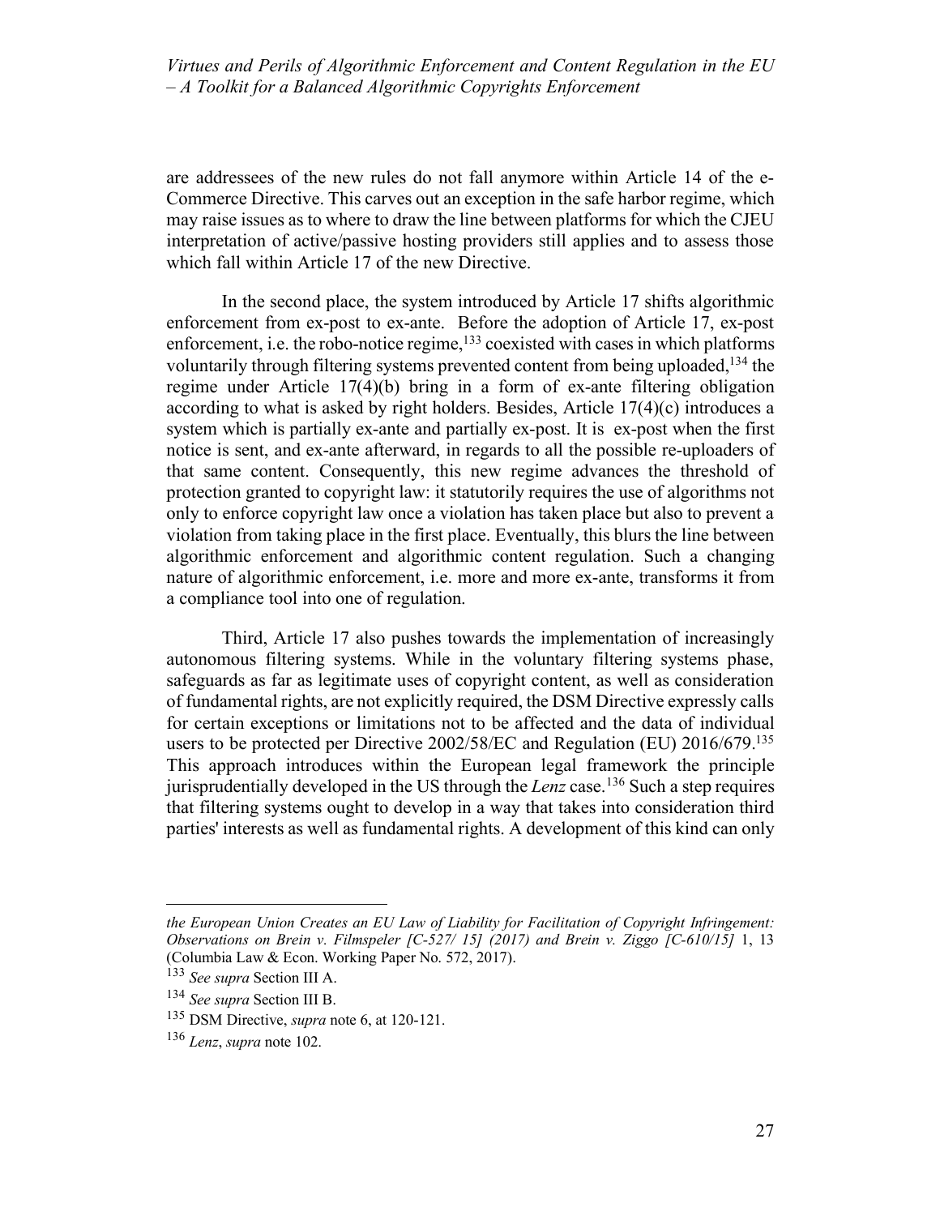are addressees of the new rules do not fall anymore within Article 14 of the e-Commerce Directive. This carves out an exception in the safe harbor regime, which may raise issues as to where to draw the line between platforms for which the CJEU interpretation of active/passive hosting providers still applies and to assess those which fall within Article 17 of the new Directive.

In the second place, the system introduced by Article 17 shifts algorithmic enforcement from ex-post to ex-ante. Before the adoption of Article 17, ex-post enforcement, i.e. the robo-notice regime,[133] coexisted with cases in which platforms voluntarily through filtering systems prevented content from being uploaded,[134] the regime under Article 17(4)(b) bring in a form of ex-ante filtering obligation according to what is asked by right holders. Besides, Article 17(4)(c) introduces a system which is partially ex-ante and partially ex-post. It is ex-post when the first notice is sent, and ex-ante afterward, in regards to all the possible re-uploaders of that same content. Consequently, this new regime advances the threshold of protection granted to copyright law: it statutorily requires the use of algorithms not only to enforce copyright law once a violation has taken place but also to prevent a violation from taking place in the first place. Eventually, this blurs the line between algorithmic enforcement and algorithmic content regulation. Such a changing nature of algorithmic enforcement, i.e. more and more ex-ante, transforms it from a compliance tool into one of regulation.

Third, Article 17 also pushes towards the implementation of increasingly autonomous filtering systems. While in the voluntary filtering systems phase, safeguards as far as legitimate uses of copyright content, as well as consideration of fundamental rights, are not explicitly required, the DSM Directive expressly calls for certain exceptions or limitations not to be affected and the data of individual users to be protected per Directive 2002/58/EC and Regulation (EU) 2016/679.[135] This approach introduces within the European legal framework the principle jurisprudentially developed in the US through the *Lenz* case.[136] Such a step requires that filtering systems ought to develop in a way that takes into consideration third parties' interests as well as fundamental rights. A development of this kind can only

---

*the European Union Creates an EU Law of Liability for Facilitation of Copyright Infringement: Observations on Brein v. Filmspeler [C-527/ 15] (2017) and Brein v. Ziggo [C-610/15]* 1, 13 (Columbia Law & Econ. Working Paper No. 572, 2017).

[133] *See supra* Section III A.

[134] *See supra* Section III B.

[135] DSM Directive, *supra* note 6, at 120-121.

[136] *Lenz*, *supra* note 102.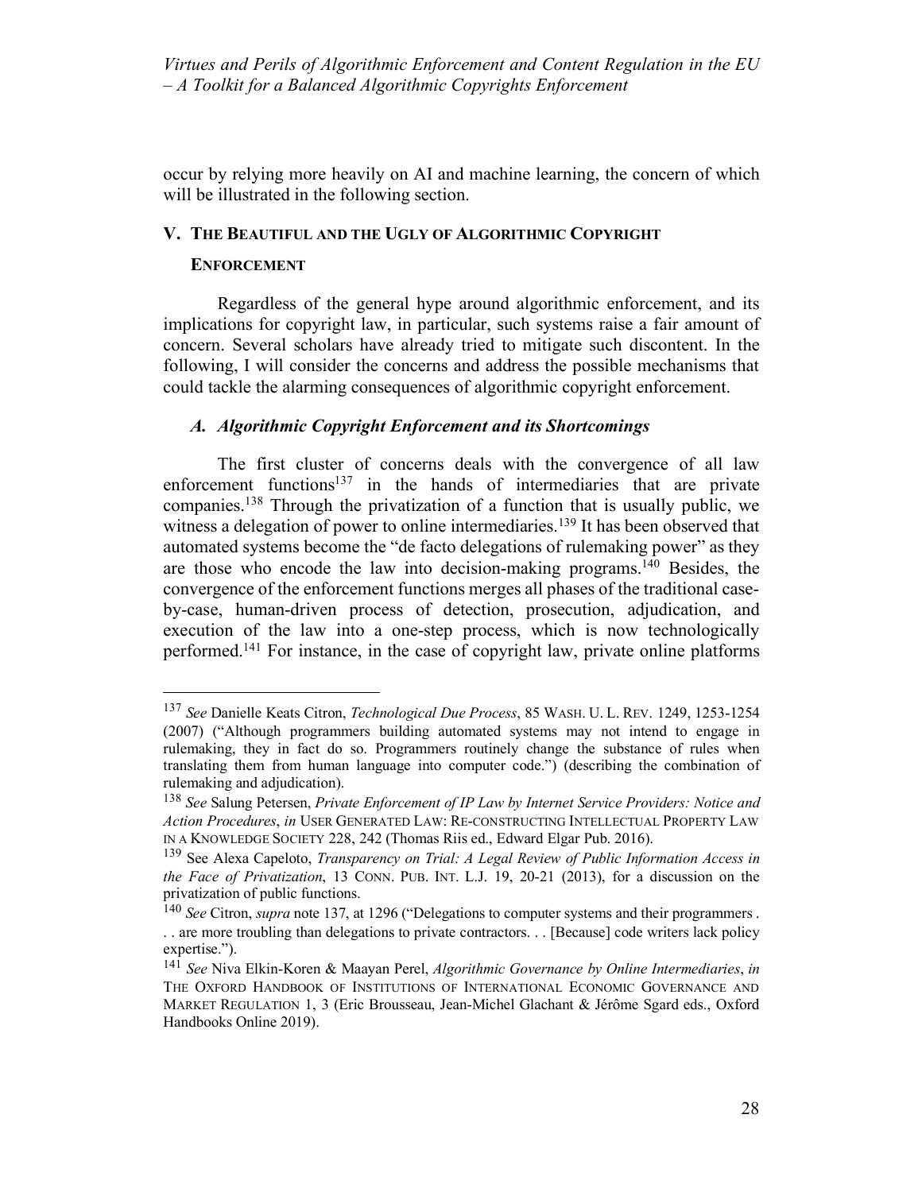occur by relying more heavily on AI and machine learning, the concern of which will be illustrated in the following section.

## V. THE BEAUTIFUL AND THE UGLY OF ALGORITHMIC COPYRIGHT ENFORCEMENT

Regardless of the general hype around algorithmic enforcement, and its implications for copyright law, in particular, such systems raise a fair amount of concern. Several scholars have already tried to mitigate such discontent. In the following, I will consider the concerns and address the possible mechanisms that could tackle the alarming consequences of algorithmic copyright enforcement.

### *A. Algorithmic Copyright Enforcement and its Shortcomings*

The first cluster of concerns deals with the convergence of all law enforcement functions[137] in the hands of intermediaries that are private companies.[138] Through the privatization of a function that is usually public, we witness a delegation of power to online intermediaries.[139] It has been observed that automated systems become the "de facto delegations of rulemaking power" as they are those who encode the law into decision-making programs.[140] Besides, the convergence of the enforcement functions merges all phases of the traditional case-by-case, human-driven process of detection, prosecution, adjudication, and execution of the law into a one-step process, which is now technologically performed.[141] For instance, in the case of copyright law, private online platforms

---

[137] *See* Danielle Keats Citron, *Technological Due Process*, 85 WASH. U. L. REV. 1249, 1253-1254 (2007) ("Although programmers building automated systems may not intend to engage in rulemaking, they in fact do so. Programmers routinely change the substance of rules when translating them from human language into computer code.") (describing the combination of rulemaking and adjudication).

[138] *See* Salung Petersen, *Private Enforcement of IP Law by Internet Service Providers: Notice and Action Procedures*, *in* USER GENERATED LAW: RE-CONSTRUCTING INTELLECTUAL PROPERTY LAW IN A KNOWLEDGE SOCIETY 228, 242 (Thomas Riis ed., Edward Elgar Pub. 2016).

[139] See Alexa Capeloto, *Transparency on Trial: A Legal Review of Public Information Access in the Face of Privatization*, 13 CONN. PUB. INT. L.J. 19, 20-21 (2013), for a discussion on the privatization of public functions.

[140] *See* Citron, *supra* note 137, at 1296 ("Delegations to computer systems and their programmers . . . are more troubling than delegations to private contractors. . . [Because] code writers lack policy expertise.").

[141] *See* Niva Elkin-Koren & Maayan Perel, *Algorithmic Governance by Online Intermediaries*, *in* THE OXFORD HANDBOOK OF INSTITUTIONS OF INTERNATIONAL ECONOMIC GOVERNANCE AND MARKET REGULATION 1, 3 (Eric Brousseau, Jean-Michel Glachant & Jérôme Sgard eds., Oxford Handbooks Online 2019).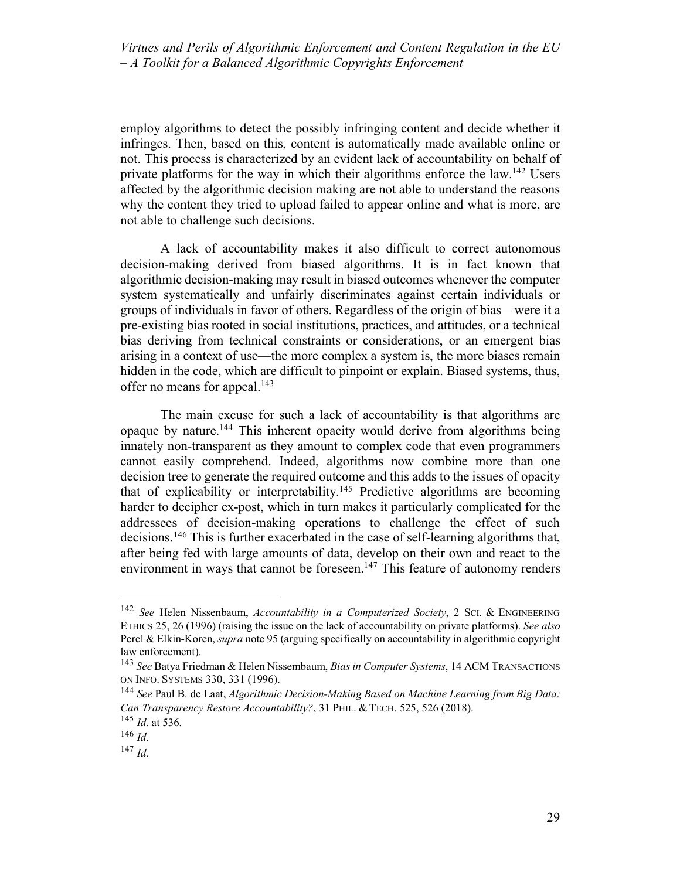employ algorithms to detect the possibly infringing content and decide whether it infringes. Then, based on this, content is automatically made available online or not. This process is characterized by an evident lack of accountability on behalf of private platforms for the way in which their algorithms enforce the law.[142] Users affected by the algorithmic decision making are not able to understand the reasons why the content they tried to upload failed to appear online and what is more, are not able to challenge such decisions.

A lack of accountability makes it also difficult to correct autonomous decision-making derived from biased algorithms. It is in fact known that algorithmic decision-making may result in biased outcomes whenever the computer system systematically and unfairly discriminates against certain individuals or groups of individuals in favor of others. Regardless of the origin of bias—were it a pre-existing bias rooted in social institutions, practices, and attitudes, or a technical bias deriving from technical constraints or considerations, or an emergent bias arising in a context of use—the more complex a system is, the more biases remain hidden in the code, which are difficult to pinpoint or explain. Biased systems, thus, offer no means for appeal.[143]

The main excuse for such a lack of accountability is that algorithms are opaque by nature.[144] This inherent opacity would derive from algorithms being innately non-transparent as they amount to complex code that even programmers cannot easily comprehend. Indeed, algorithms now combine more than one decision tree to generate the required outcome and this adds to the issues of opacity that of explicability or interpretability.[145] Predictive algorithms are becoming harder to decipher ex-post, which in turn makes it particularly complicated for the addressees of decision-making operations to challenge the effect of such decisions.[146] This is further exacerbated in the case of self-learning algorithms that, after being fed with large amounts of data, develop on their own and react to the environment in ways that cannot be foreseen.[147] This feature of autonomy renders

---

[142] *See* Helen Nissenbaum, *Accountability in a Computerized Society*, 2 SCI. & ENGINEERING ETHICS 25, 26 (1996) (raising the issue on the lack of accountability on private platforms). *See also* Perel & Elkin-Koren, *supra* note 95 (arguing specifically on accountability in algorithmic copyright law enforcement).

[143] *See* Batya Friedman & Helen Nissembaum, *Bias in Computer Systems*, 14 ACM TRANSACTIONS ON INFO. SYSTEMS 330, 331 (1996).

[144] *See* Paul B. de Laat, *Algorithmic Decision-Making Based on Machine Learning from Big Data: Can Transparency Restore Accountability?*, 31 PHIL. & TECH. 525, 526 (2018).

[145] *Id.* at 536.

[146] *Id.*

[147] *Id.*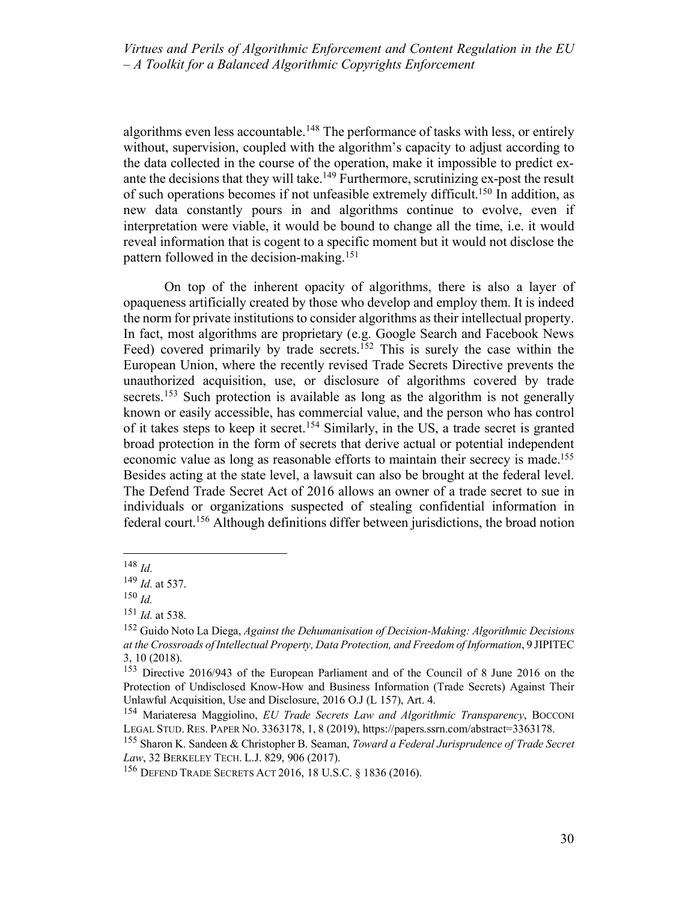algorithms even less accountable.[148] The performance of tasks with less, or entirely without, supervision, coupled with the algorithm's capacity to adjust according to the data collected in the course of the operation, make it impossible to predict ex-ante the decisions that they will take.[149] Furthermore, scrutinizing ex-post the result of such operations becomes if not unfeasible extremely difficult.[150] In addition, as new data constantly pours in and algorithms continue to evolve, even if interpretation were viable, it would be bound to change all the time, i.e. it would reveal information that is cogent to a specific moment but it would not disclose the pattern followed in the decision-making.[151]

On top of the inherent opacity of algorithms, there is also a layer of opaqueness artificially created by those who develop and employ them. It is indeed the norm for private institutions to consider algorithms as their intellectual property. In fact, most algorithms are proprietary (e.g. Google Search and Facebook News Feed) covered primarily by trade secrets.[152] This is surely the case within the European Union, where the recently revised Trade Secrets Directive prevents the unauthorized acquisition, use, or disclosure of algorithms covered by trade secrets.[153] Such protection is available as long as the algorithm is not generally known or easily accessible, has commercial value, and the person who has control of it takes steps to keep it secret.[154] Similarly, in the US, a trade secret is granted broad protection in the form of secrets that derive actual or potential independent economic value as long as reasonable efforts to maintain their secrecy is made.[155] Besides acting at the state level, a lawsuit can also be brought at the federal level. The Defend Trade Secret Act of 2016 allows an owner of a trade secret to sue in individuals or organizations suspected of stealing confidential information in federal court.[156] Although definitions differ between jurisdictions, the broad notion

---

[148] *Id.*

[149] *Id.* at 537.

[150] *Id.*

[151] *Id.* at 538.

[152] Guido Noto La Diega, *Against the Dehumanisation of Decision-Making: Algorithmic Decisions at the Crossroads of Intellectual Property, Data Protection, and Freedom of Information*, 9 JIPITEC 3, 10 (2018).

[153] Directive 2016/943 of the European Parliament and of the Council of 8 June 2016 on the Protection of Undisclosed Know-How and Business Information (Trade Secrets) Against Their Unlawful Acquisition, Use and Disclosure, 2016 O.J (L 157), Art. 4.

[154] Mariateresa Maggiolino, *EU Trade Secrets Law and Algorithmic Transparency*, BOCCONI LEGAL STUD. RES. PAPER NO. 3363178, 1, 8 (2019), https://papers.ssrn.com/abstract=3363178.

[155] Sharon K. Sandeen & Christopher B. Seaman, *Toward a Federal Jurisprudence of Trade Secret Law*, 32 BERKELEY TECH. L.J. 829, 906 (2017).

[156] DEFEND TRADE SECRETS ACT 2016, 18 U.S.C. § 1836 (2016).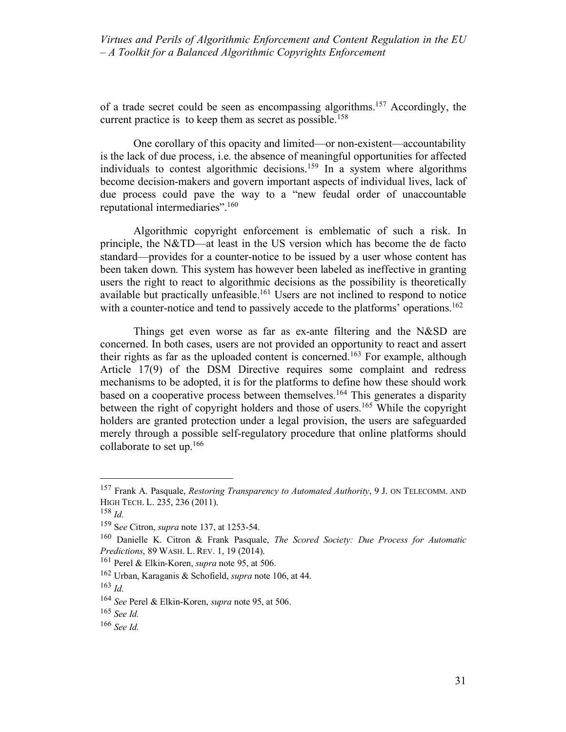of a trade secret could be seen as encompassing algorithms.[157] Accordingly, the current practice is to keep them as secret as possible.[158]

One corollary of this opacity and limited—or non-existent—accountability is the lack of due process, i.e. the absence of meaningful opportunities for affected individuals to contest algorithmic decisions.[159] In a system where algorithms become decision-makers and govern important aspects of individual lives, lack of due process could pave the way to a "new feudal order of unaccountable reputational intermediaries".[160]

Algorithmic copyright enforcement is emblematic of such a risk. In principle, the N&TD—at least in the US version which has become the de facto standard—provides for a counter-notice to be issued by a user whose content has been taken down. This system has however been labeled as ineffective in granting users the right to react to algorithmic decisions as the possibility is theoretically available but practically unfeasible.[161] Users are not inclined to respond to notice with a counter-notice and tend to passively accede to the platforms' operations.[162]

Things get even worse as far as ex-ante filtering and the N&SD are concerned. In both cases, users are not provided an opportunity to react and assert their rights as far as the uploaded content is concerned.[163] For example, although Article 17(9) of the DSM Directive requires some complaint and redress mechanisms to be adopted, it is for the platforms to define how these should work based on a cooperative process between themselves.[164] This generates a disparity between the right of copyright holders and those of users.[165] While the copyright holders are granted protection under a legal provision, the users are safeguarded merely through a possible self-regulatory procedure that online platforms should collaborate to set up.[166]

---

[157] Frank A. Pasquale, *Restoring Transparency to Automated Authority*, 9 J. ON TELECOMM. AND HIGH TECH. L. 235, 236 (2011).

[158] *Id.*

[159] S*ee* Citron, *supra* note 137, at 1253-54.

[160] Danielle K. Citron & Frank Pasquale, *The Scored Society: Due Process for Automatic Predictions*, 89 WASH. L. REV. 1, 19 (2014).

[161] Perel & Elkin-Koren, *supra* note 95, at 506.

[162] Urban, Karaganis & Schofield, *supra* note 106, at 44.

[163] *Id.*

[164] *See* Perel & Elkin-Koren, *supra* note 95, at 506.

[165] *See Id.*

[166] *See Id.*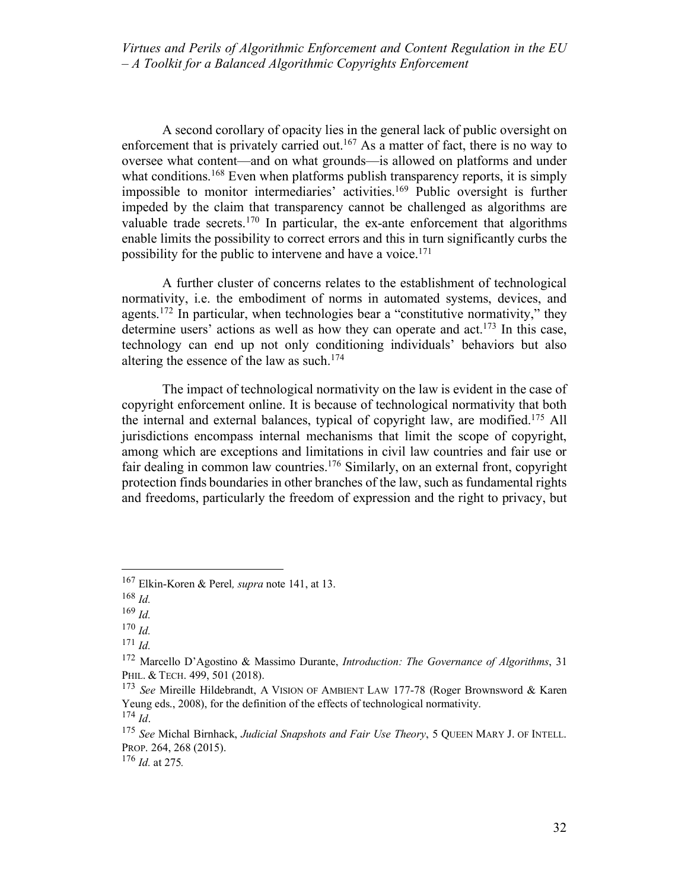A second corollary of opacity lies in the general lack of public oversight on enforcement that is privately carried out.[167] As a matter of fact, there is no way to oversee what content—and on what grounds—is allowed on platforms and under what conditions.[168] Even when platforms publish transparency reports, it is simply impossible to monitor intermediaries' activities.[169] Public oversight is further impeded by the claim that transparency cannot be challenged as algorithms are valuable trade secrets.[170] In particular, the ex-ante enforcement that algorithms enable limits the possibility to correct errors and this in turn significantly curbs the possibility for the public to intervene and have a voice.[171]

A further cluster of concerns relates to the establishment of technological normativity, i.e. the embodiment of norms in automated systems, devices, and agents.[172] In particular, when technologies bear a "constitutive normativity," they determine users' actions as well as how they can operate and act.[173] In this case, technology can end up not only conditioning individuals' behaviors but also altering the essence of the law as such.[174]

The impact of technological normativity on the law is evident in the case of copyright enforcement online. It is because of technological normativity that both the internal and external balances, typical of copyright law, are modified.[175] All jurisdictions encompass internal mechanisms that limit the scope of copyright, among which are exceptions and limitations in civil law countries and fair use or fair dealing in common law countries.[176] Similarly, on an external front, copyright protection finds boundaries in other branches of the law, such as fundamental rights and freedoms, particularly the freedom of expression and the right to privacy, but

---

[167] Elkin-Koren & Perel*, supra* note 141, at 13.

[168] *Id.*

[169] *Id.*

[170] *Id.*

[171] *Id.*

[172] Marcello D'Agostino & Massimo Durante, *Introduction: The Governance of Algorithms*, 31 PHIL. & TECH. 499, 501 (2018).

[173] *See* Mireille Hildebrandt, A VISION OF AMBIENT LAW 177-78 (Roger Brownsword & Karen Yeung eds., 2008), for the definition of the effects of technological normativity.

[174] *Id*.

[175] *See* Michal Birnhack, *Judicial Snapshots and Fair Use Theory*, 5 QUEEN MARY J. OF INTELL. PROP. 264, 268 (2015).

[176] *Id.* at 275*.*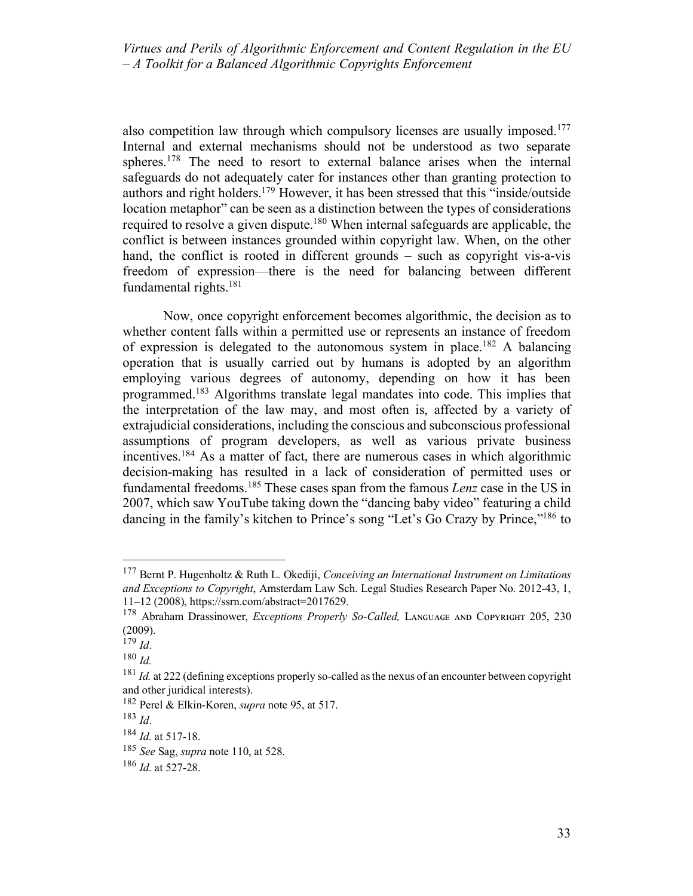also competition law through which compulsory licenses are usually imposed.[177] Internal and external mechanisms should not be understood as two separate spheres.[178] The need to resort to external balance arises when the internal safeguards do not adequately cater for instances other than granting protection to authors and right holders.[179] However, it has been stressed that this "inside/outside location metaphor" can be seen as a distinction between the types of considerations required to resolve a given dispute.[180] When internal safeguards are applicable, the conflict is between instances grounded within copyright law. When, on the other hand, the conflict is rooted in different grounds – such as copyright vis-a-vis freedom of expression—there is the need for balancing between different fundamental rights.[181]

Now, once copyright enforcement becomes algorithmic, the decision as to whether content falls within a permitted use or represents an instance of freedom of expression is delegated to the autonomous system in place.[182] A balancing operation that is usually carried out by humans is adopted by an algorithm employing various degrees of autonomy, depending on how it has been programmed.[183] Algorithms translate legal mandates into code. This implies that the interpretation of the law may, and most often is, affected by a variety of extrajudicial considerations, including the conscious and subconscious professional assumptions of program developers, as well as various private business incentives.[184] As a matter of fact, there are numerous cases in which algorithmic decision-making has resulted in a lack of consideration of permitted uses or fundamental freedoms.[185] These cases span from the famous *Lenz* case in the US in 2007, which saw YouTube taking down the "dancing baby video" featuring a child dancing in the family's kitchen to Prince's song "Let's Go Crazy by Prince,"[186] to

---

[177] Bernt P. Hugenholtz & Ruth L. Okediji, *Conceiving an International Instrument on Limitations and Exceptions to Copyright*, Amsterdam Law Sch. Legal Studies Research Paper No. 2012-43, 1, 11–12 (2008), https://ssrn.com/abstract=2017629.

[178] Abraham Drassinower, *Exceptions Properly So-Called,* Language and Copyright 205, 230 (2009).

[179] *Id*.

[180] *Id.*

[181] *Id.* at 222 (defining exceptions properly so-called as the nexus of an encounter between copyright and other juridical interests).

[182] Perel & Elkin-Koren, *supra* note 95, at 517.

[183] *Id*.

[184] *Id.* at 517-18.

[185] *See* Sag, *supra* note 110, at 528.

[186] *Id.* at 527-28.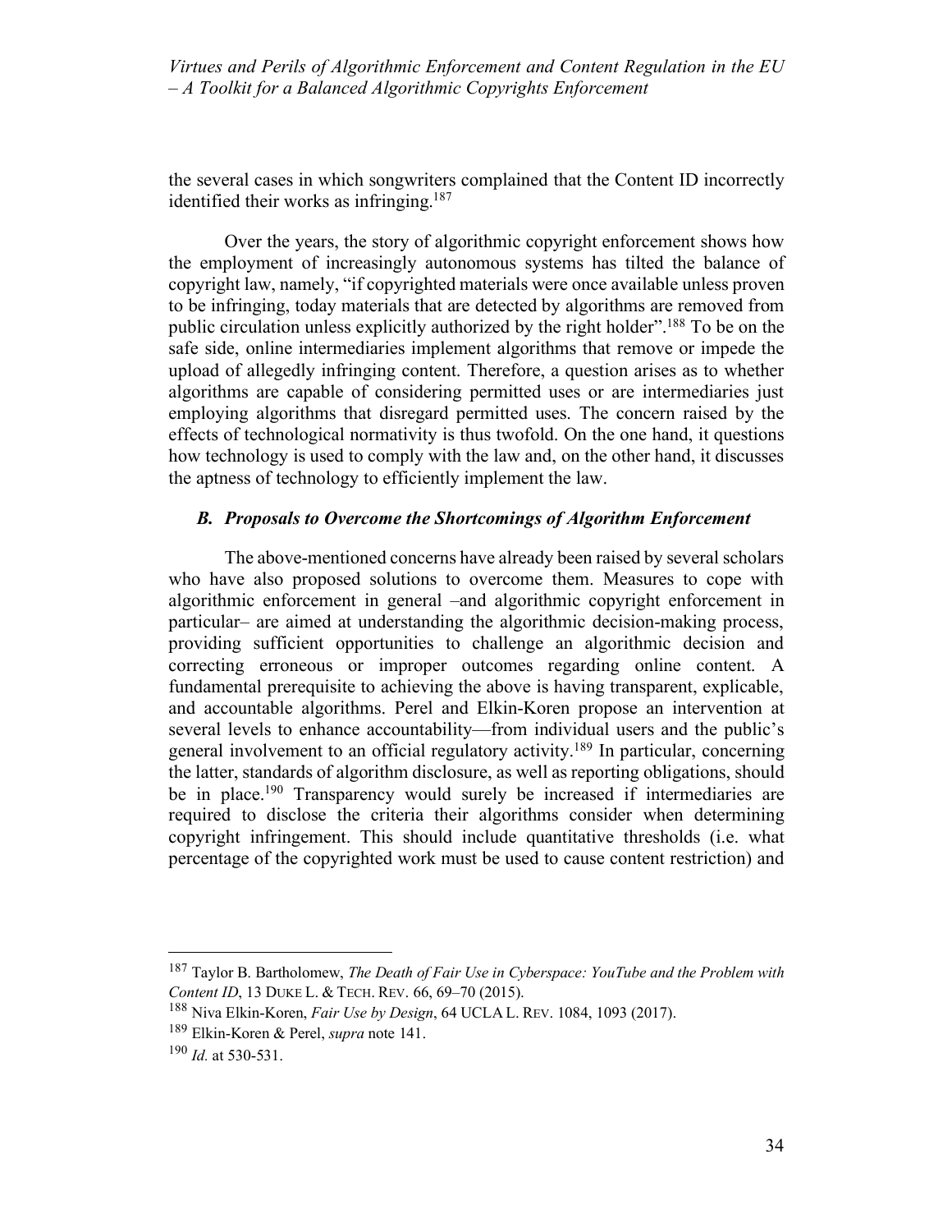the several cases in which songwriters complained that the Content ID incorrectly identified their works as infringing.[187]

Over the years, the story of algorithmic copyright enforcement shows how the employment of increasingly autonomous systems has tilted the balance of copyright law, namely, "if copyrighted materials were once available unless proven to be infringing, today materials that are detected by algorithms are removed from public circulation unless explicitly authorized by the right holder".[188] To be on the safe side, online intermediaries implement algorithms that remove or impede the upload of allegedly infringing content. Therefore, a question arises as to whether algorithms are capable of considering permitted uses or are intermediaries just employing algorithms that disregard permitted uses. The concern raised by the effects of technological normativity is thus twofold. On the one hand, it questions how technology is used to comply with the law and, on the other hand, it discusses the aptness of technology to efficiently implement the law.

### *B. Proposals to Overcome the Shortcomings of Algorithm Enforcement*

The above-mentioned concerns have already been raised by several scholars who have also proposed solutions to overcome them. Measures to cope with algorithmic enforcement in general –and algorithmic copyright enforcement in particular– are aimed at understanding the algorithmic decision-making process, providing sufficient opportunities to challenge an algorithmic decision and correcting erroneous or improper outcomes regarding online content. A fundamental prerequisite to achieving the above is having transparent, explicable, and accountable algorithms. Perel and Elkin-Koren propose an intervention at several levels to enhance accountability—from individual users and the public's general involvement to an official regulatory activity.[189] In particular, concerning the latter, standards of algorithm disclosure, as well as reporting obligations, should be in place.[190] Transparency would surely be increased if intermediaries are required to disclose the criteria their algorithms consider when determining copyright infringement. This should include quantitative thresholds (i.e. what percentage of the copyrighted work must be used to cause content restriction) and

---

[187] Taylor B. Bartholomew, *The Death of Fair Use in Cyberspace: YouTube and the Problem with Content ID*, 13 DUKE L. & TECH. REV. 66, 69–70 (2015).

[188] Niva Elkin-Koren, *Fair Use by Design*, 64 UCLA L. REV. 1084, 1093 (2017).

[189] Elkin-Koren & Perel, *supra* note 141.

[190] *Id.* at 530-531.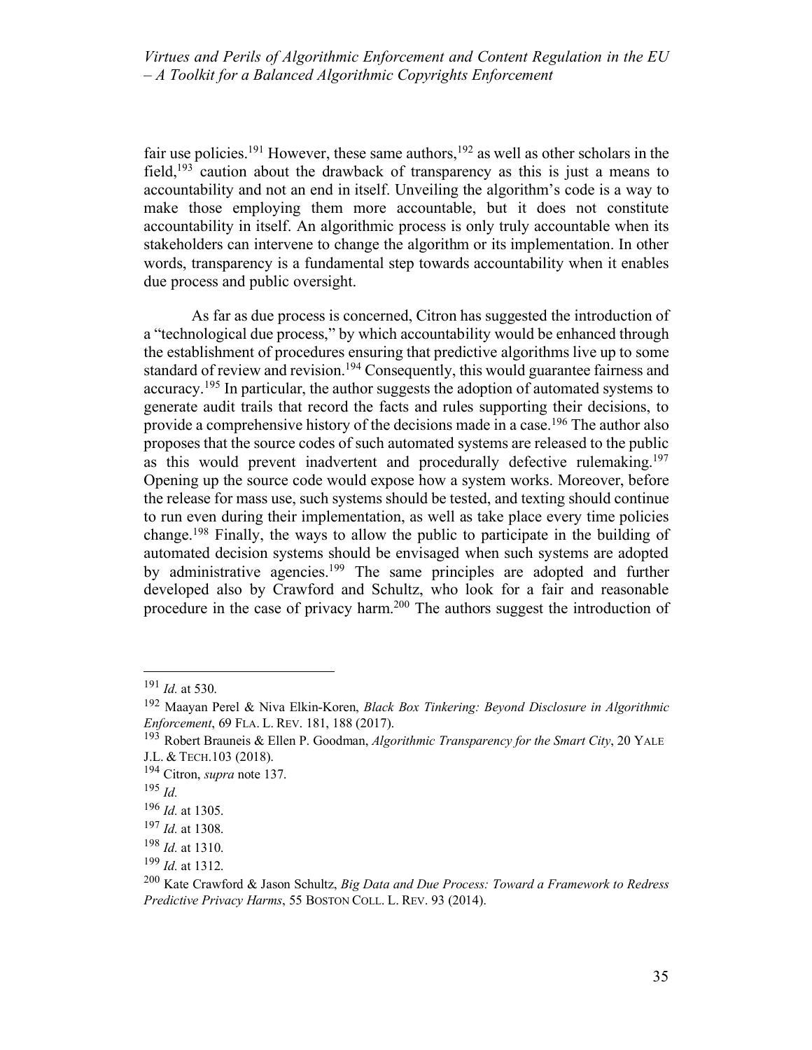fair use policies.[191] However, these same authors,[192] as well as other scholars in the field,[193] caution about the drawback of transparency as this is just a means to accountability and not an end in itself. Unveiling the algorithm's code is a way to make those employing them more accountable, but it does not constitute accountability in itself. An algorithmic process is only truly accountable when its stakeholders can intervene to change the algorithm or its implementation. In other words, transparency is a fundamental step towards accountability when it enables due process and public oversight.

As far as due process is concerned, Citron has suggested the introduction of a "technological due process," by which accountability would be enhanced through the establishment of procedures ensuring that predictive algorithms live up to some standard of review and revision.[194] Consequently, this would guarantee fairness and accuracy.[195] In particular, the author suggests the adoption of automated systems to generate audit trails that record the facts and rules supporting their decisions, to provide a comprehensive history of the decisions made in a case.[196] The author also proposes that the source codes of such automated systems are released to the public as this would prevent inadvertent and procedurally defective rulemaking.[197] Opening up the source code would expose how a system works. Moreover, before the release for mass use, such systems should be tested, and texting should continue to run even during their implementation, as well as take place every time policies change.[198] Finally, the ways to allow the public to participate in the building of automated decision systems should be envisaged when such systems are adopted by administrative agencies.[199] The same principles are adopted and further developed also by Crawford and Schultz, who look for a fair and reasonable procedure in the case of privacy harm.[200] The authors suggest the introduction of

---

[191] *Id.* at 530.

[192] Maayan Perel & Niva Elkin-Koren, *Black Box Tinkering: Beyond Disclosure in Algorithmic Enforcement*, 69 FLA. L. REV. 181, 188 (2017).

[193] Robert Brauneis & Ellen P. Goodman, *Algorithmic Transparency for the Smart City*, 20 YALE J.L. & TECH.103 (2018).

[194] Citron, *supra* note 137.

[195] *Id.*

[196] *Id.* at 1305.

[197] *Id.* at 1308.

[198] *Id.* at 1310.

[199] *Id.* at 1312.

[200] Kate Crawford & Jason Schultz, *Big Data and Due Process: Toward a Framework to Redress Predictive Privacy Harms*, 55 BOSTON COLL. L. REV. 93 (2014).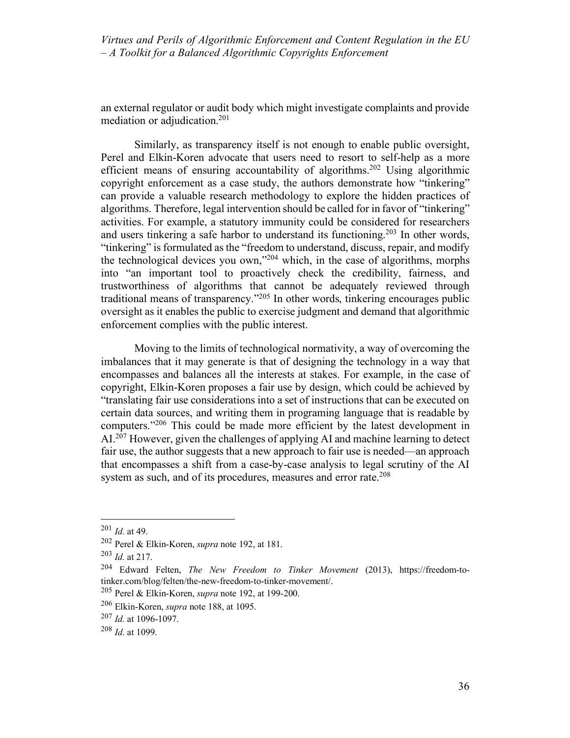an external regulator or audit body which might investigate complaints and provide mediation or adjudication.[201]

Similarly, as transparency itself is not enough to enable public oversight, Perel and Elkin-Koren advocate that users need to resort to self-help as a more efficient means of ensuring accountability of algorithms.[202] Using algorithmic copyright enforcement as a case study, the authors demonstrate how "tinkering" can provide a valuable research methodology to explore the hidden practices of algorithms. Therefore, legal intervention should be called for in favor of "tinkering" activities. For example, a statutory immunity could be considered for researchers and users tinkering a safe harbor to understand its functioning.[203] In other words, "tinkering" is formulated as the "freedom to understand, discuss, repair, and modify the technological devices you own,"[204] which, in the case of algorithms, morphs into "an important tool to proactively check the credibility, fairness, and trustworthiness of algorithms that cannot be adequately reviewed through traditional means of transparency."[205] In other words, tinkering encourages public oversight as it enables the public to exercise judgment and demand that algorithmic enforcement complies with the public interest.

Moving to the limits of technological normativity, a way of overcoming the imbalances that it may generate is that of designing the technology in a way that encompasses and balances all the interests at stakes. For example, in the case of copyright, Elkin-Koren proposes a fair use by design, which could be achieved by "translating fair use considerations into a set of instructions that can be executed on certain data sources, and writing them in programing language that is readable by computers."[206] This could be made more efficient by the latest development in AI.[207] However, given the challenges of applying AI and machine learning to detect fair use, the author suggests that a new approach to fair use is needed—an approach that encompasses a shift from a case-by-case analysis to legal scrutiny of the AI system as such, and of its procedures, measures and error rate.[208]

---

[201] *Id.* at 49.

[202] Perel & Elkin-Koren, *supra* note 192, at 181.

[203] *Id.* at 217.

[204] Edward Felten, *The New Freedom to Tinker Movement* (2013), https://freedom-to-tinker.com/blog/felten/the-new-freedom-to-tinker-movement/.

[205] Perel & Elkin-Koren, *supra* note 192, at 199-200.

[206] Elkin-Koren, *supra* note 188, at 1095.

[207] *Id.* at 1096-1097.

[208] *Id.* at 1099.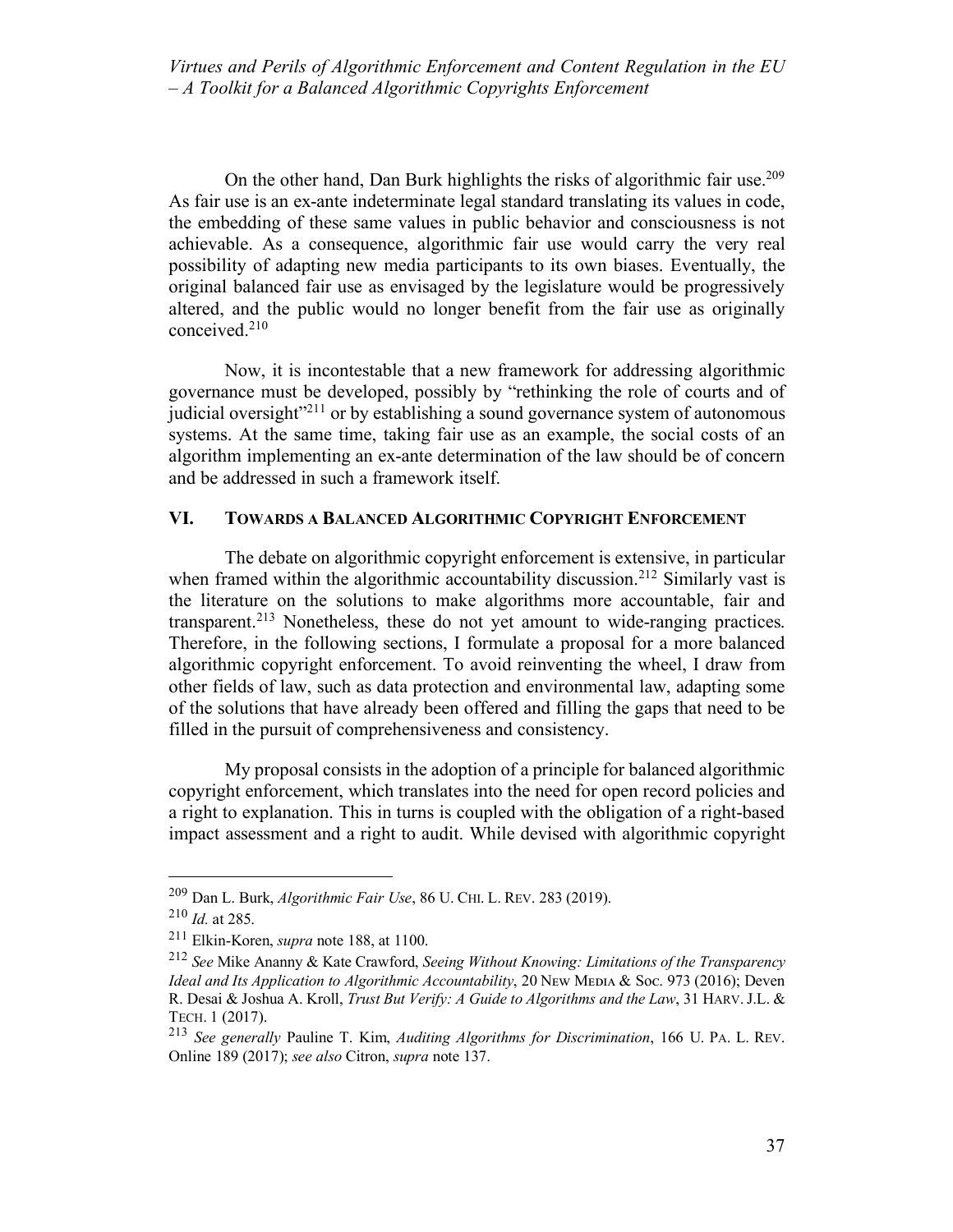On the other hand, Dan Burk highlights the risks of algorithmic fair use.[209] As fair use is an ex-ante indeterminate legal standard translating its values in code, the embedding of these same values in public behavior and consciousness is not achievable. As a consequence, algorithmic fair use would carry the very real possibility of adapting new media participants to its own biases. Eventually, the original balanced fair use as envisaged by the legislature would be progressively altered, and the public would no longer benefit from the fair use as originally conceived.[210]

Now, it is incontestable that a new framework for addressing algorithmic governance must be developed, possibly by "rethinking the role of courts and of judicial oversight"[211] or by establishing a sound governance system of autonomous systems. At the same time, taking fair use as an example, the social costs of an algorithm implementing an ex-ante determination of the law should be of concern and be addressed in such a framework itself.

## VI. TOWARDS A BALANCED ALGORITHMIC COPYRIGHT ENFORCEMENT

The debate on algorithmic copyright enforcement is extensive, in particular when framed within the algorithmic accountability discussion.[212] Similarly vast is the literature on the solutions to make algorithms more accountable, fair and transparent.[213] Nonetheless, these do not yet amount to wide-ranging practices. Therefore, in the following sections, I formulate a proposal for a more balanced algorithmic copyright enforcement. To avoid reinventing the wheel, I draw from other fields of law, such as data protection and environmental law, adapting some of the solutions that have already been offered and filling the gaps that need to be filled in the pursuit of comprehensiveness and consistency.

My proposal consists in the adoption of a principle for balanced algorithmic copyright enforcement, which translates into the need for open record policies and a right to explanation. This in turns is coupled with the obligation of a right-based impact assessment and a right to audit. While devised with algorithmic copyright

---

[209] Dan L. Burk, *Algorithmic Fair Use*, 86 U. CHI. L. REV. 283 (2019).

[210] *Id.* at 285.

[211] Elkin-Koren, *supra* note 188, at 1100.

[212] *See* Mike Ananny & Kate Crawford, *Seeing Without Knowing: Limitations of the Transparency Ideal and Its Application to Algorithmic Accountability*, 20 NEW MEDIA & SOC. 973 (2016); Deven R. Desai & Joshua A. Kroll, *Trust But Verify: A Guide to Algorithms and the Law*, 31 HARV. J.L. & TECH. 1 (2017).

[213] *See generally* Pauline T. Kim, *Auditing Algorithms for Discrimination*, 166 U. PA. L. REV. Online 189 (2017); *see also* Citron, *supra* note 137.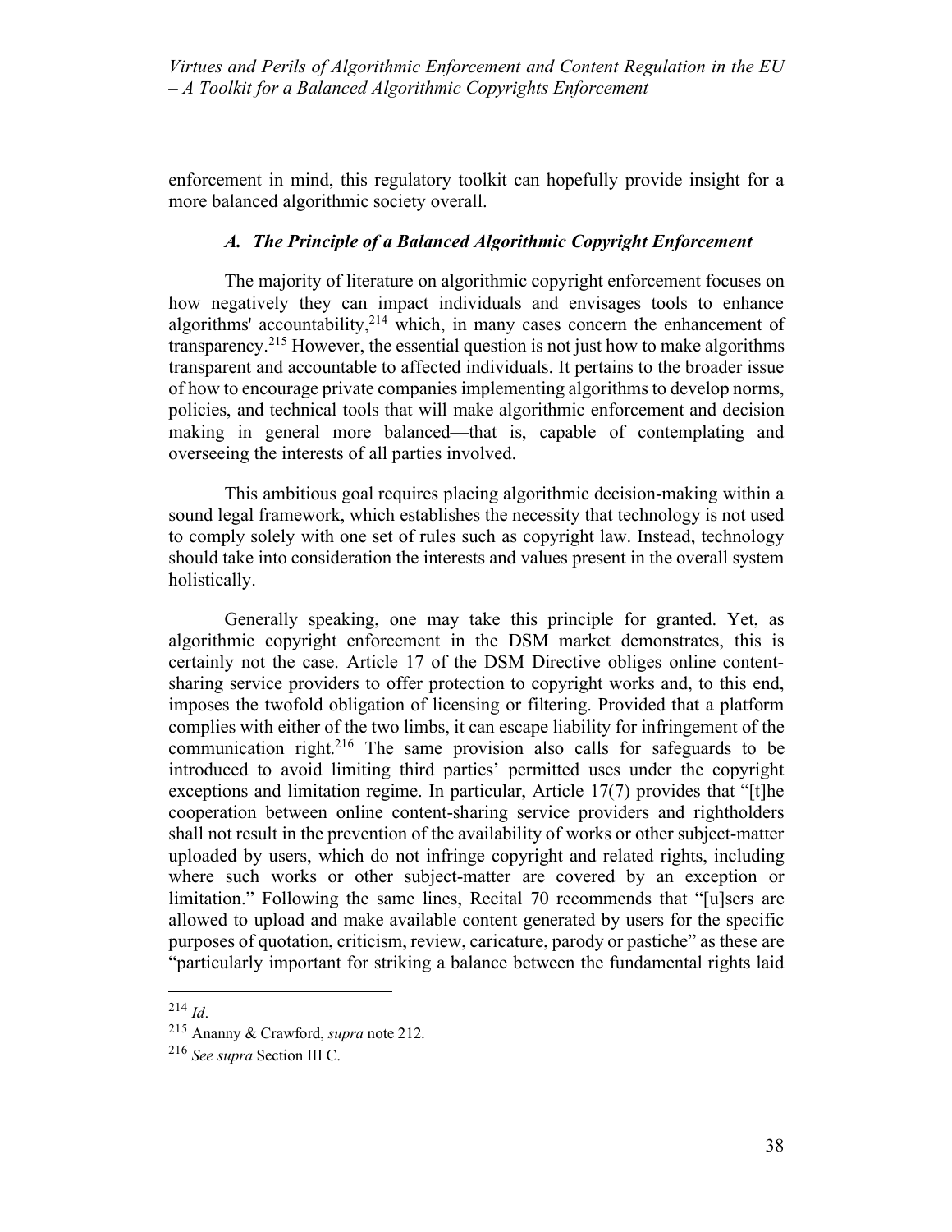enforcement in mind, this regulatory toolkit can hopefully provide insight for a more balanced algorithmic society overall.

### *A. The Principle of a Balanced Algorithmic Copyright Enforcement*

The majority of literature on algorithmic copyright enforcement focuses on how negatively they can impact individuals and envisages tools to enhance algorithms' accountability,[214] which, in many cases concern the enhancement of transparency.[215] However, the essential question is not just how to make algorithms transparent and accountable to affected individuals. It pertains to the broader issue of how to encourage private companies implementing algorithms to develop norms, policies, and technical tools that will make algorithmic enforcement and decision making in general more balanced—that is, capable of contemplating and overseeing the interests of all parties involved.

This ambitious goal requires placing algorithmic decision-making within a sound legal framework, which establishes the necessity that technology is not used to comply solely with one set of rules such as copyright law. Instead, technology should take into consideration the interests and values present in the overall system holistically.

Generally speaking, one may take this principle for granted. Yet, as algorithmic copyright enforcement in the DSM market demonstrates, this is certainly not the case. Article 17 of the DSM Directive obliges online content-sharing service providers to offer protection to copyright works and, to this end, imposes the twofold obligation of licensing or filtering. Provided that a platform complies with either of the two limbs, it can escape liability for infringement of the communication right.[216] The same provision also calls for safeguards to be introduced to avoid limiting third parties' permitted uses under the copyright exceptions and limitation regime. In particular, Article 17(7) provides that "[t]he cooperation between online content-sharing service providers and rightholders shall not result in the prevention of the availability of works or other subject-matter uploaded by users, which do not infringe copyright and related rights, including where such works or other subject-matter are covered by an exception or limitation." Following the same lines, Recital 70 recommends that "[u]sers are allowed to upload and make available content generated by users for the specific purposes of quotation, criticism, review, caricature, parody or pastiche" as these are "particularly important for striking a balance between the fundamental rights laid

---

[214] *Id*.

[215] Ananny & Crawford, *supra* note 212.

[216] *See supra* Section III C.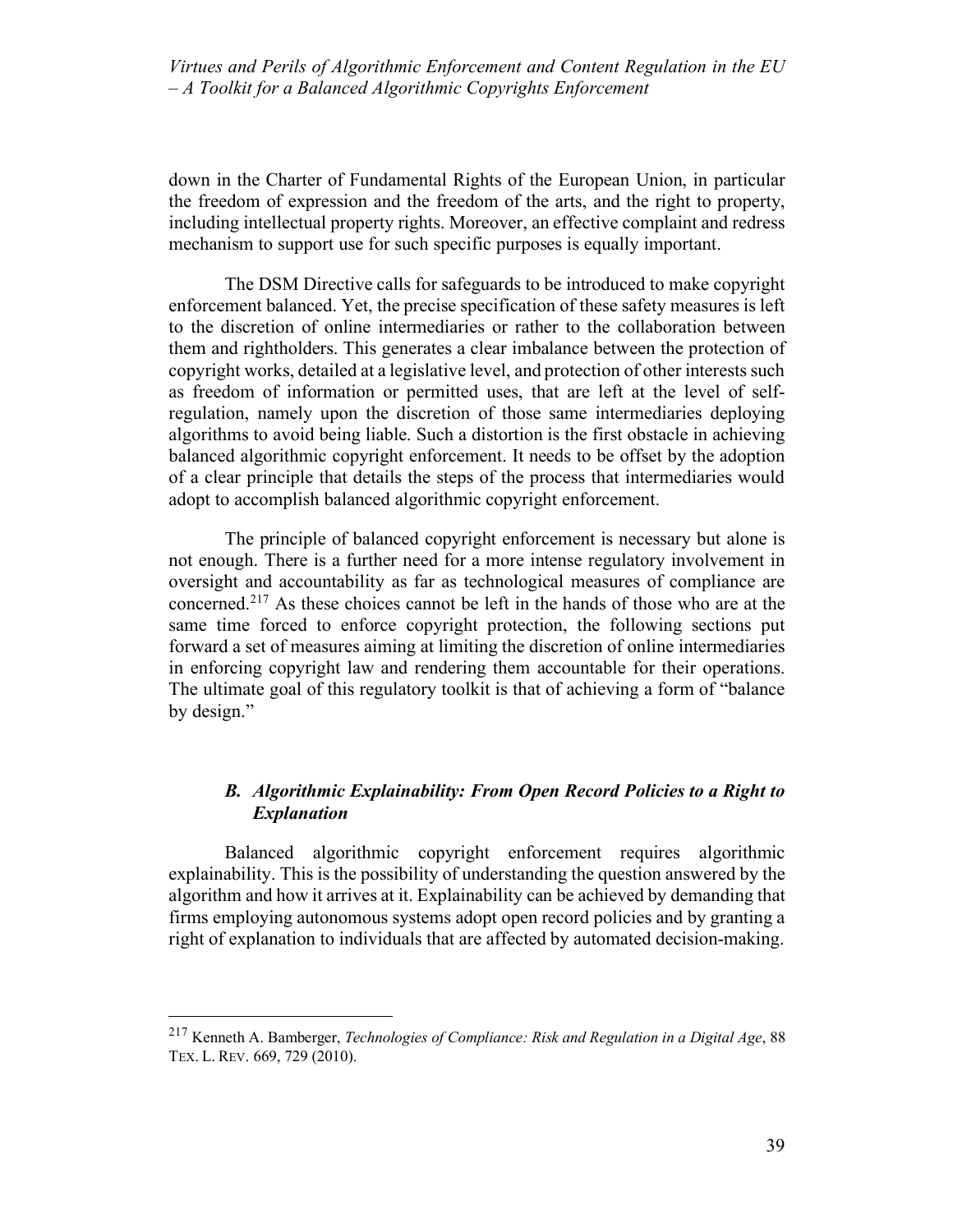down in the Charter of Fundamental Rights of the European Union, in particular the freedom of expression and the freedom of the arts, and the right to property, including intellectual property rights. Moreover, an effective complaint and redress mechanism to support use for such specific purposes is equally important.

The DSM Directive calls for safeguards to be introduced to make copyright enforcement balanced. Yet, the precise specification of these safety measures is left to the discretion of online intermediaries or rather to the collaboration between them and rightholders. This generates a clear imbalance between the protection of copyright works, detailed at a legislative level, and protection of other interests such as freedom of information or permitted uses, that are left at the level of self-regulation, namely upon the discretion of those same intermediaries deploying algorithms to avoid being liable. Such a distortion is the first obstacle in achieving balanced algorithmic copyright enforcement. It needs to be offset by the adoption of a clear principle that details the steps of the process that intermediaries would adopt to accomplish balanced algorithmic copyright enforcement.

The principle of balanced copyright enforcement is necessary but alone is not enough. There is a further need for a more intense regulatory involvement in oversight and accountability as far as technological measures of compliance are concerned.[217] As these choices cannot be left in the hands of those who are at the same time forced to enforce copyright protection, the following sections put forward a set of measures aiming at limiting the discretion of online intermediaries in enforcing copyright law and rendering them accountable for their operations. The ultimate goal of this regulatory toolkit is that of achieving a form of "balance by design."

### *B. Algorithmic Explainability: From Open Record Policies to a Right to Explanation*

Balanced algorithmic copyright enforcement requires algorithmic explainability. This is the possibility of understanding the question answered by the algorithm and how it arrives at it. Explainability can be achieved by demanding that firms employing autonomous systems adopt open record policies and by granting a right of explanation to individuals that are affected by automated decision-making.

---

[217] Kenneth A. Bamberger, *Technologies of Compliance: Risk and Regulation in a Digital Age*, 88 TEX. L. REV. 669, 729 (2010).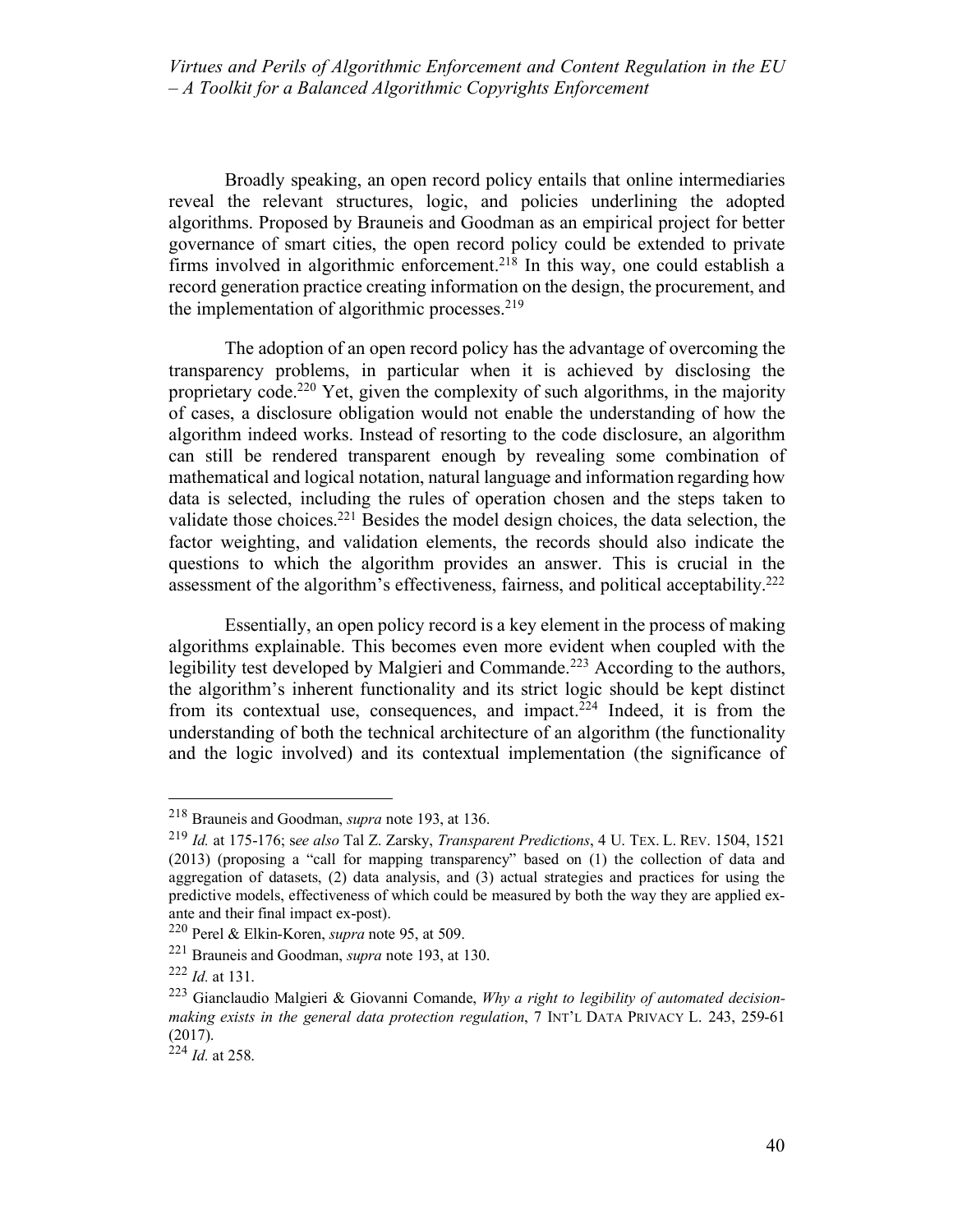Broadly speaking, an open record policy entails that online intermediaries reveal the relevant structures, logic, and policies underlining the adopted algorithms. Proposed by Brauneis and Goodman as an empirical project for better governance of smart cities, the open record policy could be extended to private firms involved in algorithmic enforcement.[218] In this way, one could establish a record generation practice creating information on the design, the procurement, and the implementation of algorithmic processes.[219]

The adoption of an open record policy has the advantage of overcoming the transparency problems, in particular when it is achieved by disclosing the proprietary code.[220] Yet, given the complexity of such algorithms, in the majority of cases, a disclosure obligation would not enable the understanding of how the algorithm indeed works. Instead of resorting to the code disclosure, an algorithm can still be rendered transparent enough by revealing some combination of mathematical and logical notation, natural language and information regarding how data is selected, including the rules of operation chosen and the steps taken to validate those choices.[221] Besides the model design choices, the data selection, the factor weighting, and validation elements, the records should also indicate the questions to which the algorithm provides an answer. This is crucial in the assessment of the algorithm's effectiveness, fairness, and political acceptability.[222]

Essentially, an open policy record is a key element in the process of making algorithms explainable. This becomes even more evident when coupled with the legibility test developed by Malgieri and Commande.[223] According to the authors, the algorithm's inherent functionality and its strict logic should be kept distinct from its contextual use, consequences, and impact.[224] Indeed, it is from the understanding of both the technical architecture of an algorithm (the functionality and the logic involved) and its contextual implementation (the significance of

---

[218] Brauneis and Goodman, *supra* note 193, at 136.

[219] *Id.* at 175-176; s*ee also* Tal Z. Zarsky, *Transparent Predictions*, 4 U. TEX. L. REV. 1504, 1521 (2013) (proposing a "call for mapping transparency" based on (1) the collection of data and aggregation of datasets, (2) data analysis, and (3) actual strategies and practices for using the predictive models, effectiveness of which could be measured by both the way they are applied ex-ante and their final impact ex-post).

[220] Perel & Elkin-Koren, *supra* note 95, at 509.

[221] Brauneis and Goodman, *supra* note 193, at 130.

[222] *Id.* at 131.

[223] Gianclaudio Malgieri & Giovanni Comande, *Why a right to legibility of automated decision-making exists in the general data protection regulation*, 7 INT'L DATA PRIVACY L. 243, 259-61 (2017).

[224] *Id.* at 258.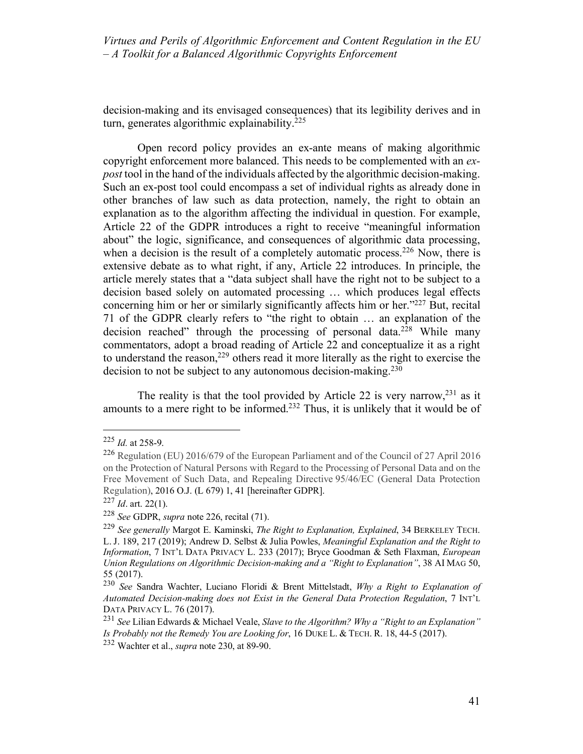decision-making and its envisaged consequences) that its legibility derives and in turn, generates algorithmic explainability.[225]

Open record policy provides an ex-ante means of making algorithmic copyright enforcement more balanced. This needs to be complemented with an *ex-post* tool in the hand of the individuals affected by the algorithmic decision-making. Such an ex-post tool could encompass a set of individual rights as already done in other branches of law such as data protection, namely, the right to obtain an explanation as to the algorithm affecting the individual in question. For example, Article 22 of the GDPR introduces a right to receive "meaningful information about" the logic, significance, and consequences of algorithmic data processing, when a decision is the result of a completely automatic process.[226] Now, there is extensive debate as to what right, if any, Article 22 introduces. In principle, the article merely states that a "data subject shall have the right not to be subject to a decision based solely on automated processing … which produces legal effects concerning him or her or similarly significantly affects him or her."[227] But, recital 71 of the GDPR clearly refers to "the right to obtain … an explanation of the decision reached" through the processing of personal data.[228] While many commentators, adopt a broad reading of Article 22 and conceptualize it as a right to understand the reason,[229] others read it more literally as the right to exercise the decision to not be subject to any autonomous decision-making.[230]

The reality is that the tool provided by Article 22 is very narrow,[231] as it amounts to a mere right to be informed.[232] Thus, it is unlikely that it would be of

---

[225] *Id.* at 258-9.

[226] Regulation (EU) 2016/679 of the European Parliament and of the Council of 27 April 2016 on the Protection of Natural Persons with Regard to the Processing of Personal Data and on the Free Movement of Such Data, and Repealing Directive 95/46/EC (General Data Protection Regulation), 2016 O.J. (L 679) 1, 41 [hereinafter GDPR].

[227] *Id*. art. 22(1).

[228] *See* GDPR, *supra* note 226, recital (71).

[229] *See generally* Margot E. Kaminski, *The Right to Explanation, Explained*, 34 BERKELEY TECH. L. J. 189, 217 (2019); Andrew D. Selbst & Julia Powles, *Meaningful Explanation and the Right to Information*, 7 INT'L DATA PRIVACY L. 233 (2017); Bryce Goodman & Seth Flaxman, *European Union Regulations on Algorithmic Decision-making and a "Right to Explanation"*, 38 AI MAG 50, 55 (2017).

[230] *See* Sandra Wachter, Luciano Floridi & Brent Mittelstadt, *Why a Right to Explanation of Automated Decision-making does not Exist in the General Data Protection Regulation*, 7 INT'L DATA PRIVACY L. 76 (2017).

[231] *See* Lilian Edwards & Michael Veale, *Slave to the Algorithm? Why a "Right to an Explanation" Is Probably not the Remedy You are Looking for*, 16 DUKE L. & TECH. R. 18, 44-5 (2017).

[232] Wachter et al., *supra* note 230, at 89-90.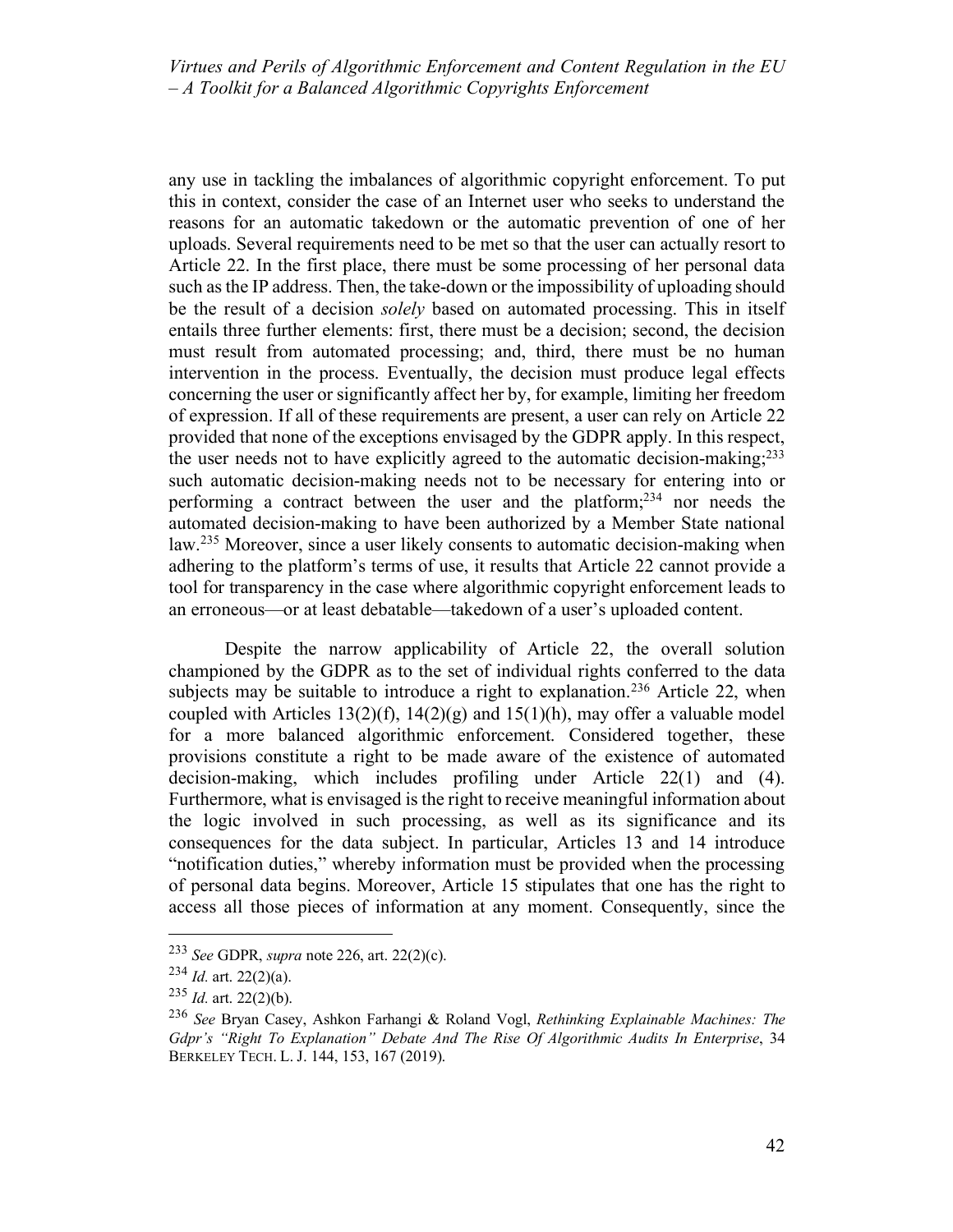any use in tackling the imbalances of algorithmic copyright enforcement. To put this in context, consider the case of an Internet user who seeks to understand the reasons for an automatic takedown or the automatic prevention of one of her uploads. Several requirements need to be met so that the user can actually resort to Article 22. In the first place, there must be some processing of her personal data such as the IP address. Then, the take-down or the impossibility of uploading should be the result of a decision *solely* based on automated processing. This in itself entails three further elements: first, there must be a decision; second, the decision must result from automated processing; and, third, there must be no human intervention in the process. Eventually, the decision must produce legal effects concerning the user or significantly affect her by, for example, limiting her freedom of expression. If all of these requirements are present, a user can rely on Article 22 provided that none of the exceptions envisaged by the GDPR apply. In this respect, the user needs not to have explicitly agreed to the automatic decision-making;[233] such automatic decision-making needs not to be necessary for entering into or performing a contract between the user and the platform;[234] nor needs the automated decision-making to have been authorized by a Member State national law.[235] Moreover, since a user likely consents to automatic decision-making when adhering to the platform's terms of use, it results that Article 22 cannot provide a tool for transparency in the case where algorithmic copyright enforcement leads to an erroneous—or at least debatable—takedown of a user's uploaded content.

Despite the narrow applicability of Article 22, the overall solution championed by the GDPR as to the set of individual rights conferred to the data subjects may be suitable to introduce a right to explanation.[236] Article 22, when coupled with Articles 13(2)(f), 14(2)(g) and 15(1)(h), may offer a valuable model for a more balanced algorithmic enforcement. Considered together, these provisions constitute a right to be made aware of the existence of automated decision-making, which includes profiling under Article 22(1) and (4). Furthermore, what is envisaged is the right to receive meaningful information about the logic involved in such processing, as well as its significance and its consequences for the data subject. In particular, Articles 13 and 14 introduce "notification duties," whereby information must be provided when the processing of personal data begins. Moreover, Article 15 stipulates that one has the right to access all those pieces of information at any moment. Consequently, since the

---

[233] *See* GDPR, *supra* note 226, art. 22(2)(c).

[234] *Id.* art. 22(2)(a).

[235] *Id.* art. 22(2)(b).

[236] *See* Bryan Casey, Ashkon Farhangi & Roland Vogl, *Rethinking Explainable Machines: The Gdpr's "Right To Explanation" Debate And The Rise Of Algorithmic Audits In Enterprise*, 34 BERKELEY TECH. L. J. 144, 153, 167 (2019).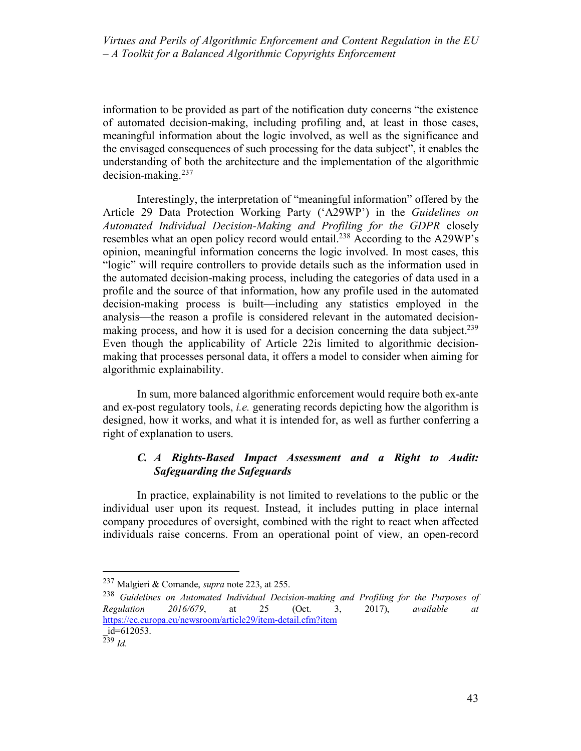information to be provided as part of the notification duty concerns "the existence of automated decision-making, including profiling and, at least in those cases, meaningful information about the logic involved, as well as the significance and the envisaged consequences of such processing for the data subject", it enables the understanding of both the architecture and the implementation of the algorithmic decision-making.[237]

Interestingly, the interpretation of "meaningful information" offered by the Article 29 Data Protection Working Party ('A29WP') in the *Guidelines on Automated Individual Decision-Making and Profiling for the GDPR* closely resembles what an open policy record would entail.[238] According to the A29WP's opinion, meaningful information concerns the logic involved. In most cases, this "logic" will require controllers to provide details such as the information used in the automated decision-making process, including the categories of data used in a profile and the source of that information, how any profile used in the automated decision-making process is built—including any statistics employed in the analysis—the reason a profile is considered relevant in the automated decision-making process, and how it is used for a decision concerning the data subject.[239] Even though the applicability of Article 22is limited to algorithmic decision-making that processes personal data, it offers a model to consider when aiming for algorithmic explainability.

In sum, more balanced algorithmic enforcement would require both ex-ante and ex-post regulatory tools, *i.e.* generating records depicting how the algorithm is designed, how it works, and what it is intended for, as well as further conferring a right of explanation to users.

### *C. A Rights-Based Impact Assessment and a Right to Audit: Safeguarding the Safeguards*

In practice, explainability is not limited to revelations to the public or the individual user upon its request. Instead, it includes putting in place internal company procedures of oversight, combined with the right to react when affected individuals raise concerns. From an operational point of view, an open-record

---

[237] Malgieri & Comande, *supra* note 223, at 255.

[238] *Guidelines on Automated Individual Decision-making and Profiling for the Purposes of Regulation 2016/679*, at 25 (Oct. 3, 2017), *available at* https://ec.europa.eu/newsroom/article29/item-detail.cfm?item_id=612053.

[239] *Id.*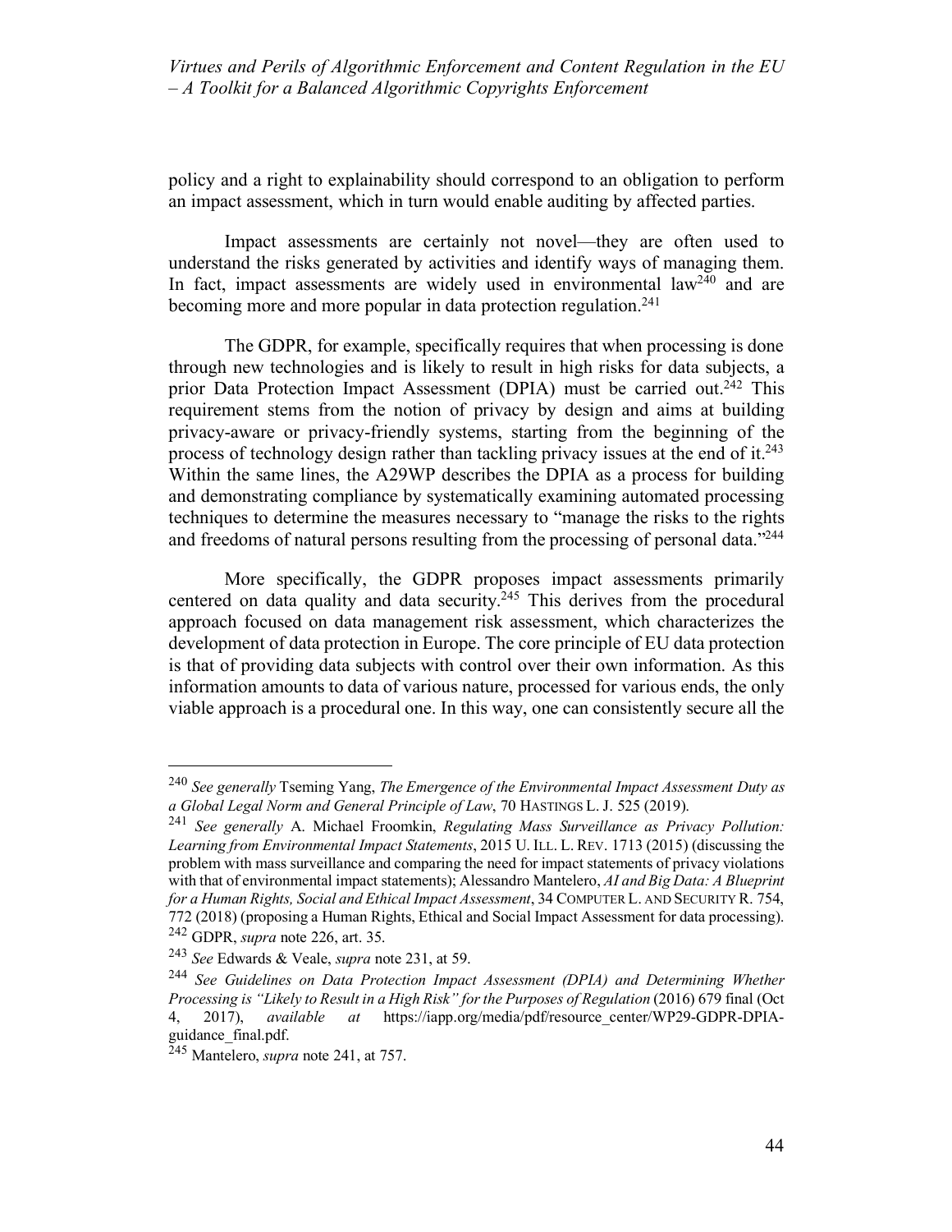policy and a right to explainability should correspond to an obligation to perform an impact assessment, which in turn would enable auditing by affected parties.

Impact assessments are certainly not novel—they are often used to understand the risks generated by activities and identify ways of managing them. In fact, impact assessments are widely used in environmental law[240] and are becoming more and more popular in data protection regulation.[241]

The GDPR, for example, specifically requires that when processing is done through new technologies and is likely to result in high risks for data subjects, a prior Data Protection Impact Assessment (DPIA) must be carried out.[242] This requirement stems from the notion of privacy by design and aims at building privacy-aware or privacy-friendly systems, starting from the beginning of the process of technology design rather than tackling privacy issues at the end of it.[243] Within the same lines, the A29WP describes the DPIA as a process for building and demonstrating compliance by systematically examining automated processing techniques to determine the measures necessary to "manage the risks to the rights and freedoms of natural persons resulting from the processing of personal data."[244]

More specifically, the GDPR proposes impact assessments primarily centered on data quality and data security.[245] This derives from the procedural approach focused on data management risk assessment, which characterizes the development of data protection in Europe. The core principle of EU data protection is that of providing data subjects with control over their own information. As this information amounts to data of various nature, processed for various ends, the only viable approach is a procedural one. In this way, one can consistently secure all the

---

[240] *See generally* Tseming Yang, *The Emergence of the Environmental Impact Assessment Duty as a Global Legal Norm and General Principle of Law*, 70 HASTINGS L. J. 525 (2019).

[241] *See generally* A. Michael Froomkin, *Regulating Mass Surveillance as Privacy Pollution: Learning from Environmental Impact Statements*, 2015 U. ILL. L. REV. 1713 (2015) (discussing the problem with mass surveillance and comparing the need for impact statements of privacy violations with that of environmental impact statements); Alessandro Mantelero, *AI and Big Data: A Blueprint for a Human Rights, Social and Ethical Impact Assessment*, 34 COMPUTER L. AND SECURITY R. 754, 772 (2018) (proposing a Human Rights, Ethical and Social Impact Assessment for data processing).

[242] GDPR, *supra* note 226, art. 35.

[243] *See* Edwards & Veale, *supra* note 231, at 59.

[244] *See Guidelines on Data Protection Impact Assessment (DPIA) and Determining Whether Processing is "Likely to Result in a High Risk" for the Purposes of Regulation* (2016) 679 final (Oct 4, 2017), *available at* https://iapp.org/media/pdf/resource_center/WP29-GDPR-DPIA-guidance_final.pdf.

[245] Mantelero, *supra* note 241, at 757.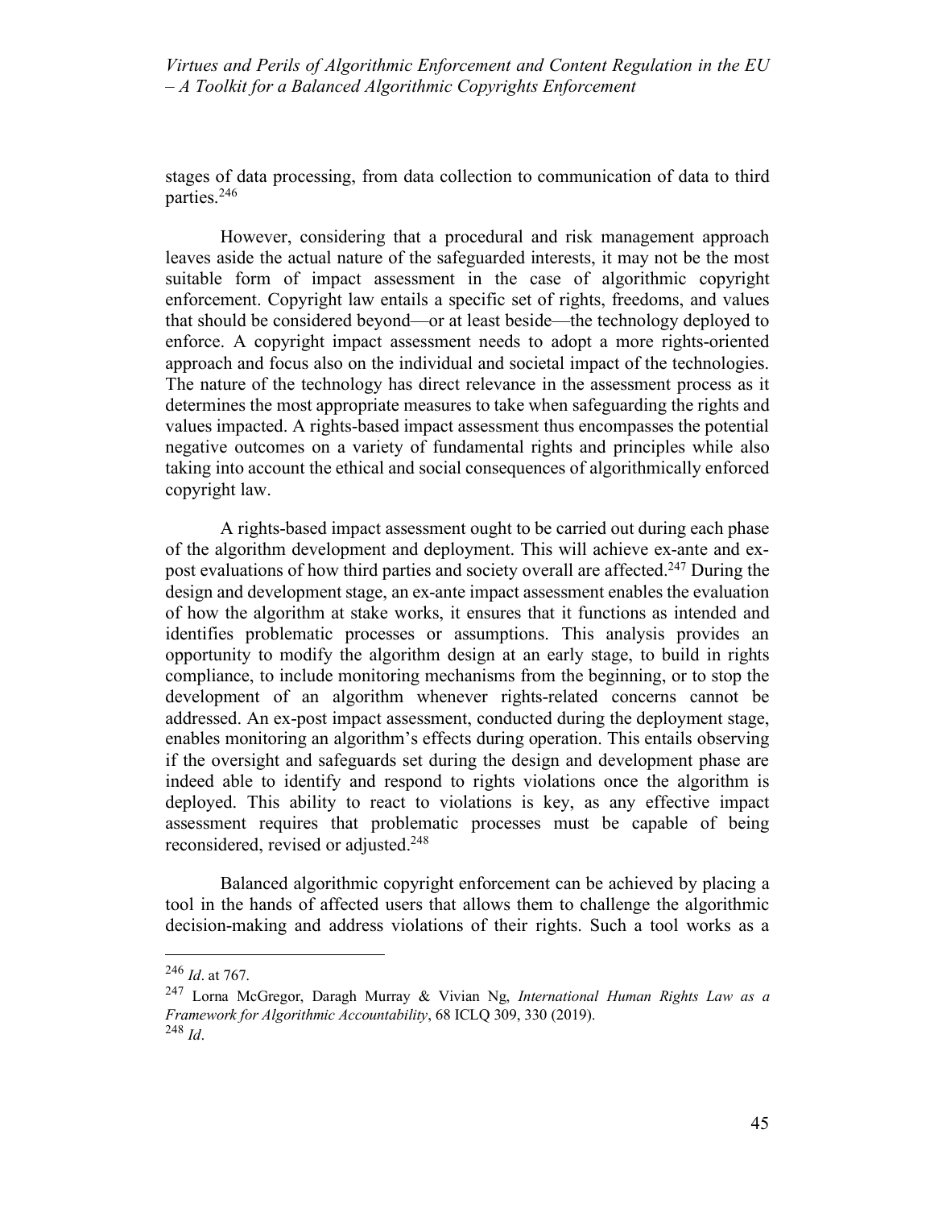stages of data processing, from data collection to communication of data to third parties.[246]

However, considering that a procedural and risk management approach leaves aside the actual nature of the safeguarded interests, it may not be the most suitable form of impact assessment in the case of algorithmic copyright enforcement. Copyright law entails a specific set of rights, freedoms, and values that should be considered beyond—or at least beside—the technology deployed to enforce. A copyright impact assessment needs to adopt a more rights-oriented approach and focus also on the individual and societal impact of the technologies. The nature of the technology has direct relevance in the assessment process as it determines the most appropriate measures to take when safeguarding the rights and values impacted. A rights-based impact assessment thus encompasses the potential negative outcomes on a variety of fundamental rights and principles while also taking into account the ethical and social consequences of algorithmically enforced copyright law.

A rights-based impact assessment ought to be carried out during each phase of the algorithm development and deployment. This will achieve ex-ante and ex-post evaluations of how third parties and society overall are affected.[247] During the design and development stage, an ex-ante impact assessment enables the evaluation of how the algorithm at stake works, it ensures that it functions as intended and identifies problematic processes or assumptions. This analysis provides an opportunity to modify the algorithm design at an early stage, to build in rights compliance, to include monitoring mechanisms from the beginning, or to stop the development of an algorithm whenever rights-related concerns cannot be addressed. An ex-post impact assessment, conducted during the deployment stage, enables monitoring an algorithm's effects during operation. This entails observing if the oversight and safeguards set during the design and development phase are indeed able to identify and respond to rights violations once the algorithm is deployed. This ability to react to violations is key, as any effective impact assessment requires that problematic processes must be capable of being reconsidered, revised or adjusted.[248]

Balanced algorithmic copyright enforcement can be achieved by placing a tool in the hands of affected users that allows them to challenge the algorithmic decision-making and address violations of their rights. Such a tool works as a

---

[246] *Id*. at 767.

[247] Lorna McGregor, Daragh Murray & Vivian Ng, *International Human Rights Law as a Framework for Algorithmic Accountability*, 68 ICLQ 309, 330 (2019).

[248] *Id*.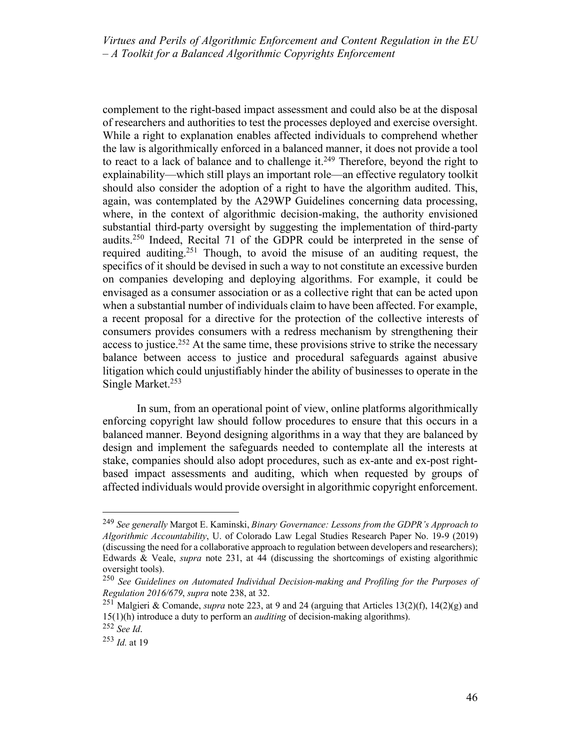complement to the right-based impact assessment and could also be at the disposal of researchers and authorities to test the processes deployed and exercise oversight. While a right to explanation enables affected individuals to comprehend whether the law is algorithmically enforced in a balanced manner, it does not provide a tool to react to a lack of balance and to challenge it.[249] Therefore, beyond the right to explainability—which still plays an important role—an effective regulatory toolkit should also consider the adoption of a right to have the algorithm audited. This, again, was contemplated by the A29WP Guidelines concerning data processing, where, in the context of algorithmic decision-making, the authority envisioned substantial third-party oversight by suggesting the implementation of third-party audits.[250] Indeed, Recital 71 of the GDPR could be interpreted in the sense of required auditing.[251] Though, to avoid the misuse of an auditing request, the specifics of it should be devised in such a way to not constitute an excessive burden on companies developing and deploying algorithms. For example, it could be envisaged as a consumer association or as a collective right that can be acted upon when a substantial number of individuals claim to have been affected. For example, a recent proposal for a directive for the protection of the collective interests of consumers provides consumers with a redress mechanism by strengthening their access to justice.[252] At the same time, these provisions strive to strike the necessary balance between access to justice and procedural safeguards against abusive litigation which could unjustifiably hinder the ability of businesses to operate in the Single Market.[253]

In sum, from an operational point of view, online platforms algorithmically enforcing copyright law should follow procedures to ensure that this occurs in a balanced manner. Beyond designing algorithms in a way that they are balanced by design and implement the safeguards needed to contemplate all the interests at stake, companies should also adopt procedures, such as ex-ante and ex-post right-based impact assessments and auditing, which when requested by groups of affected individuals would provide oversight in algorithmic copyright enforcement.

---

[249] *See generally* Margot E. Kaminski, *Binary Governance: Lessons from the GDPR's Approach to Algorithmic Accountability*, U. of Colorado Law Legal Studies Research Paper No. 19-9 (2019) (discussing the need for a collaborative approach to regulation between developers and researchers); Edwards & Veale, *supra* note 231, at 44 (discussing the shortcomings of existing algorithmic oversight tools).

[250] *See Guidelines on Automated Individual Decision-making and Profiling for the Purposes of Regulation 2016/679*, *supra* note 238, at 32.

[251] Malgieri & Comande, *supra* note 223, at 9 and 24 (arguing that Articles 13(2)(f), 14(2)(g) and 15(1)(h) introduce a duty to perform an *auditing* of decision-making algorithms).

[252] *See Id*.

[253] *Id.* at 19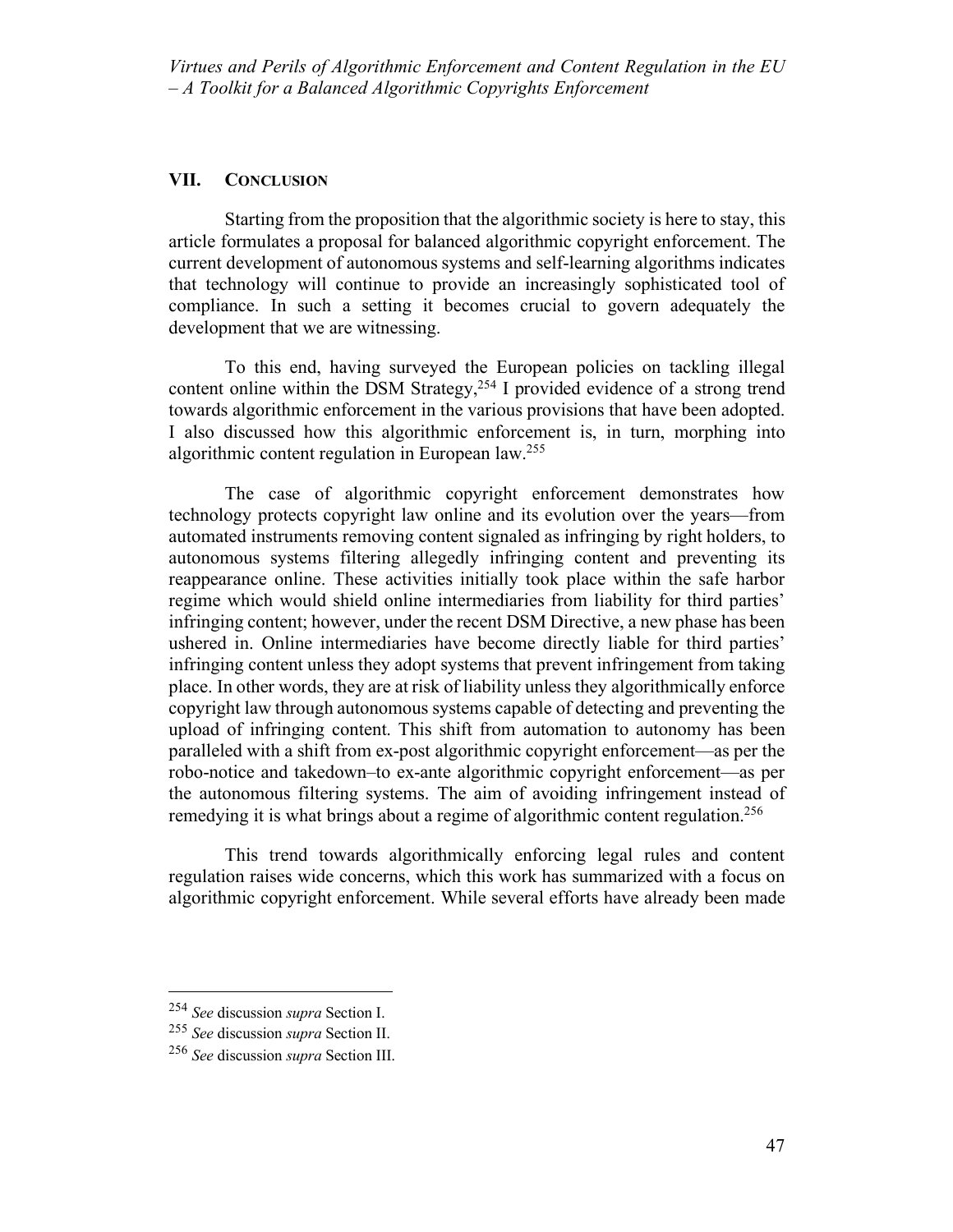## VII. CONCLUSION

Starting from the proposition that the algorithmic society is here to stay, this article formulates a proposal for balanced algorithmic copyright enforcement. The current development of autonomous systems and self-learning algorithms indicates that technology will continue to provide an increasingly sophisticated tool of compliance. In such a setting it becomes crucial to govern adequately the development that we are witnessing.

To this end, having surveyed the European policies on tackling illegal content online within the DSM Strategy,[254] I provided evidence of a strong trend towards algorithmic enforcement in the various provisions that have been adopted. I also discussed how this algorithmic enforcement is, in turn, morphing into algorithmic content regulation in European law.[255]

The case of algorithmic copyright enforcement demonstrates how technology protects copyright law online and its evolution over the years—from automated instruments removing content signaled as infringing by right holders, to autonomous systems filtering allegedly infringing content and preventing its reappearance online. These activities initially took place within the safe harbor regime which would shield online intermediaries from liability for third parties' infringing content; however, under the recent DSM Directive, a new phase has been ushered in. Online intermediaries have become directly liable for third parties' infringing content unless they adopt systems that prevent infringement from taking place. In other words, they are at risk of liability unless they algorithmically enforce copyright law through autonomous systems capable of detecting and preventing the upload of infringing content. This shift from automation to autonomy has been paralleled with a shift from ex-post algorithmic copyright enforcement—as per the robo-notice and takedown–to ex-ante algorithmic copyright enforcement—as per the autonomous filtering systems. The aim of avoiding infringement instead of remedying it is what brings about a regime of algorithmic content regulation.[256]

This trend towards algorithmically enforcing legal rules and content regulation raises wide concerns, which this work has summarized with a focus on algorithmic copyright enforcement. While several efforts have already been made

---

[254] *See* discussion *supra* Section I.

[255] *See* discussion *supra* Section II.

[256] *See* discussion *supra* Section III.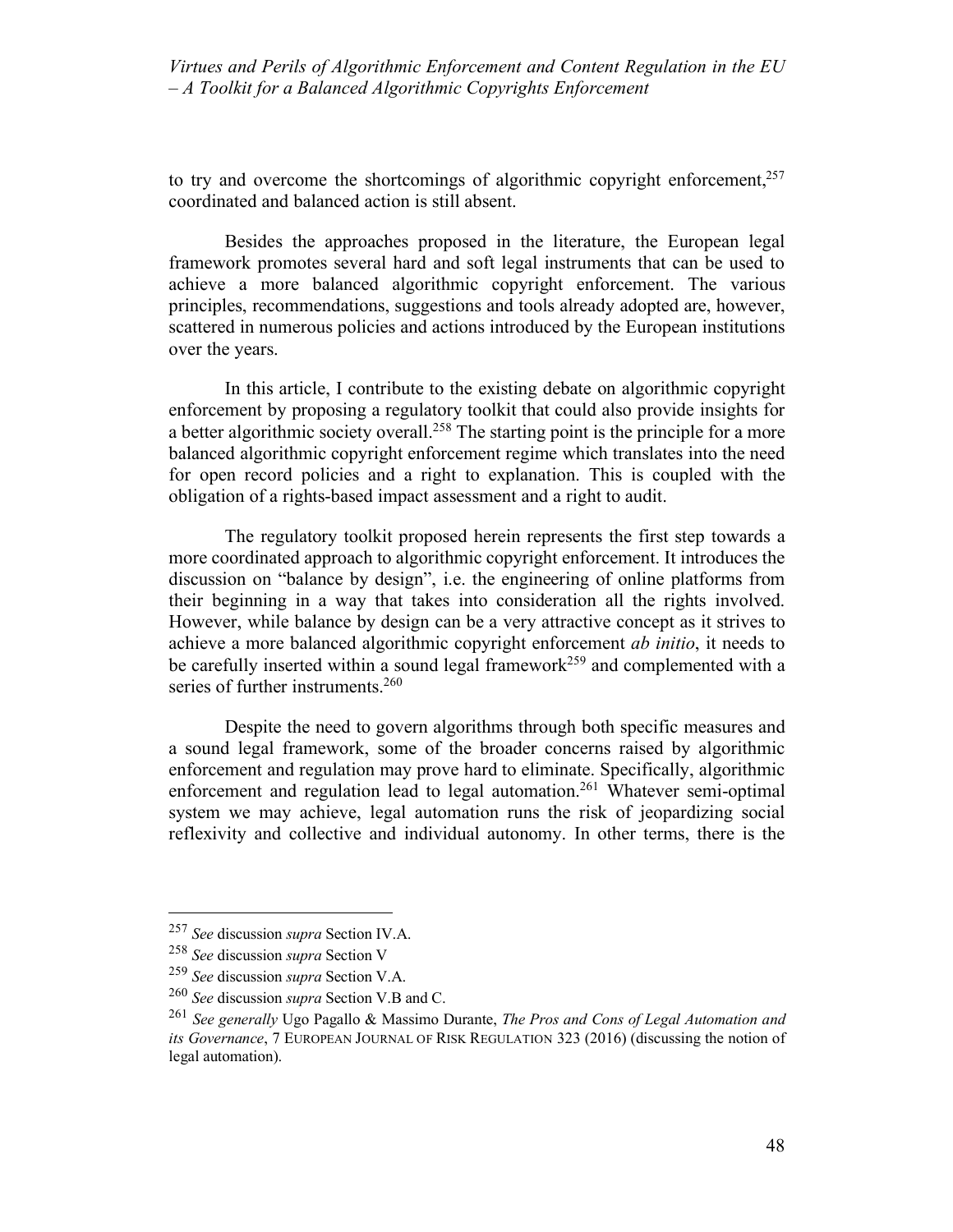to try and overcome the shortcomings of algorithmic copyright enforcement,[257] coordinated and balanced action is still absent.

Besides the approaches proposed in the literature, the European legal framework promotes several hard and soft legal instruments that can be used to achieve a more balanced algorithmic copyright enforcement. The various principles, recommendations, suggestions and tools already adopted are, however, scattered in numerous policies and actions introduced by the European institutions over the years.

In this article, I contribute to the existing debate on algorithmic copyright enforcement by proposing a regulatory toolkit that could also provide insights for a better algorithmic society overall.[258] The starting point is the principle for a more balanced algorithmic copyright enforcement regime which translates into the need for open record policies and a right to explanation. This is coupled with the obligation of a rights-based impact assessment and a right to audit.

The regulatory toolkit proposed herein represents the first step towards a more coordinated approach to algorithmic copyright enforcement. It introduces the discussion on "balance by design", i.e. the engineering of online platforms from their beginning in a way that takes into consideration all the rights involved. However, while balance by design can be a very attractive concept as it strives to achieve a more balanced algorithmic copyright enforcement *ab initio*, it needs to be carefully inserted within a sound legal framework[259] and complemented with a series of further instruments.[260]

Despite the need to govern algorithms through both specific measures and a sound legal framework, some of the broader concerns raised by algorithmic enforcement and regulation may prove hard to eliminate. Specifically, algorithmic enforcement and regulation lead to legal automation.[261] Whatever semi-optimal system we may achieve, legal automation runs the risk of jeopardizing social reflexivity and collective and individual autonomy. In other terms, there is the

---

[257] *See* discussion *supra* Section IV.A.

[258] *See* discussion *supra* Section V

[259] *See* discussion *supra* Section V.A.

[260] *See* discussion *supra* Section V.B and C.

[261] *See generally* Ugo Pagallo & Massimo Durante, *The Pros and Cons of Legal Automation and its Governance*, 7 EUROPEAN JOURNAL OF RISK REGULATION 323 (2016) (discussing the notion of legal automation).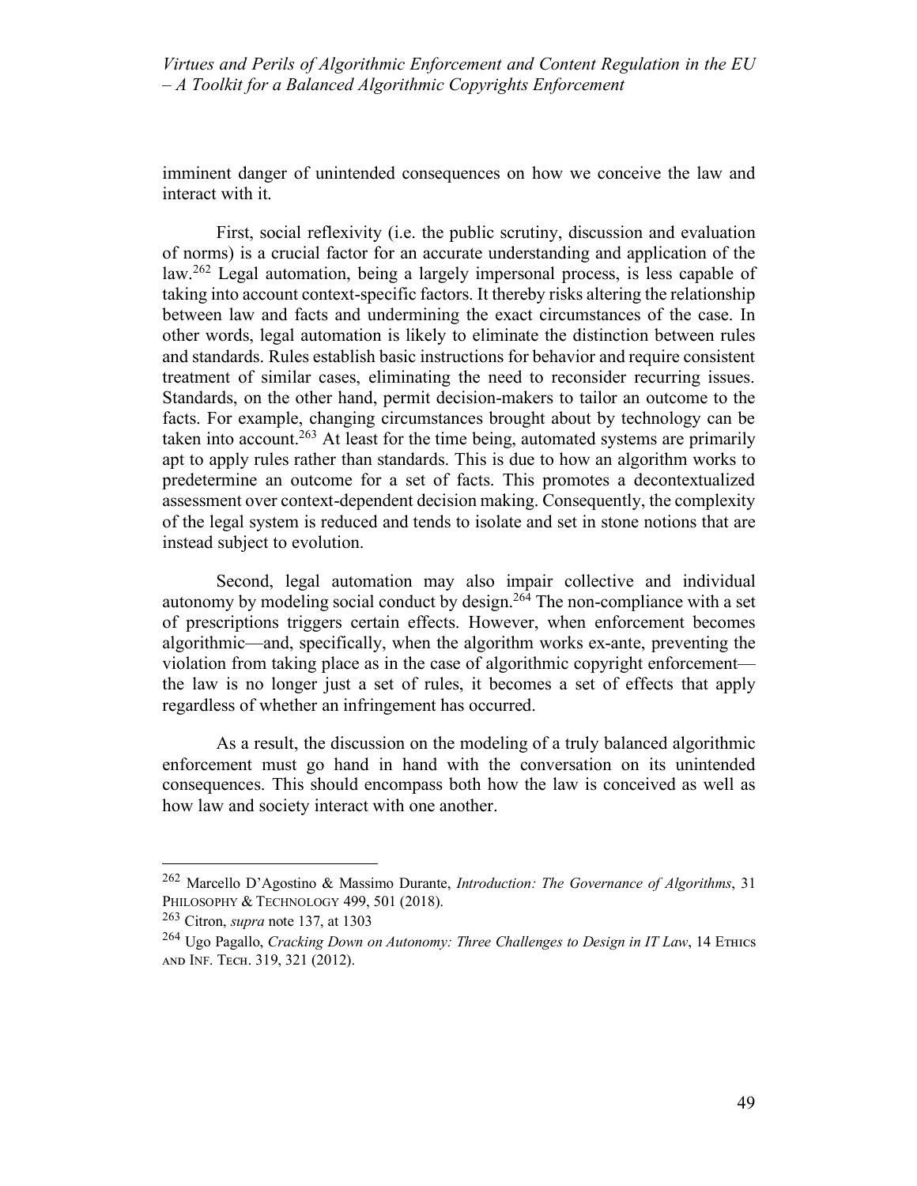imminent danger of unintended consequences on how we conceive the law and interact with it.

First, social reflexivity (i.e. the public scrutiny, discussion and evaluation of norms) is a crucial factor for an accurate understanding and application of the law.[262] Legal automation, being a largely impersonal process, is less capable of taking into account context-specific factors. It thereby risks altering the relationship between law and facts and undermining the exact circumstances of the case. In other words, legal automation is likely to eliminate the distinction between rules and standards. Rules establish basic instructions for behavior and require consistent treatment of similar cases, eliminating the need to reconsider recurring issues. Standards, on the other hand, permit decision-makers to tailor an outcome to the facts. For example, changing circumstances brought about by technology can be taken into account.[263] At least for the time being, automated systems are primarily apt to apply rules rather than standards. This is due to how an algorithm works to predetermine an outcome for a set of facts. This promotes a decontextualized assessment over context-dependent decision making. Consequently, the complexity of the legal system is reduced and tends to isolate and set in stone notions that are instead subject to evolution.

Second, legal automation may also impair collective and individual autonomy by modeling social conduct by design.[264] The non-compliance with a set of prescriptions triggers certain effects. However, when enforcement becomes algorithmic—and, specifically, when the algorithm works ex-ante, preventing the violation from taking place as in the case of algorithmic copyright enforcement—the law is no longer just a set of rules, it becomes a set of effects that apply regardless of whether an infringement has occurred.

As a result, the discussion on the modeling of a truly balanced algorithmic enforcement must go hand in hand with the conversation on its unintended consequences. This should encompass both how the law is conceived as well as how law and society interact with one another.

---

[262] Marcello D'Agostino & Massimo Durante, *Introduction: The Governance of Algorithms*, 31 PHILOSOPHY & TECHNOLOGY 499, 501 (2018).

[263] Citron, *supra* note 137, at 1303

[264] Ugo Pagallo, *Cracking Down on Autonomy: Three Challenges to Design in IT Law*, 14 ETHICS AND INF. TECH. 319, 321 (2012).